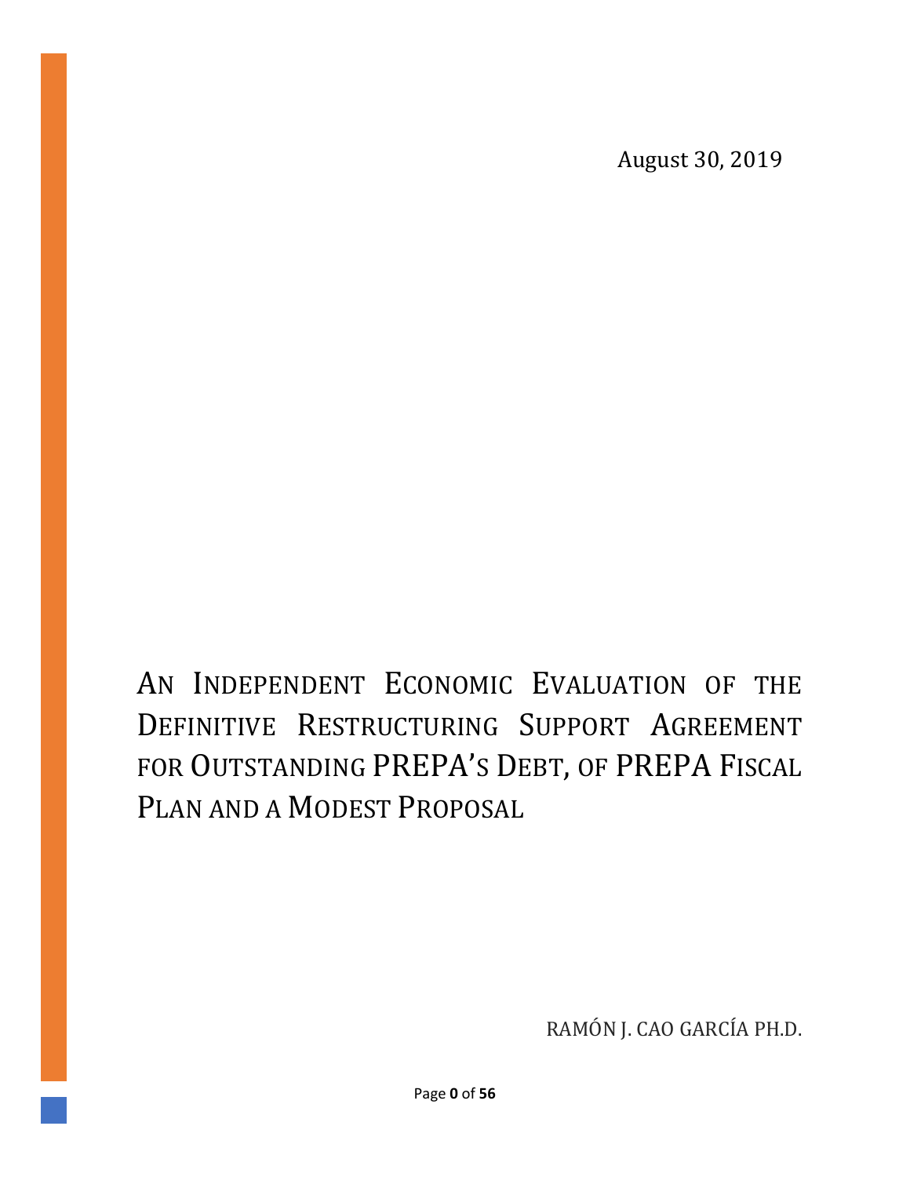August 30, 2019

# AN INDEPENDENT ECONOMIC EVALUATION OF THE DEFINITIVE RESTRUCTURING SUPPORT AGREEMENT FOR OUTSTANDING PREPA'S DEBT, OF PREPA FISCAL PLAN AND A MODEST PROPOSAL

RAMÓN J. CAO GARCÍA PH.D.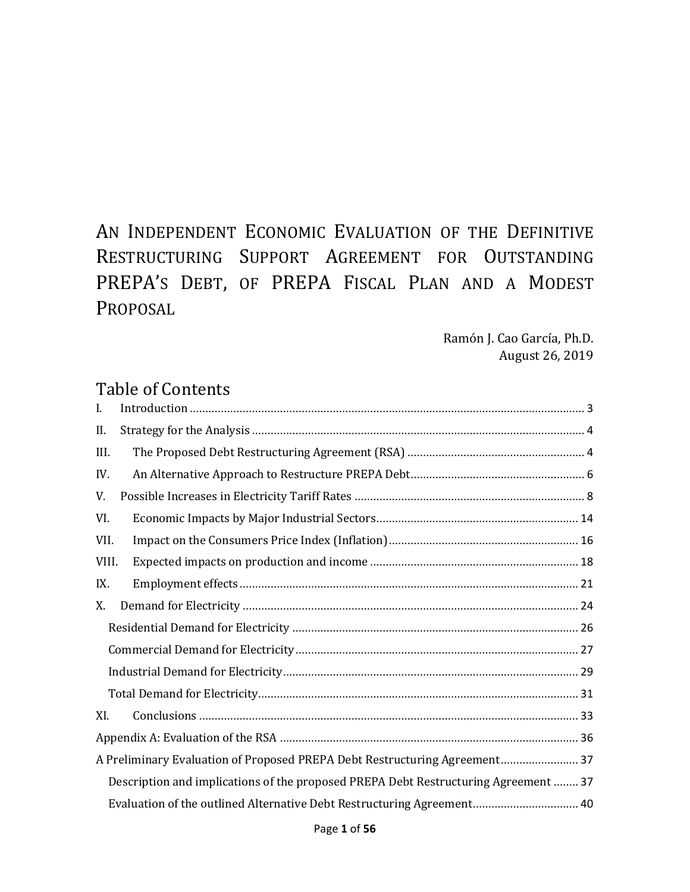# An Independent Economic Evaluation of the Definitive Restructuring Support Agreement for Outstanding PREPA's Debt, of PREPA Fiscal Plan and a Modest Proposal

Ramón J. Cao García, Ph.D.
August 26, 2019

## Table of Contents

- I. Introduction ........ 3
- II. Strategy for the Analysis ........ 4
- III. The Proposed Debt Restructuring Agreement (RSA) ........ 4
- IV. An Alternative Approach to Restructure PREPA Debt ........ 6
- V. Possible Increases in Electricity Tariff Rates ........ 8
- VI. Economic Impacts by Major Industrial Sectors ........ 14
- VII. Impact on the Consumers Price Index (Inflation) ........ 16
- VIII. Expected impacts on production and income ........ 18
- IX. Employment effects ........ 21
- X. Demand for Electricity ........ 24
  - Residential Demand for Electricity ........ 26
  - Commercial Demand for Electricity ........ 27
  - Industrial Demand for Electricity ........ 29
  - Total Demand for Electricity ........ 31
- XI. Conclusions ........ 33
- Appendix A: Evaluation of the RSA ........ 36
- A Preliminary Evaluation of Proposed PREPA Debt Restructuring Agreement ........ 37
  - Description and implications of the proposed PREPA Debt Restructuring Agreement ........ 37
  - Evaluation of the outlined Alternative Debt Restructuring Agreement ........ 40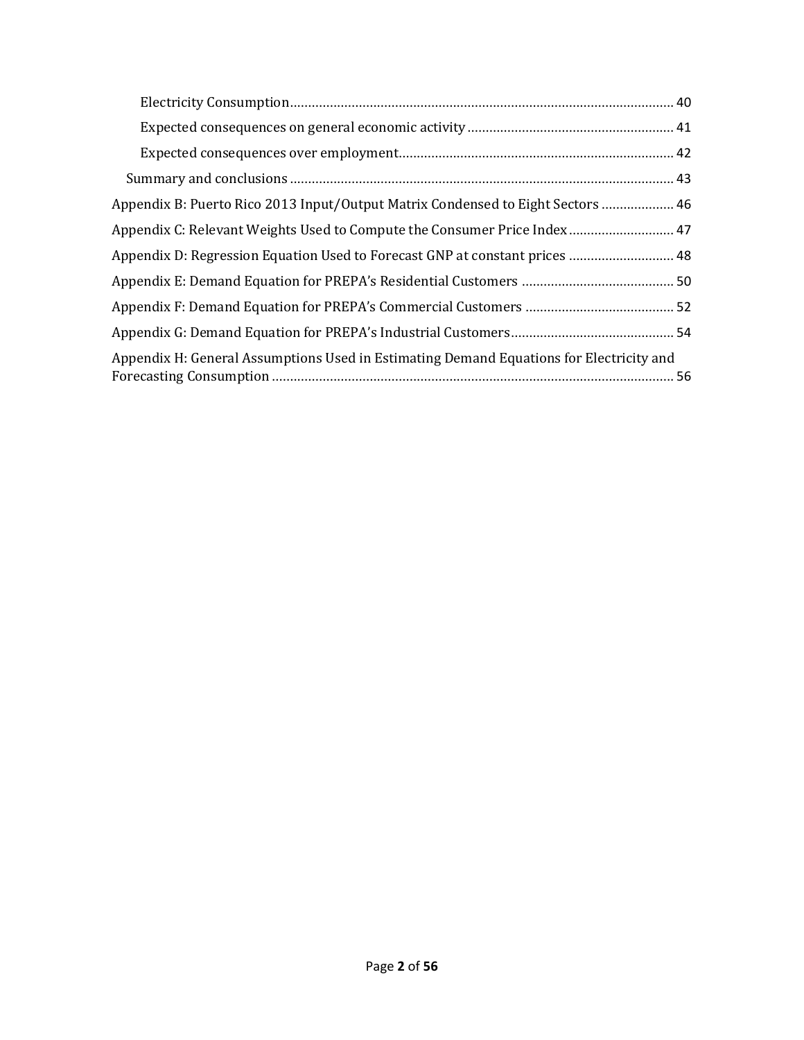Electricity Consumption ........................................................................................................ 40

Expected consequences on general economic activity ........................................................ 41

Expected consequences over employment........................................................................... 42

Summary and conclusions ......................................................................................................... 43

Appendix B: Puerto Rico 2013 Input/Output Matrix Condensed to Eight Sectors .................... 46

Appendix C: Relevant Weights Used to Compute the Consumer Price Index ............................ 47

Appendix D: Regression Equation Used to Forecast GNP at constant prices ............................ 48

Appendix E: Demand Equation for PREPA's Residential Customers .......................................... 50

Appendix F: Demand Equation for PREPA's Commercial Customers ......................................... 52

Appendix G: Demand Equation for PREPA's Industrial Customers............................................. 54

Appendix H: General Assumptions Used in Estimating Demand Equations for Electricity and Forecasting Consumption ............................................................................................................. 56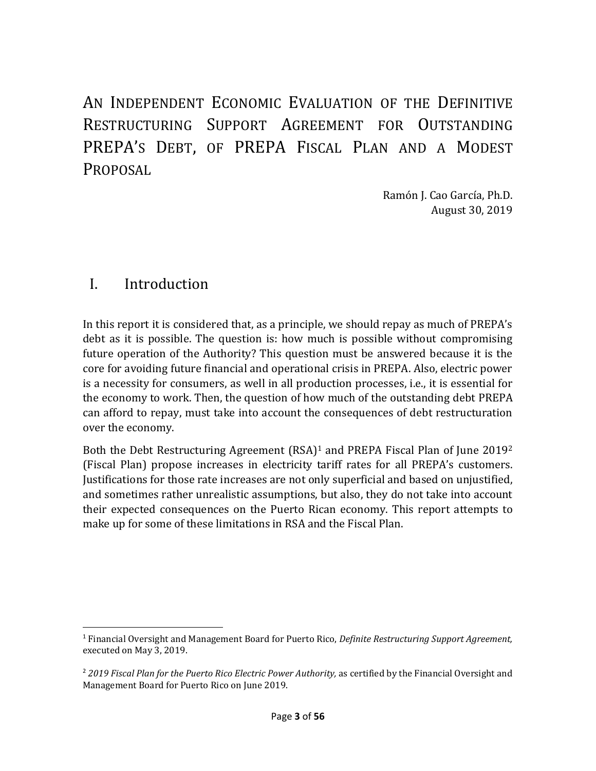# AN INDEPENDENT ECONOMIC EVALUATION OF THE DEFINITIVE RESTRUCTURING SUPPORT AGREEMENT FOR OUTSTANDING PREPA'S DEBT, OF PREPA FISCAL PLAN AND A MODEST PROPOSAL

Ramón J. Cao García, Ph.D.
August 30, 2019

## I. Introduction

In this report it is considered that, as a principle, we should repay as much of PREPA's debt as it is possible. The question is: how much is possible without compromising future operation of the Authority? This question must be answered because it is the core for avoiding future financial and operational crisis in PREPA. Also, electric power is a necessity for consumers, as well in all production processes, i.e., it is essential for the economy to work. Then, the question of how much of the outstanding debt PREPA can afford to repay, must take into account the consequences of debt restructuration over the economy.

Both the Debt Restructuring Agreement (RSA)[1] and PREPA Fiscal Plan of June 2019[2] (Fiscal Plan) propose increases in electricity tariff rates for all PREPA's customers. Justifications for those rate increases are not only superficial and based on unjustified, and sometimes rather unrealistic assumptions, but also, they do not take into account their expected consequences on the Puerto Rican economy. This report attempts to make up for some of these limitations in RSA and the Fiscal Plan.

---

[1] Financial Oversight and Management Board for Puerto Rico, *Definite Restructuring Support Agreement,* executed on May 3, 2019.

[2] *2019 Fiscal Plan for the Puerto Rico Electric Power Authority,* as certified by the Financial Oversight and Management Board for Puerto Rico on June 2019.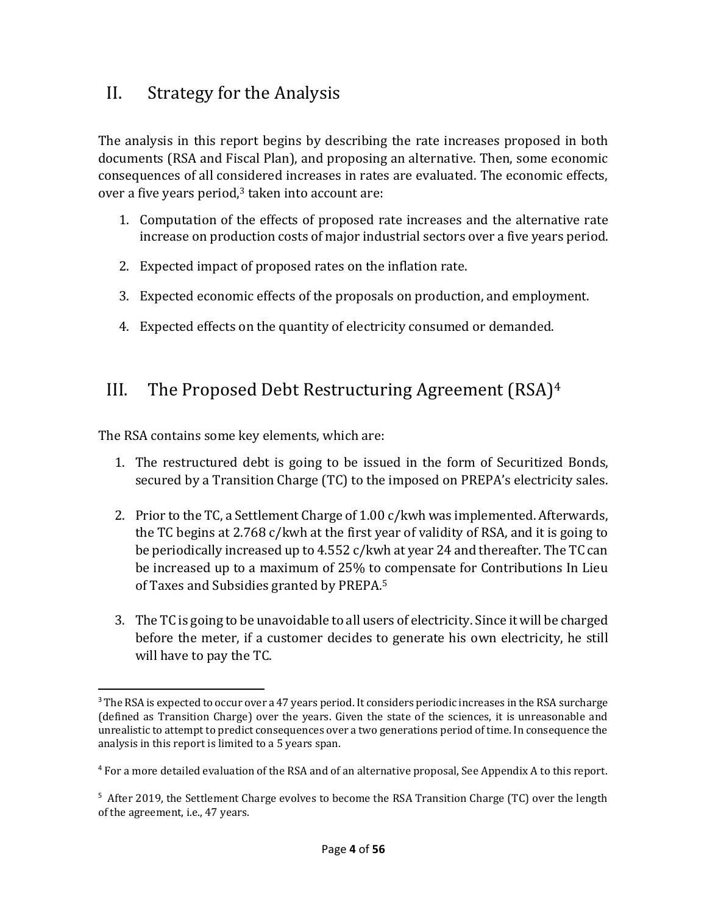## II. Strategy for the Analysis

The analysis in this report begins by describing the rate increases proposed in both documents (RSA and Fiscal Plan), and proposing an alternative. Then, some economic consequences of all considered increases in rates are evaluated. The economic effects, over a five years period,[3] taken into account are:

1. Computation of the effects of proposed rate increases and the alternative rate increase on production costs of major industrial sectors over a five years period.
2. Expected impact of proposed rates on the inflation rate.
3. Expected economic effects of the proposals on production, and employment.
4. Expected effects on the quantity of electricity consumed or demanded.

## III. The Proposed Debt Restructuring Agreement (RSA)[4]

The RSA contains some key elements, which are:

1. The restructured debt is going to be issued in the form of Securitized Bonds, secured by a Transition Charge (TC) to the imposed on PREPA's electricity sales.
2. Prior to the TC, a Settlement Charge of 1.00 c/kwh was implemented. Afterwards, the TC begins at 2.768 c/kwh at the first year of validity of RSA, and it is going to be periodically increased up to 4.552 c/kwh at year 24 and thereafter. The TC can be increased up to a maximum of 25% to compensate for Contributions In Lieu of Taxes and Subsidies granted by PREPA.[5]
3. The TC is going to be unavoidable to all users of electricity. Since it will be charged before the meter, if a customer decides to generate his own electricity, he still will have to pay the TC.

---

[3] The RSA is expected to occur over a 47 years period. It considers periodic increases in the RSA surcharge (defined as Transition Charge) over the years. Given the state of the sciences, it is unreasonable and unrealistic to attempt to predict consequences over a two generations period of time. In consequence the analysis in this report is limited to a 5 years span.

[4] For a more detailed evaluation of the RSA and of an alternative proposal, See Appendix A to this report.

[5] After 2019, the Settlement Charge evolves to become the RSA Transition Charge (TC) over the length of the agreement, i.e., 47 years.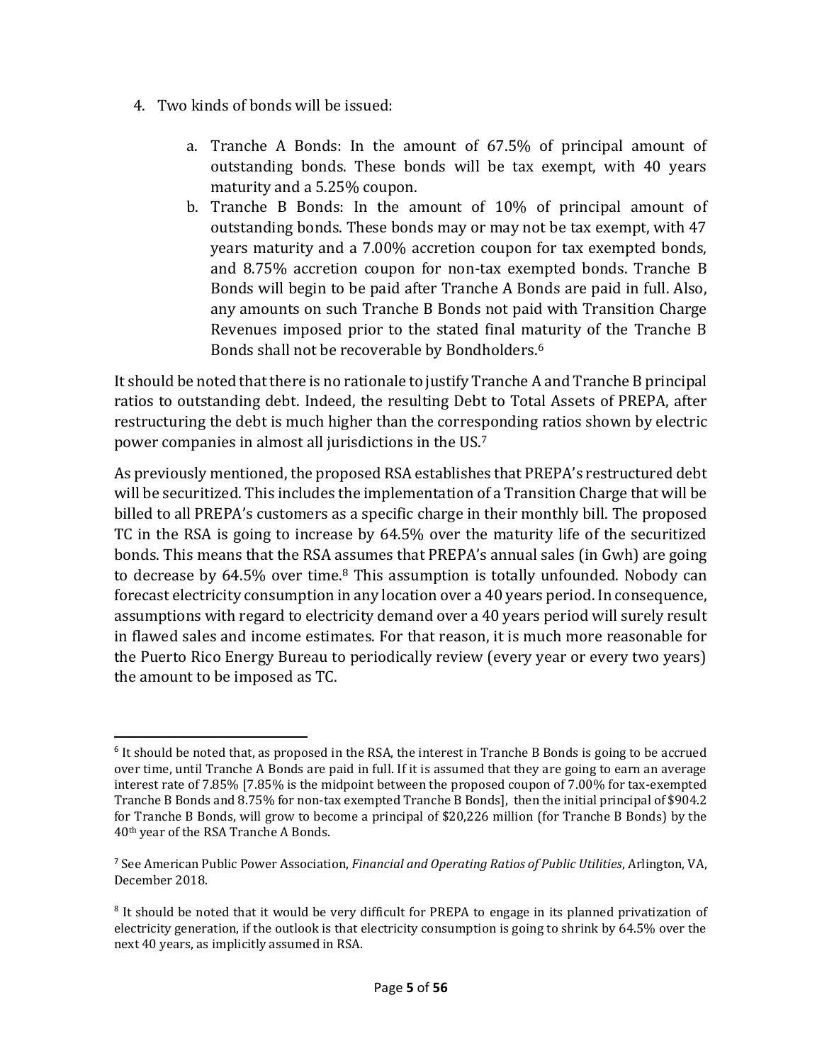4. Two kinds of bonds will be issued:

    a. Tranche A Bonds: In the amount of 67.5% of principal amount of outstanding bonds. These bonds will be tax exempt, with 40 years maturity and a 5.25% coupon.
    b. Tranche B Bonds: In the amount of 10% of principal amount of outstanding bonds. These bonds may or may not be tax exempt, with 47 years maturity and a 7.00% accretion coupon for tax exempted bonds, and 8.75% accretion coupon for non-tax exempted bonds. Tranche B Bonds will begin to be paid after Tranche A Bonds are paid in full. Also, any amounts on such Tranche B Bonds not paid with Transition Charge Revenues imposed prior to the stated final maturity of the Tranche B Bonds shall not be recoverable by Bondholders.[6]

It should be noted that there is no rationale to justify Tranche A and Tranche B principal ratios to outstanding debt. Indeed, the resulting Debt to Total Assets of PREPA, after restructuring the debt is much higher than the corresponding ratios shown by electric power companies in almost all jurisdictions in the US.[7]

As previously mentioned, the proposed RSA establishes that PREPA's restructured debt will be securitized. This includes the implementation of a Transition Charge that will be billed to all PREPA's customers as a specific charge in their monthly bill. The proposed TC in the RSA is going to increase by 64.5% over the maturity life of the securitized bonds. This means that the RSA assumes that PREPA's annual sales (in Gwh) are going to decrease by 64.5% over time.[8] This assumption is totally unfounded. Nobody can forecast electricity consumption in any location over a 40 years period. In consequence, assumptions with regard to electricity demand over a 40 years period will surely result in flawed sales and income estimates. For that reason, it is much more reasonable for the Puerto Rico Energy Bureau to periodically review (every year or every two years) the amount to be imposed as TC.

---

[6] It should be noted that, as proposed in the RSA, the interest in Tranche B Bonds is going to be accrued over time, until Tranche A Bonds are paid in full. If it is assumed that they are going to earn an average interest rate of 7.85% [7.85% is the midpoint between the proposed coupon of 7.00% for tax-exempted Tranche B Bonds and 8.75% for non-tax exempted Tranche B Bonds], then the initial principal of $904.2 for Tranche B Bonds, will grow to become a principal of $20,226 million (for Tranche B Bonds) by the 40th year of the RSA Tranche A Bonds.

[7] See American Public Power Association, *Financial and Operating Ratios of Public Utilities*, Arlington, VA, December 2018.

[8] It should be noted that it would be very difficult for PREPA to engage in its planned privatization of electricity generation, if the outlook is that electricity consumption is going to shrink by 64.5% over the next 40 years, as implicitly assumed in RSA.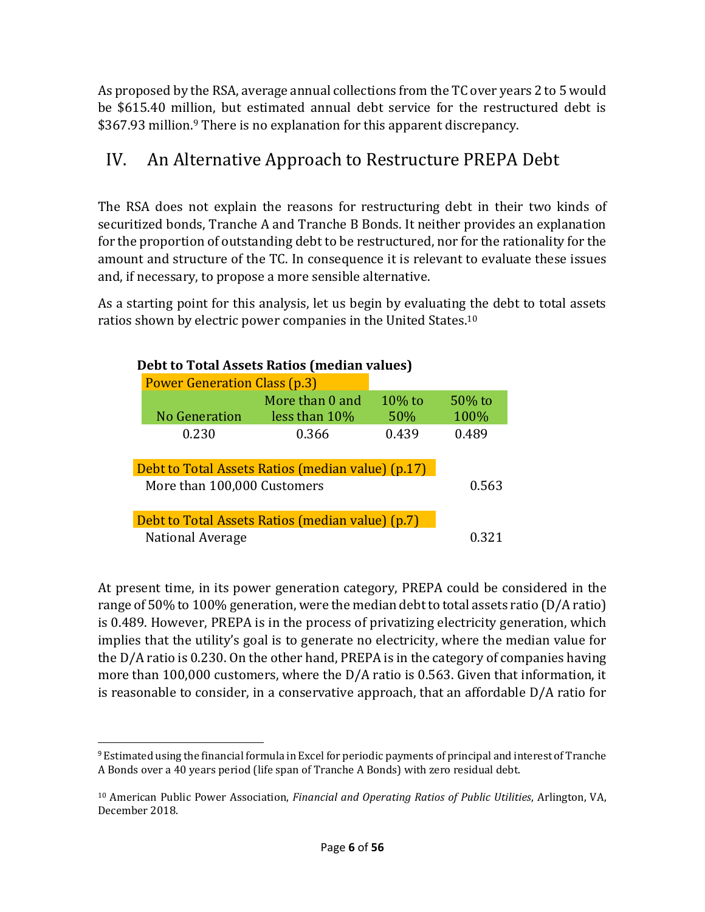As proposed by the RSA, average annual collections from the TC over years 2 to 5 would be $615.40 million, but estimated annual debt service for the restructured debt is $367.93 million.[9] There is no explanation for this apparent discrepancy.

## IV. An Alternative Approach to Restructure PREPA Debt

The RSA does not explain the reasons for restructuring debt in their two kinds of securitized bonds, Tranche A and Tranche B Bonds. It neither provides an explanation for the proportion of outstanding debt to be restructured, nor for the rationality for the amount and structure of the TC. In consequence it is relevant to evaluate these issues and, if necessary, to propose a more sensible alternative.

As a starting point for this analysis, let us begin by evaluating the debt to total assets ratios shown by electric power companies in the United States.[10]

**Debt to Total Assets Ratios (median values)**

Power Generation Class (p.3)

| No Generation | More than 0 and less than 10% | 10% to 50% | 50% to 100% |
|---|---|---|---|
| 0.230 | 0.366 | 0.439 | 0.489 |

| Debt to Total Assets Ratios (median value) (p.17) | |
|---|---|
| More than 100,000 Customers | 0.563 |

| Debt to Total Assets Ratios (median value) (p.7) | |
|---|---|
| National Average | 0.321 |

At present time, in its power generation category, PREPA could be considered in the range of 50% to 100% generation, were the median debt to total assets ratio (D/A ratio) is 0.489. However, PREPA is in the process of privatizing electricity generation, which implies that the utility's goal is to generate no electricity, where the median value for the D/A ratio is 0.230. On the other hand, PREPA is in the category of companies having more than 100,000 customers, where the D/A ratio is 0.563. Given that information, it is reasonable to consider, in a conservative approach, that an affordable D/A ratio for

---

[9] Estimated using the financial formula in Excel for periodic payments of principal and interest of Tranche A Bonds over a 40 years period (life span of Tranche A Bonds) with zero residual debt.

[10] American Public Power Association, *Financial and Operating Ratios of Public Utilities*, Arlington, VA, December 2018.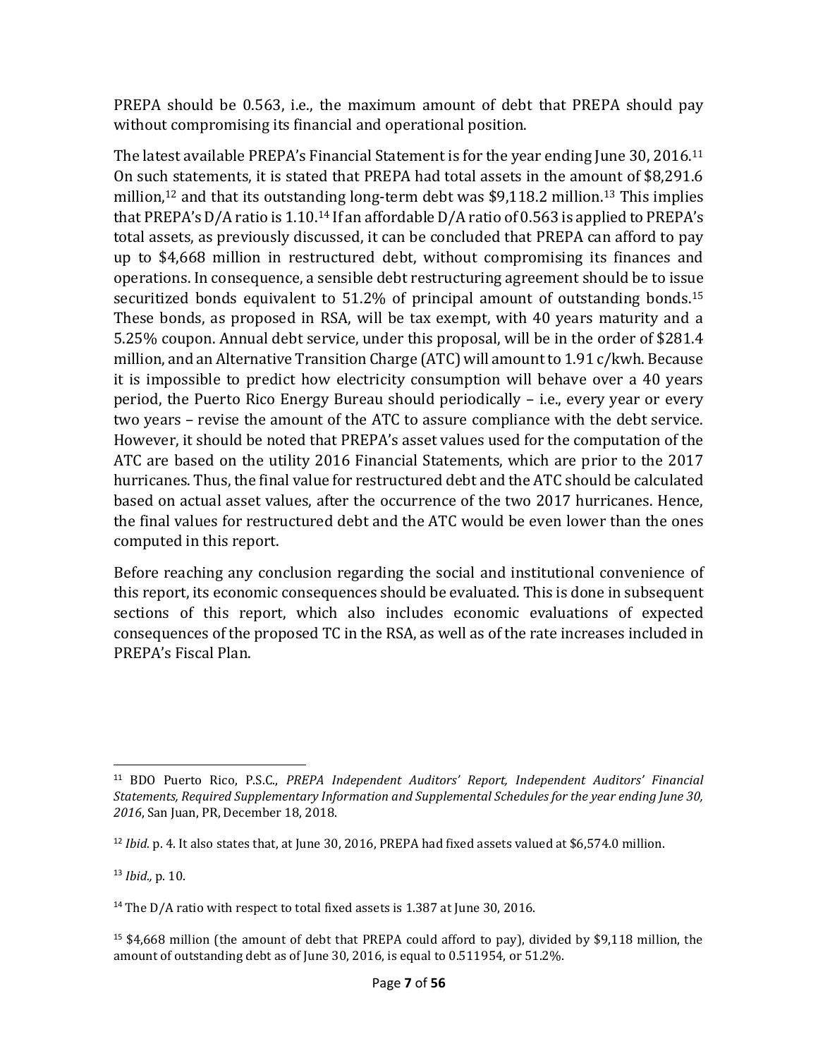PREPA should be 0.563, i.e., the maximum amount of debt that PREPA should pay without compromising its financial and operational position.

The latest available PREPA's Financial Statement is for the year ending June 30, 2016.[11] On such statements, it is stated that PREPA had total assets in the amount of $8,291.6 million,[12] and that its outstanding long-term debt was $9,118.2 million.[13] This implies that PREPA's D/A ratio is 1.10.[14] If an affordable D/A ratio of 0.563 is applied to PREPA's total assets, as previously discussed, it can be concluded that PREPA can afford to pay up to $4,668 million in restructured debt, without compromising its finances and operations. In consequence, a sensible debt restructuring agreement should be to issue securitized bonds equivalent to 51.2% of principal amount of outstanding bonds.[15] These bonds, as proposed in RSA, will be tax exempt, with 40 years maturity and a 5.25% coupon. Annual debt service, under this proposal, will be in the order of $281.4 million, and an Alternative Transition Charge (ATC) will amount to 1.91 c/kwh. Because it is impossible to predict how electricity consumption will behave over a 40 years period, the Puerto Rico Energy Bureau should periodically – i.e., every year or every two years – revise the amount of the ATC to assure compliance with the debt service. However, it should be noted that PREPA's asset values used for the computation of the ATC are based on the utility 2016 Financial Statements, which are prior to the 2017 hurricanes. Thus, the final value for restructured debt and the ATC should be calculated based on actual asset values, after the occurrence of the two 2017 hurricanes. Hence, the final values for restructured debt and the ATC would be even lower than the ones computed in this report.

Before reaching any conclusion regarding the social and institutional convenience of this report, its economic consequences should be evaluated. This is done in subsequent sections of this report, which also includes economic evaluations of expected consequences of the proposed TC in the RSA, as well as of the rate increases included in PREPA's Fiscal Plan.

---

[11] BDO Puerto Rico, P.S.C., *PREPA Independent Auditors' Report, Independent Auditors' Financial Statements, Required Supplementary Information and Supplemental Schedules for the year ending June 30, 2016*, San Juan, PR, December 18, 2018.

[12] *Ibid.* p. 4. It also states that, at June 30, 2016, PREPA had fixed assets valued at $6,574.0 million.

[13] *Ibid.,* p. 10.

[14] The D/A ratio with respect to total fixed assets is 1.387 at June 30, 2016.

[15] $4,668 million (the amount of debt that PREPA could afford to pay), divided by $9,118 million, the amount of outstanding debt as of June 30, 2016, is equal to 0.511954, or 51.2%.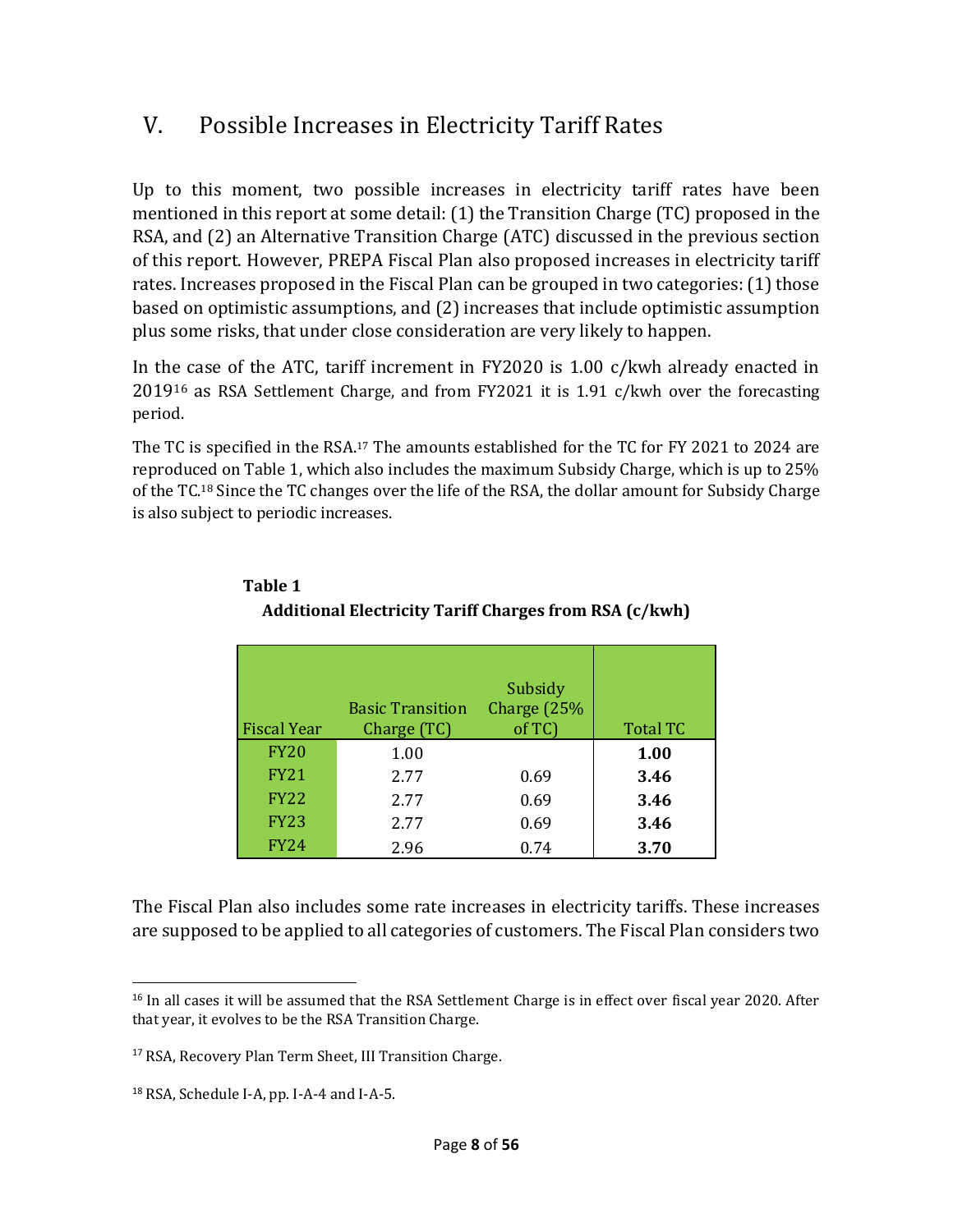## V. Possible Increases in Electricity Tariff Rates

Up to this moment, two possible increases in electricity tariff rates have been mentioned in this report at some detail: (1) the Transition Charge (TC) proposed in the RSA, and (2) an Alternative Transition Charge (ATC) discussed in the previous section of this report. However, PREPA Fiscal Plan also proposed increases in electricity tariff rates. Increases proposed in the Fiscal Plan can be grouped in two categories: (1) those based on optimistic assumptions, and (2) increases that include optimistic assumption plus some risks, that under close consideration are very likely to happen.

In the case of the ATC, tariff increment in FY2020 is 1.00 c/kwh already enacted in 2019[16] as RSA Settlement Charge, and from FY2021 it is 1.91 c/kwh over the forecasting period.

The TC is specified in the RSA.[17] The amounts established for the TC for FY 2021 to 2024 are reproduced on Table 1, which also includes the maximum Subsidy Charge, which is up to 25% of the TC.[18] Since the TC changes over the life of the RSA, the dollar amount for Subsidy Charge is also subject to periodic increases.

**Table 1**
**Additional Electricity Tariff Charges from RSA (c/kwh)**

| Fiscal Year | Basic Transition Charge (TC) | Subsidy Charge (25% of TC) | Total TC |
|---|---|---|---|
| FY20 | 1.00 | | **1.00** |
| FY21 | 2.77 | 0.69 | **3.46** |
| FY22 | 2.77 | 0.69 | **3.46** |
| FY23 | 2.77 | 0.69 | **3.46** |
| FY24 | 2.96 | 0.74 | **3.70** |

The Fiscal Plan also includes some rate increases in electricity tariffs. These increases are supposed to be applied to all categories of customers. The Fiscal Plan considers two

---

[16] In all cases it will be assumed that the RSA Settlement Charge is in effect over fiscal year 2020. After that year, it evolves to be the RSA Transition Charge.

[17] RSA, Recovery Plan Term Sheet, III Transition Charge.

[18] RSA, Schedule I-A, pp. I-A-4 and I-A-5.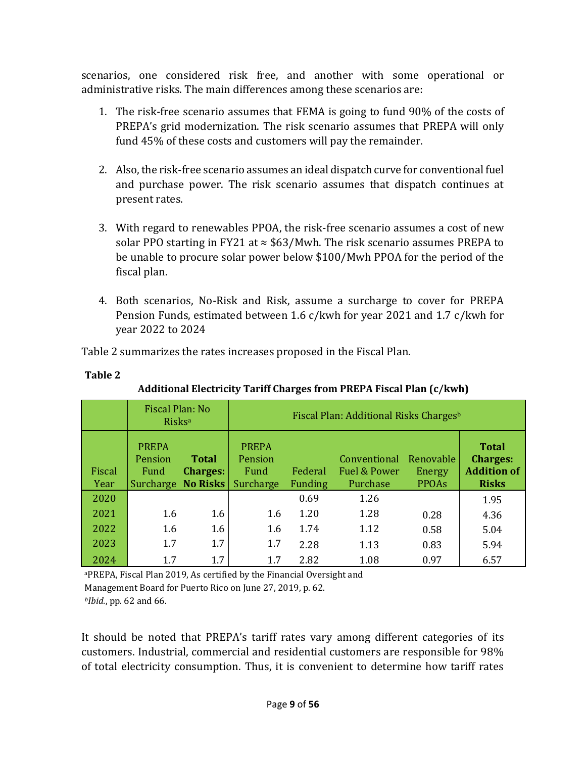scenarios, one considered risk free, and another with some operational or administrative risks. The main differences among these scenarios are:

1. The risk-free scenario assumes that FEMA is going to fund 90% of the costs of PREPA's grid modernization. The risk scenario assumes that PREPA will only fund 45% of these costs and customers will pay the remainder.

2. Also, the risk-free scenario assumes an ideal dispatch curve for conventional fuel and purchase power. The risk scenario assumes that dispatch continues at present rates.

3. With regard to renewables PPOA, the risk-free scenario assumes a cost of new solar PPO starting in FY21 at ≈ $63/Mwh. The risk scenario assumes PREPA to be unable to procure solar power below $100/Mwh PPOA for the period of the fiscal plan.

4. Both scenarios, No-Risk and Risk, assume a surcharge to cover for PREPA Pension Funds, estimated between 1.6 c/kwh for year 2021 and 1.7 c/kwh for year 2022 to 2024

Table 2 summarizes the rates increases proposed in the Fiscal Plan.

**Table 2**

**Additional Electricity Tariff Charges from PREPA Fiscal Plan (c/kwh)**

| | Fiscal Plan: No Risks[a] | | Fiscal Plan: Additional Risks Charges[b] | | | | |
|---|---|---|---|---|---|---|---|
| Fiscal Year | PREPA Pension Fund Surcharge | **Total Charges: No Risks** | PREPA Pension Fund Surcharge | Federal Funding | Conventional Fuel & Power Purchase | Renovable Energy PPOAs | **Total Charges: Addition of Risks** |
| 2020 | | | | 0.69 | 1.26 | | 1.95 |
| 2021 | 1.6 | 1.6 | 1.6 | 1.20 | 1.28 | 0.28 | 4.36 |
| 2022 | 1.6 | 1.6 | 1.6 | 1.74 | 1.12 | 0.58 | 5.04 |
| 2023 | 1.7 | 1.7 | 1.7 | 2.28 | 1.13 | 0.83 | 5.94 |
| 2024 | 1.7 | 1.7 | 1.7 | 2.82 | 1.08 | 0.97 | 6.57 |

[a]PREPA, Fiscal Plan 2019, As certified by the Financial Oversight and Management Board for Puerto Rico on June 27, 2019, p. 62.
[b]*Ibid.*, pp. 62 and 66.

It should be noted that PREPA's tariff rates vary among different categories of its customers. Industrial, commercial and residential customers are responsible for 98% of total electricity consumption. Thus, it is convenient to determine how tariff rates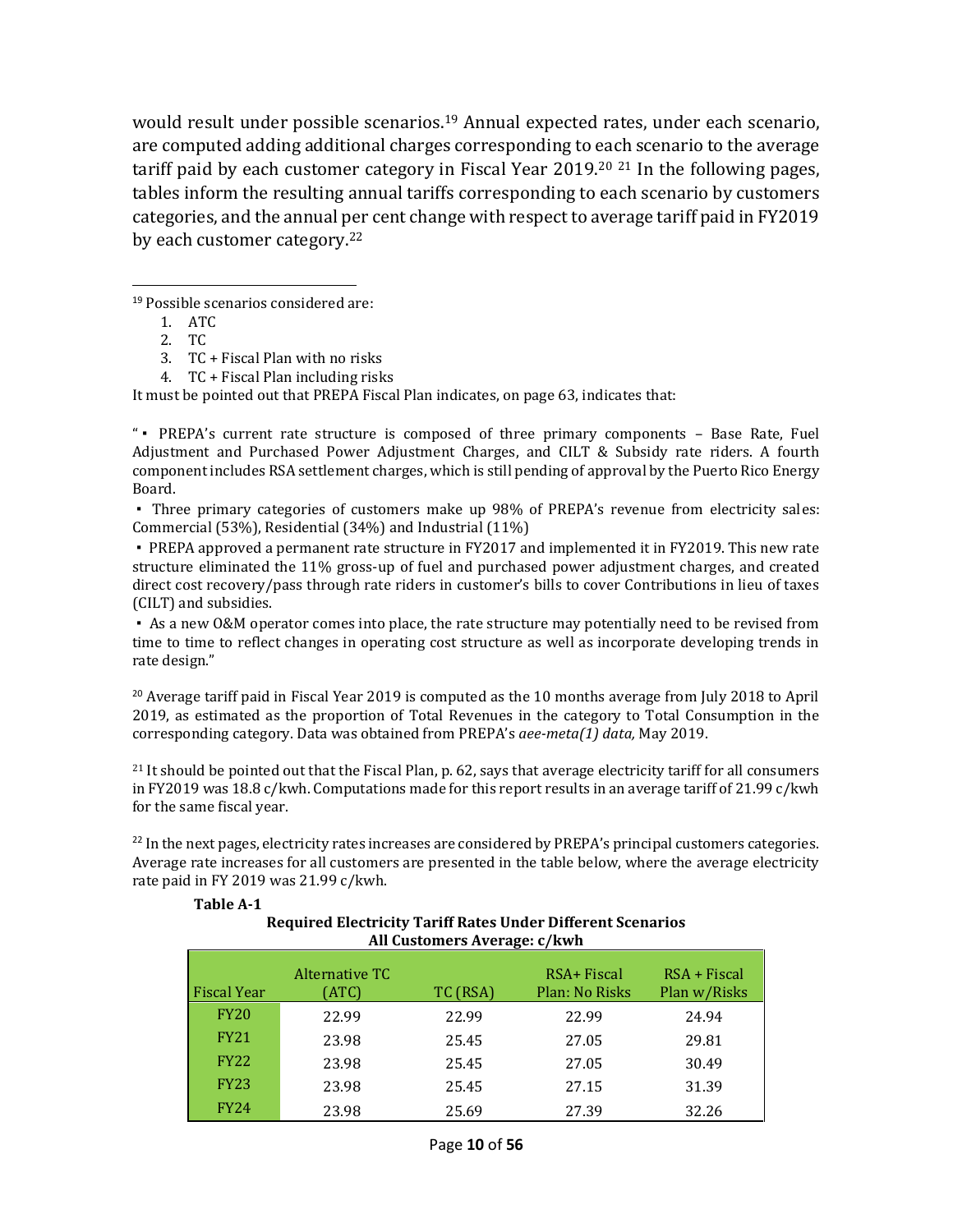would result under possible scenarios.[19] Annual expected rates, under each scenario, are computed adding additional charges corresponding to each scenario to the average tariff paid by each customer category in Fiscal Year 2019.[20] [21] In the following pages, tables inform the resulting annual tariffs corresponding to each scenario by customers categories, and the annual per cent change with respect to average tariff paid in FY2019 by each customer category.[22]

---

[19] Possible scenarios considered are:

1. ATC
2. TC
3. TC + Fiscal Plan with no risks
4. TC + Fiscal Plan including risks

It must be pointed out that PREPA Fiscal Plan indicates, on page 63, indicates that:

"▪ PREPA's current rate structure is composed of three primary components – Base Rate, Fuel Adjustment and Purchased Power Adjustment Charges, and CILT & Subsidy rate riders. A fourth component includes RSA settlement charges, which is still pending of approval by the Puerto Rico Energy Board.

▪ Three primary categories of customers make up 98% of PREPA's revenue from electricity sales: Commercial (53%), Residential (34%) and Industrial (11%)

▪ PREPA approved a permanent rate structure in FY2017 and implemented it in FY2019. This new rate structure eliminated the 11% gross-up of fuel and purchased power adjustment charges, and created direct cost recovery/pass through rate riders in customer's bills to cover Contributions in lieu of taxes (CILT) and subsidies.

▪ As a new O&M operator comes into place, the rate structure may potentially need to be revised from time to time to reflect changes in operating cost structure as well as incorporate developing trends in rate design."

[20] Average tariff paid in Fiscal Year 2019 is computed as the 10 months average from July 2018 to April 2019, as estimated as the proportion of Total Revenues in the category to Total Consumption in the corresponding category. Data was obtained from PREPA's *aee-meta(1) data,* May 2019.

[21] It should be pointed out that the Fiscal Plan, p. 62, says that average electricity tariff for all consumers in FY2019 was 18.8 c/kwh. Computations made for this report results in an average tariff of 21.99 c/kwh for the same fiscal year.

[22] In the next pages, electricity rates increases are considered by PREPA's principal customers categories. Average rate increases for all customers are presented in the table below, where the average electricity rate paid in FY 2019 was 21.99 c/kwh.

**Table A-1**

**Required Electricity Tariff Rates Under Different Scenarios**
**All Customers Average: c/kwh**

| Fiscal Year | Alternative TC (ATC) | TC (RSA) | RSA+ Fiscal Plan: No Risks | RSA + Fiscal Plan w/Risks |
|---|---|---|---|---|
| FY20 | 22.99 | 22.99 | 22.99 | 24.94 |
| FY21 | 23.98 | 25.45 | 27.05 | 29.81 |
| FY22 | 23.98 | 25.45 | 27.05 | 30.49 |
| FY23 | 23.98 | 25.45 | 27.15 | 31.39 |
| FY24 | 23.98 | 25.69 | 27.39 | 32.26 |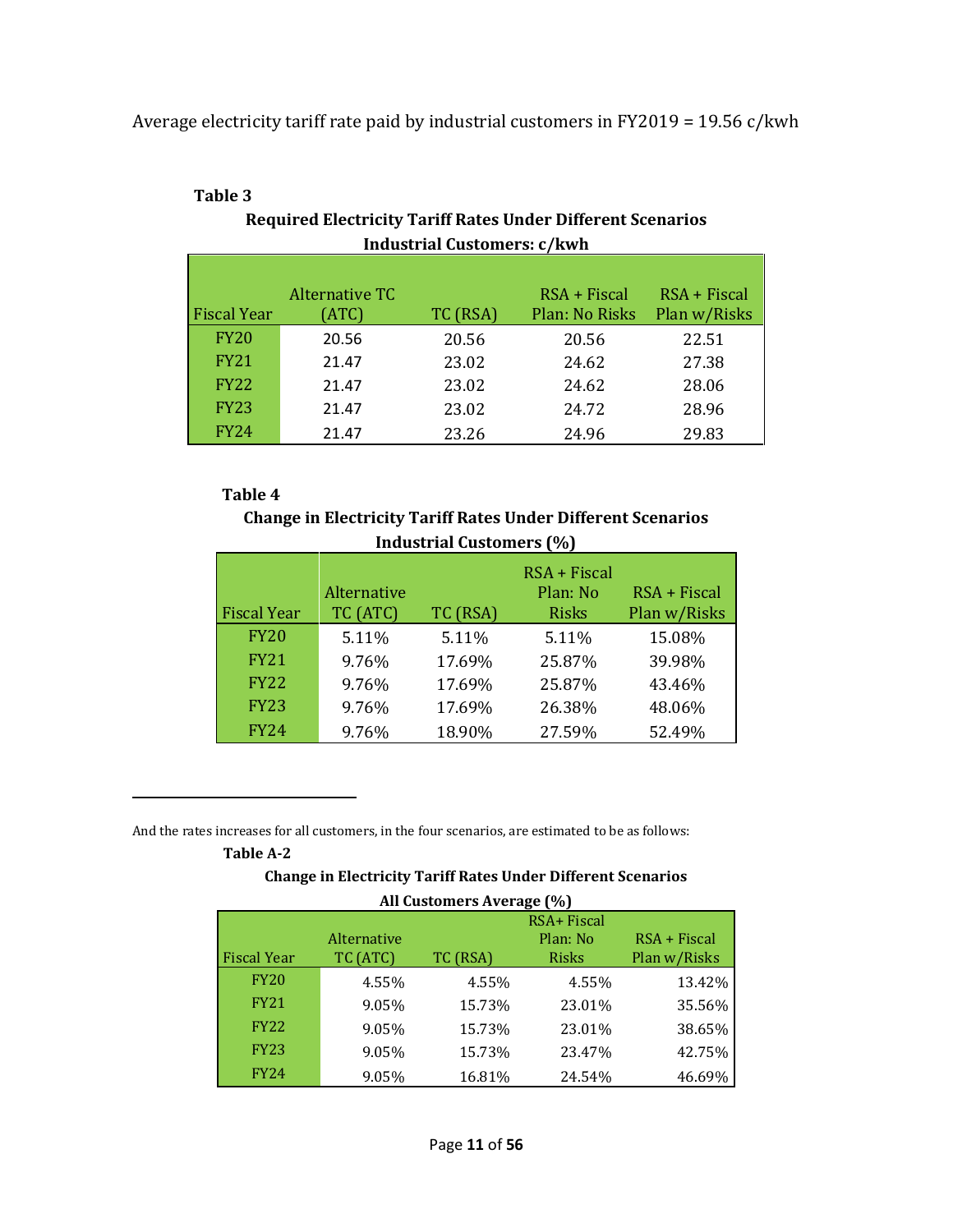Average electricity tariff rate paid by industrial customers in FY2019 = 19.56 c/kwh

**Table 3**

**Required Electricity Tariff Rates Under Different Scenarios**
**Industrial Customers: c/kwh**

| Fiscal Year | Alternative TC (ATC) | TC (RSA) | RSA + Fiscal Plan: No Risks | RSA + Fiscal Plan w/Risks |
|---|---|---|---|---|
| FY20 | 20.56 | 20.56 | 20.56 | 22.51 |
| FY21 | 21.47 | 23.02 | 24.62 | 27.38 |
| FY22 | 21.47 | 23.02 | 24.62 | 28.06 |
| FY23 | 21.47 | 23.02 | 24.72 | 28.96 |
| FY24 | 21.47 | 23.26 | 24.96 | 29.83 |

**Table 4**

**Change in Electricity Tariff Rates Under Different Scenarios**
**Industrial Customers (%)**

| Fiscal Year | Alternative TC (ATC) | TC (RSA) | RSA + Fiscal Plan: No Risks | RSA + Fiscal Plan w/Risks |
|---|---|---|---|---|
| FY20 | 5.11% | 5.11% | 5.11% | 15.08% |
| FY21 | 9.76% | 17.69% | 25.87% | 39.98% |
| FY22 | 9.76% | 17.69% | 25.87% | 43.46% |
| FY23 | 9.76% | 17.69% | 26.38% | 48.06% |
| FY24 | 9.76% | 18.90% | 27.59% | 52.49% |

---

And the rates increases for all customers, in the four scenarios, are estimated to be as follows:

**Table A-2**

**Change in Electricity Tariff Rates Under Different Scenarios**
**All Customers Average (%)**

| Fiscal Year | Alternative TC (ATC) | TC (RSA) | RSA+ Fiscal Plan: No Risks | RSA + Fiscal Plan w/Risks |
|---|---|---|---|---|
| FY20 | 4.55% | 4.55% | 4.55% | 13.42% |
| FY21 | 9.05% | 15.73% | 23.01% | 35.56% |
| FY22 | 9.05% | 15.73% | 23.01% | 38.65% |
| FY23 | 9.05% | 15.73% | 23.47% | 42.75% |
| FY24 | 9.05% | 16.81% | 24.54% | 46.69% |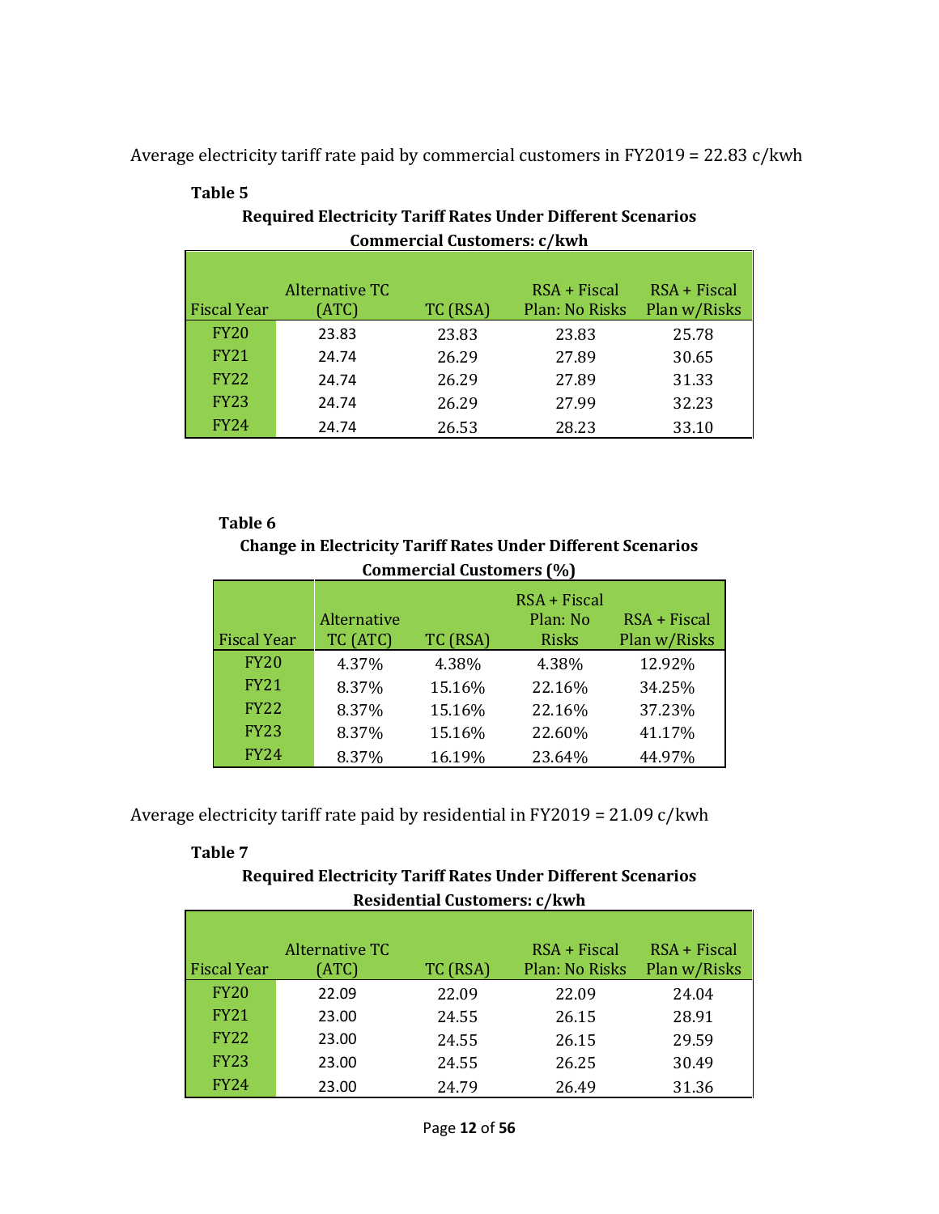Average electricity tariff rate paid by commercial customers in FY2019 = 22.83 c/kwh

**Table 5**

**Required Electricity Tariff Rates Under Different Scenarios**
**Commercial Customers: c/kwh**

| Fiscal Year | Alternative TC (ATC) | TC (RSA) | RSA + Fiscal Plan: No Risks | RSA + Fiscal Plan w/Risks |
|---|---|---|---|---|
| FY20 | 23.83 | 23.83 | 23.83 | 25.78 |
| FY21 | 24.74 | 26.29 | 27.89 | 30.65 |
| FY22 | 24.74 | 26.29 | 27.89 | 31.33 |
| FY23 | 24.74 | 26.29 | 27.99 | 32.23 |
| FY24 | 24.74 | 26.53 | 28.23 | 33.10 |

**Table 6**

**Change in Electricity Tariff Rates Under Different Scenarios**
**Commercial Customers (%)**

| Fiscal Year | Alternative TC (ATC) | TC (RSA) | RSA + Fiscal Plan: No Risks | RSA + Fiscal Plan w/Risks |
|---|---|---|---|---|
| FY20 | 4.37% | 4.38% | 4.38% | 12.92% |
| FY21 | 8.37% | 15.16% | 22.16% | 34.25% |
| FY22 | 8.37% | 15.16% | 22.16% | 37.23% |
| FY23 | 8.37% | 15.16% | 22.60% | 41.17% |
| FY24 | 8.37% | 16.19% | 23.64% | 44.97% |

Average electricity tariff rate paid by residential in FY2019 = 21.09 c/kwh

**Table 7**

**Required Electricity Tariff Rates Under Different Scenarios**
**Residential Customers: c/kwh**

| Fiscal Year | Alternative TC (ATC) | TC (RSA) | RSA + Fiscal Plan: No Risks | RSA + Fiscal Plan w/Risks |
|---|---|---|---|---|
| FY20 | 22.09 | 22.09 | 22.09 | 24.04 |
| FY21 | 23.00 | 24.55 | 26.15 | 28.91 |
| FY22 | 23.00 | 24.55 | 26.15 | 29.59 |
| FY23 | 23.00 | 24.55 | 26.25 | 30.49 |
| FY24 | 23.00 | 24.79 | 26.49 | 31.36 |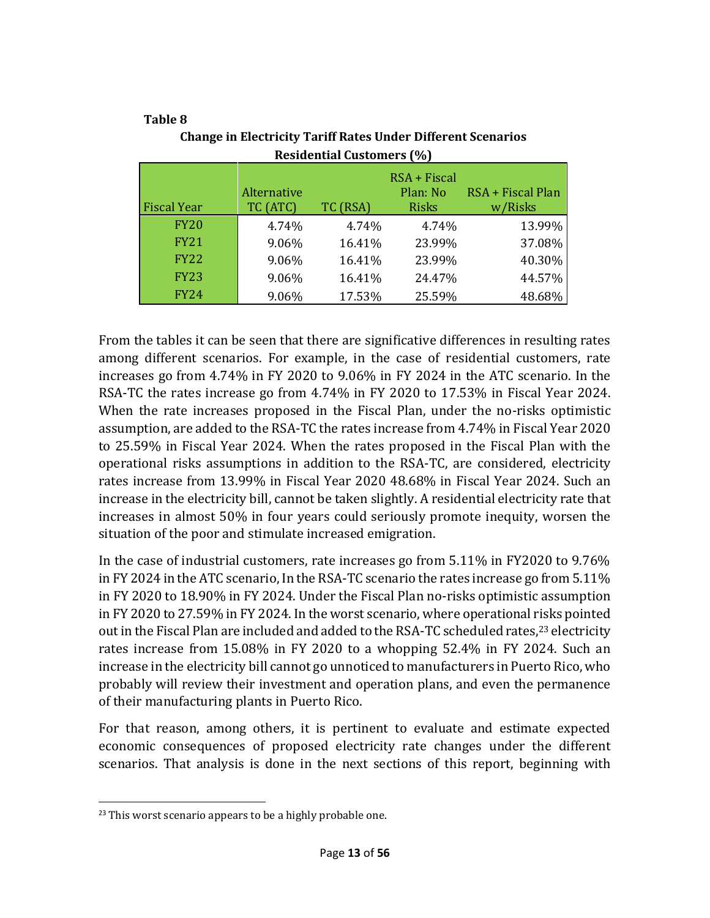**Table 8**

**Change in Electricity Tariff Rates Under Different Scenarios Residential Customers (%)**

| Fiscal Year | Alternative TC (ATC) | TC (RSA) | RSA + Fiscal Plan: No Risks | RSA + Fiscal Plan w/Risks |
|---|---|---|---|---|
| FY20 | 4.74% | 4.74% | 4.74% | 13.99% |
| FY21 | 9.06% | 16.41% | 23.99% | 37.08% |
| FY22 | 9.06% | 16.41% | 23.99% | 40.30% |
| FY23 | 9.06% | 16.41% | 24.47% | 44.57% |
| FY24 | 9.06% | 17.53% | 25.59% | 48.68% |

From the tables it can be seen that there are significative differences in resulting rates among different scenarios. For example, in the case of residential customers, rate increases go from 4.74% in FY 2020 to 9.06% in FY 2024 in the ATC scenario. In the RSA-TC the rates increase go from 4.74% in FY 2020 to 17.53% in Fiscal Year 2024. When the rate increases proposed in the Fiscal Plan, under the no-risks optimistic assumption, are added to the RSA-TC the rates increase from 4.74% in Fiscal Year 2020 to 25.59% in Fiscal Year 2024. When the rates proposed in the Fiscal Plan with the operational risks assumptions in addition to the RSA-TC, are considered, electricity rates increase from 13.99% in Fiscal Year 2020 48.68% in Fiscal Year 2024. Such an increase in the electricity bill, cannot be taken slightly. A residential electricity rate that increases in almost 50% in four years could seriously promote inequity, worsen the situation of the poor and stimulate increased emigration.

In the case of industrial customers, rate increases go from 5.11% in FY2020 to 9.76% in FY 2024 in the ATC scenario, In the RSA-TC scenario the rates increase go from 5.11% in FY 2020 to 18.90% in FY 2024. Under the Fiscal Plan no-risks optimistic assumption in FY 2020 to 27.59% in FY 2024. In the worst scenario, where operational risks pointed out in the Fiscal Plan are included and added to the RSA-TC scheduled rates,[23] electricity rates increase from 15.08% in FY 2020 to a whopping 52.4% in FY 2024. Such an increase in the electricity bill cannot go unnoticed to manufacturers in Puerto Rico, who probably will review their investment and operation plans, and even the permanence of their manufacturing plants in Puerto Rico.

For that reason, among others, it is pertinent to evaluate and estimate expected economic consequences of proposed electricity rate changes under the different scenarios. That analysis is done in the next sections of this report, beginning with

[23] This worst scenario appears to be a highly probable one.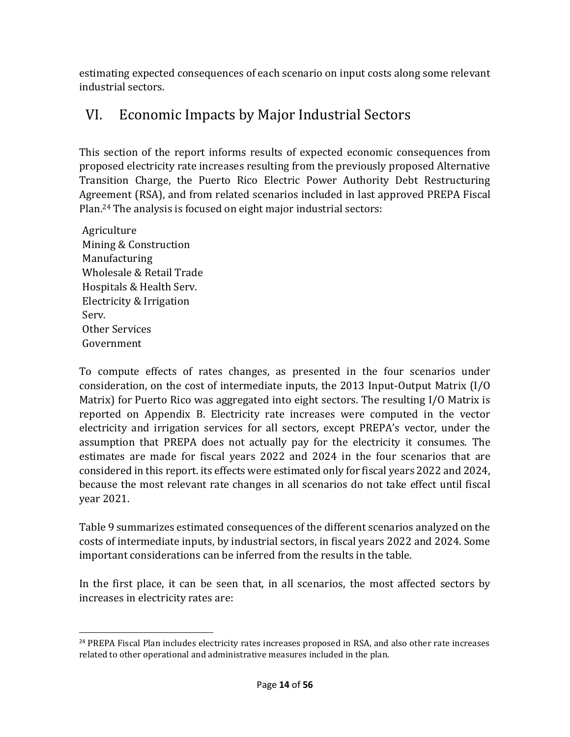estimating expected consequences of each scenario on input costs along some relevant industrial sectors.

# VI. Economic Impacts by Major Industrial Sectors

This section of the report informs results of expected economic consequences from proposed electricity rate increases resulting from the previously proposed Alternative Transition Charge, the Puerto Rico Electric Power Authority Debt Restructuring Agreement (RSA), and from related scenarios included in last approved PREPA Fiscal Plan.[24] The analysis is focused on eight major industrial sectors:

- Agriculture
- Mining & Construction
- Manufacturing
- Wholesale & Retail Trade
- Hospitals & Health Serv.
- Electricity & Irrigation Serv.
- Other Services
- Government

To compute effects of rates changes, as presented in the four scenarios under consideration, on the cost of intermediate inputs, the 2013 Input-Output Matrix (I/O Matrix) for Puerto Rico was aggregated into eight sectors. The resulting I/O Matrix is reported on Appendix B. Electricity rate increases were computed in the vector electricity and irrigation services for all sectors, except PREPA's vector, under the assumption that PREPA does not actually pay for the electricity it consumes. The estimates are made for fiscal years 2022 and 2024 in the four scenarios that are considered in this report. its effects were estimated only for fiscal years 2022 and 2024, because the most relevant rate changes in all scenarios do not take effect until fiscal year 2021.

Table 9 summarizes estimated consequences of the different scenarios analyzed on the costs of intermediate inputs, by industrial sectors, in fiscal years 2022 and 2024. Some important considerations can be inferred from the results in the table.

In the first place, it can be seen that, in all scenarios, the most affected sectors by increases in electricity rates are:

[24] PREPA Fiscal Plan includes electricity rates increases proposed in RSA, and also other rate increases related to other operational and administrative measures included in the plan.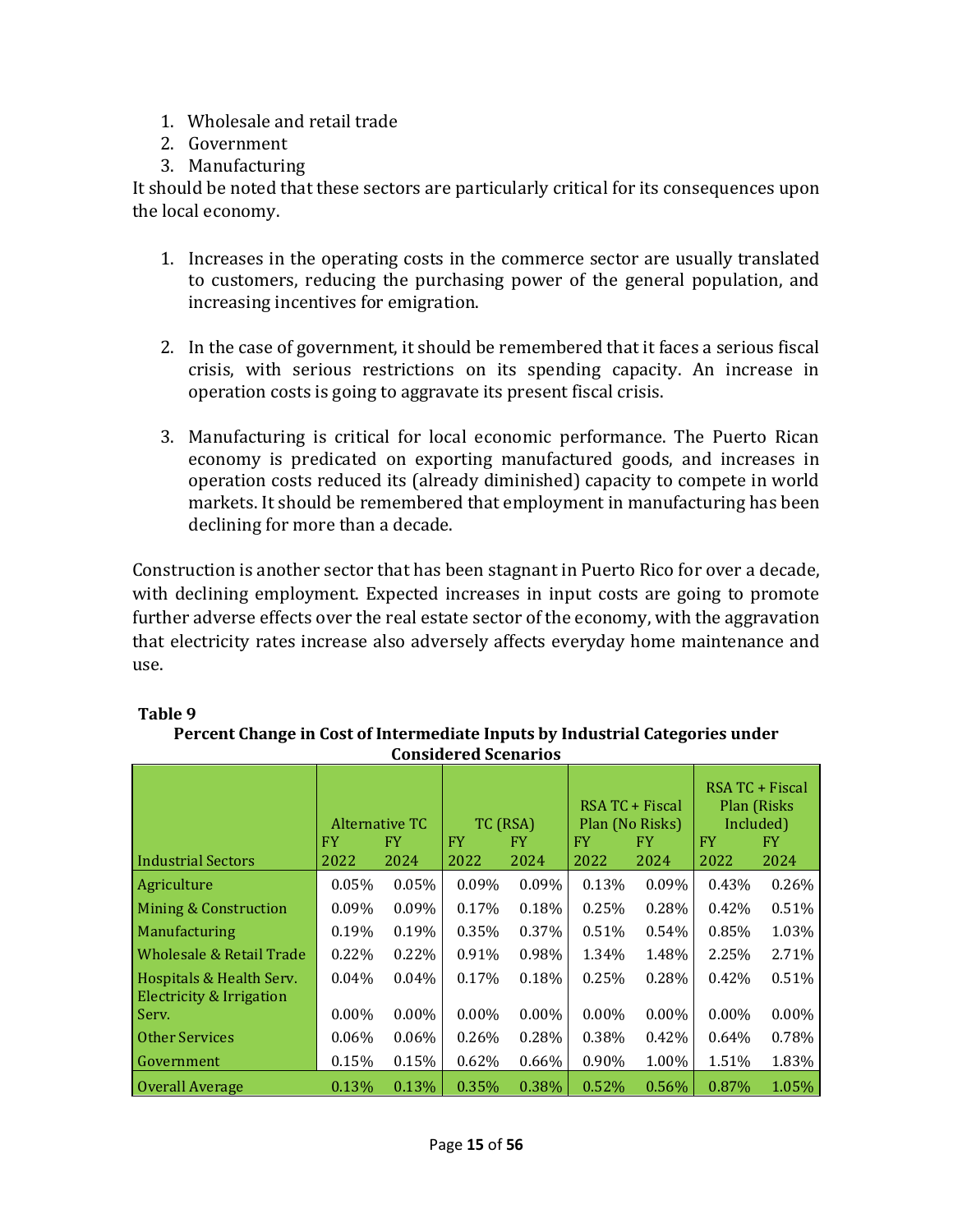1. Wholesale and retail trade
2. Government
3. Manufacturing

It should be noted that these sectors are particularly critical for its consequences upon the local economy.

1. Increases in the operating costs in the commerce sector are usually translated to customers, reducing the purchasing power of the general population, and increasing incentives for emigration.

2. In the case of government, it should be remembered that it faces a serious fiscal crisis, with serious restrictions on its spending capacity. An increase in operation costs is going to aggravate its present fiscal crisis.

3. Manufacturing is critical for local economic performance. The Puerto Rican economy is predicated on exporting manufactured goods, and increases in operation costs reduced its (already diminished) capacity to compete in world markets. It should be remembered that employment in manufacturing has been declining for more than a decade.

Construction is another sector that has been stagnant in Puerto Rico for over a decade, with declining employment. Expected increases in input costs are going to promote further adverse effects over the real estate sector of the economy, with the aggravation that electricity rates increase also adversely affects everyday home maintenance and use.

**Table 9**

**Percent Change in Cost of Intermediate Inputs by Industrial Categories under Considered Scenarios**

| Industrial Sectors | Alternative TC | | TC (RSA) | | RSA TC + Fiscal Plan (No Risks) | | RSA TC + Fiscal Plan (Risks Included) | |
|---|---|---|---|---|---|---|---|---|
| | FY 2022 | FY 2024 | FY 2022 | FY 2024 | FY 2022 | FY 2024 | FY 2022 | FY 2024 |
| Agriculture | 0.05% | 0.05% | 0.09% | 0.09% | 0.13% | 0.09% | 0.43% | 0.26% |
| Mining & Construction | 0.09% | 0.09% | 0.17% | 0.18% | 0.25% | 0.28% | 0.42% | 0.51% |
| Manufacturing | 0.19% | 0.19% | 0.35% | 0.37% | 0.51% | 0.54% | 0.85% | 1.03% |
| Wholesale & Retail Trade | 0.22% | 0.22% | 0.91% | 0.98% | 1.34% | 1.48% | 2.25% | 2.71% |
| Hospitals & Health Serv. | 0.04% | 0.04% | 0.17% | 0.18% | 0.25% | 0.28% | 0.42% | 0.51% |
| Electricity & Irrigation Serv. | 0.00% | 0.00% | 0.00% | 0.00% | 0.00% | 0.00% | 0.00% | 0.00% |
| Other Services | 0.06% | 0.06% | 0.26% | 0.28% | 0.38% | 0.42% | 0.64% | 0.78% |
| Government | 0.15% | 0.15% | 0.62% | 0.66% | 0.90% | 1.00% | 1.51% | 1.83% |
| Overall Average | 0.13% | 0.13% | 0.35% | 0.38% | 0.52% | 0.56% | 0.87% | 1.05% |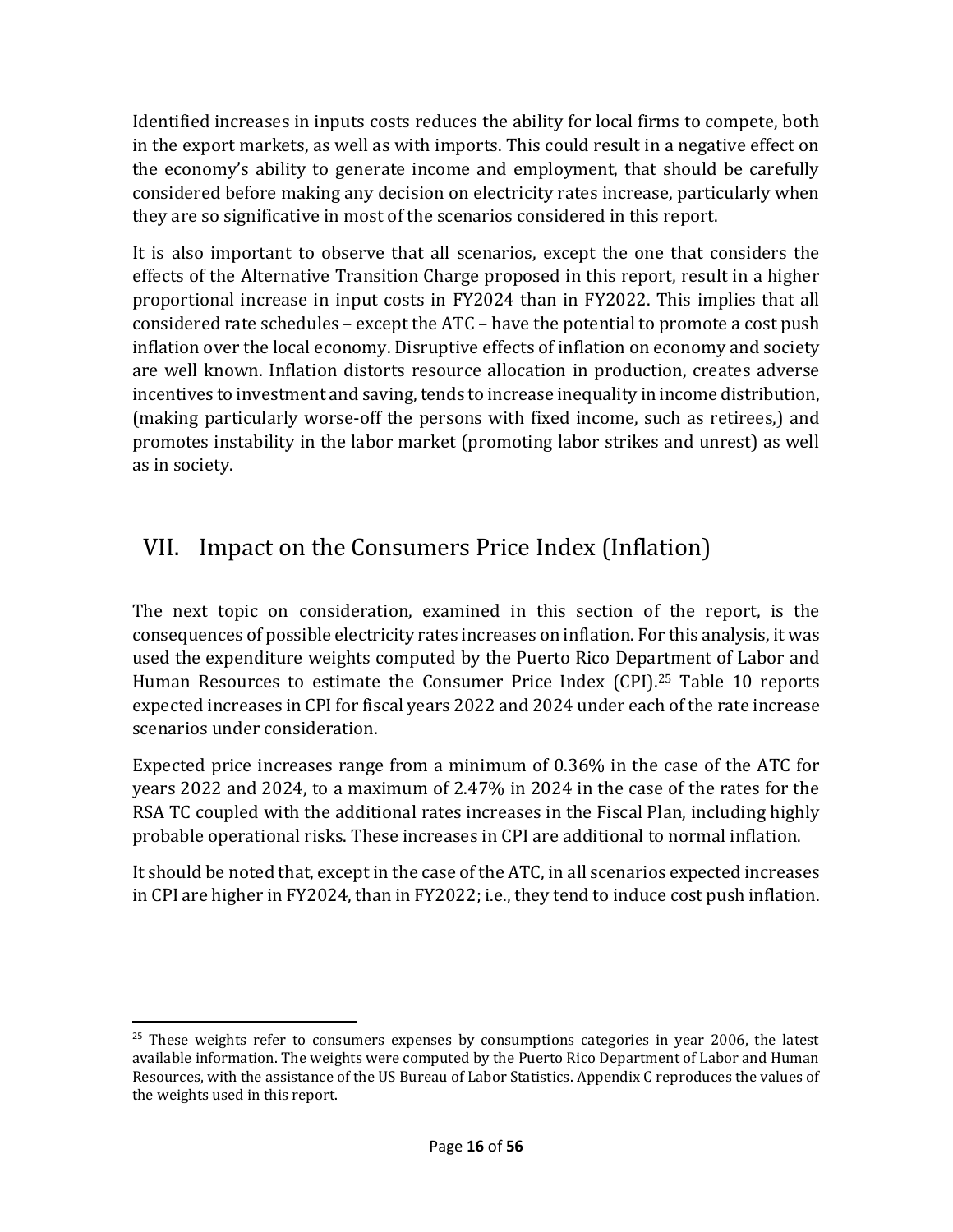Identified increases in inputs costs reduces the ability for local firms to compete, both in the export markets, as well as with imports. This could result in a negative effect on the economy's ability to generate income and employment, that should be carefully considered before making any decision on electricity rates increase, particularly when they are so significative in most of the scenarios considered in this report.

It is also important to observe that all scenarios, except the one that considers the effects of the Alternative Transition Charge proposed in this report, result in a higher proportional increase in input costs in FY2024 than in FY2022. This implies that all considered rate schedules – except the ATC – have the potential to promote a cost push inflation over the local economy. Disruptive effects of inflation on economy and society are well known. Inflation distorts resource allocation in production, creates adverse incentives to investment and saving, tends to increase inequality in income distribution, (making particularly worse-off the persons with fixed income, such as retirees,) and promotes instability in the labor market (promoting labor strikes and unrest) as well as in society.

## VII. Impact on the Consumers Price Index (Inflation)

The next topic on consideration, examined in this section of the report, is the consequences of possible electricity rates increases on inflation. For this analysis, it was used the expenditure weights computed by the Puerto Rico Department of Labor and Human Resources to estimate the Consumer Price Index (CPI).[25] Table 10 reports expected increases in CPI for fiscal years 2022 and 2024 under each of the rate increase scenarios under consideration.

Expected price increases range from a minimum of 0.36% in the case of the ATC for years 2022 and 2024, to a maximum of 2.47% in 2024 in the case of the rates for the RSA TC coupled with the additional rates increases in the Fiscal Plan, including highly probable operational risks. These increases in CPI are additional to normal inflation.

It should be noted that, except in the case of the ATC, in all scenarios expected increases in CPI are higher in FY2024, than in FY2022; i.e., they tend to induce cost push inflation.

---

[25] These weights refer to consumers expenses by consumptions categories in year 2006, the latest available information. The weights were computed by the Puerto Rico Department of Labor and Human Resources, with the assistance of the US Bureau of Labor Statistics. Appendix C reproduces the values of the weights used in this report.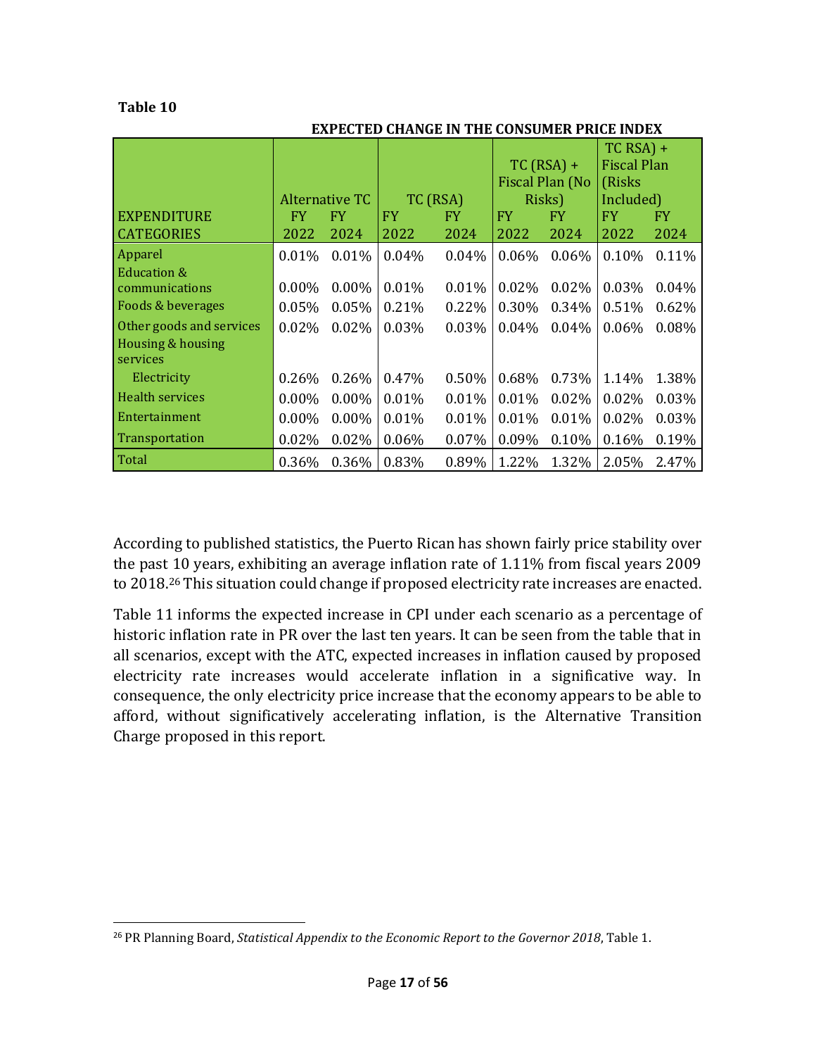**Table 10**

**EXPECTED CHANGE IN THE CONSUMER PRICE INDEX**

| EXPENDITURE CATEGORIES | Alternative TC FY 2022 | Alternative TC FY 2024 | TC (RSA) FY 2022 | TC (RSA) FY 2024 | TC (RSA) + Fiscal Plan (No Risks) FY 2022 | TC (RSA) + Fiscal Plan (No Risks) FY 2024 | TC RSA) + Fiscal Plan (Risks Included) FY 2022 | TC RSA) + Fiscal Plan (Risks Included) FY 2024 |
|---|---|---|---|---|---|---|---|---|
| Apparel | 0.01% | 0.01% | 0.04% | 0.04% | 0.06% | 0.06% | 0.10% | 0.11% |
| Education & communications | 0.00% | 0.00% | 0.01% | 0.01% | 0.02% | 0.02% | 0.03% | 0.04% |
| Foods & beverages | 0.05% | 0.05% | 0.21% | 0.22% | 0.30% | 0.34% | 0.51% | 0.62% |
| Other goods and services | 0.02% | 0.02% | 0.03% | 0.03% | 0.04% | 0.04% | 0.06% | 0.08% |
| Housing & housing services | | | | | | | | |
| Electricity | 0.26% | 0.26% | 0.47% | 0.50% | 0.68% | 0.73% | 1.14% | 1.38% |
| Health services | 0.00% | 0.00% | 0.01% | 0.01% | 0.01% | 0.02% | 0.02% | 0.03% |
| Entertainment | 0.00% | 0.00% | 0.01% | 0.01% | 0.01% | 0.01% | 0.02% | 0.03% |
| Transportation | 0.02% | 0.02% | 0.06% | 0.07% | 0.09% | 0.10% | 0.16% | 0.19% |
| Total | 0.36% | 0.36% | 0.83% | 0.89% | 1.22% | 1.32% | 2.05% | 2.47% |

According to published statistics, the Puerto Rican has shown fairly price stability over the past 10 years, exhibiting an average inflation rate of 1.11% from fiscal years 2009 to 2018.[26] This situation could change if proposed electricity rate increases are enacted.

Table 11 informs the expected increase in CPI under each scenario as a percentage of historic inflation rate in PR over the last ten years. It can be seen from the table that in all scenarios, except with the ATC, expected increases in inflation caused by proposed electricity rate increases would accelerate inflation in a significative way. In consequence, the only electricity price increase that the economy appears to be able to afford, without significatively accelerating inflation, is the Alternative Transition Charge proposed in this report.

[26] PR Planning Board, *Statistical Appendix to the Economic Report to the Governor 2018*, Table 1.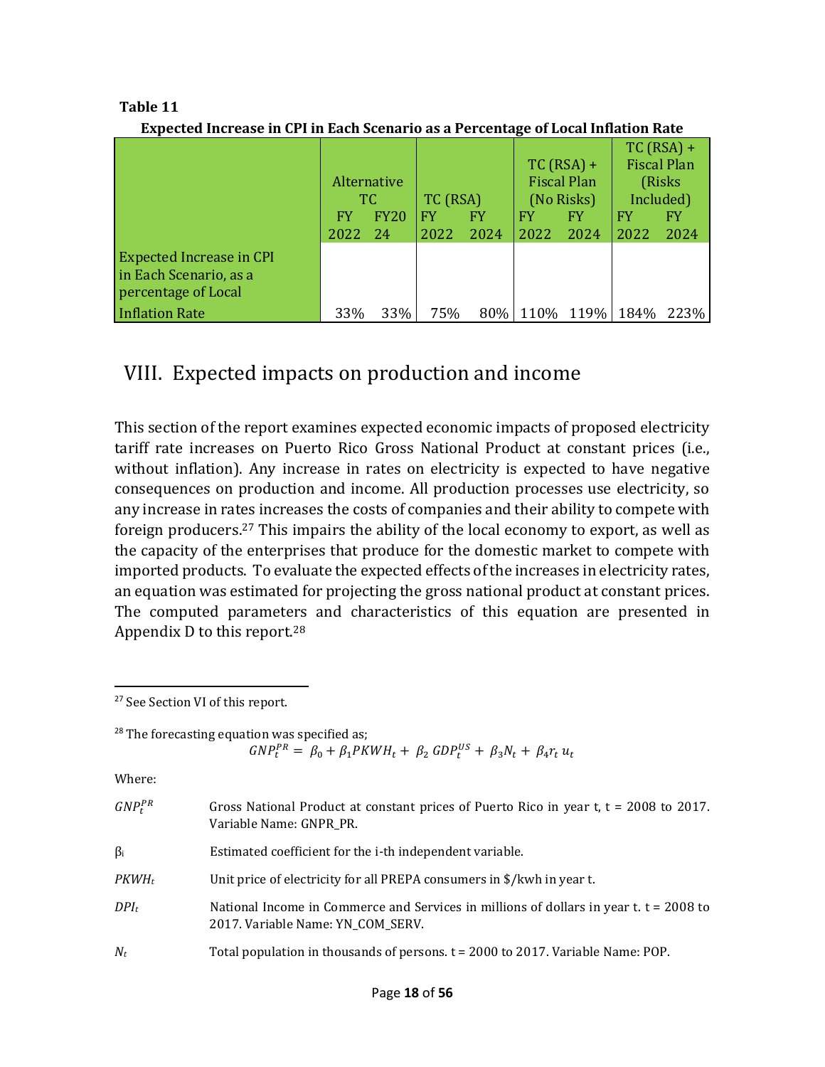**Table 11**

**Expected Increase in CPI in Each Scenario as a Percentage of Local Inflation Rate**

| | Alternative TC | | TC (RSA) | | TC (RSA) + Fiscal Plan (No Risks) | | TC (RSA) + Fiscal Plan (Risks Included) | |
|---|---|---|---|---|---|---|---|---|
| | FY 2022 | FY2024 | FY 2022 | FY 2024 | FY 2022 | FY 2024 | FY 2022 | FY 2024 |
| Expected Increase in CPI in Each Scenario, as a percentage of Local Inflation Rate | 33% | 33% | 75% | 80% | 110% | 119% | 184% | 223% |

# VIII. Expected impacts on production and income

This section of the report examines expected economic impacts of proposed electricity tariff rate increases on Puerto Rico Gross National Product at constant prices (i.e., without inflation). Any increase in rates on electricity is expected to have negative consequences on production and income. All production processes use electricity, so any increase in rates increases the costs of companies and their ability to compete with foreign producers.[27] This impairs the ability of the local economy to export, as well as the capacity of the enterprises that produce for the domestic market to compete with imported products. To evaluate the expected effects of the increases in electricity rates, an equation was estimated for projecting the gross national product at constant prices. The computed parameters and characteristics of this equation are presented in Appendix D to this report.[28]

---

[27] See Section VI of this report.

[28] The forecasting equation was specified as;

$$GNP_t^{PR} = \beta_0 + \beta_1 PKWH_t + \beta_2 \, GDP_t^{US} + \beta_3 N_t + \beta_4 r_t \, u_t$$

Where:

$GNP_t^{PR}$ Gross National Product at constant prices of Puerto Rico in year t, t = 2008 to 2017. Variable Name: GNPR_PR.

$\beta_i$ Estimated coefficient for the i-th independent variable.

$PKWH_t$ Unit price of electricity for all PREPA consumers in $/kwh in year t.

$DPI_t$ National Income in Commerce and Services in millions of dollars in year t. t = 2008 to 2017. Variable Name: YN_COM_SERV.

$N_t$ Total population in thousands of persons. t = 2000 to 2017. Variable Name: POP.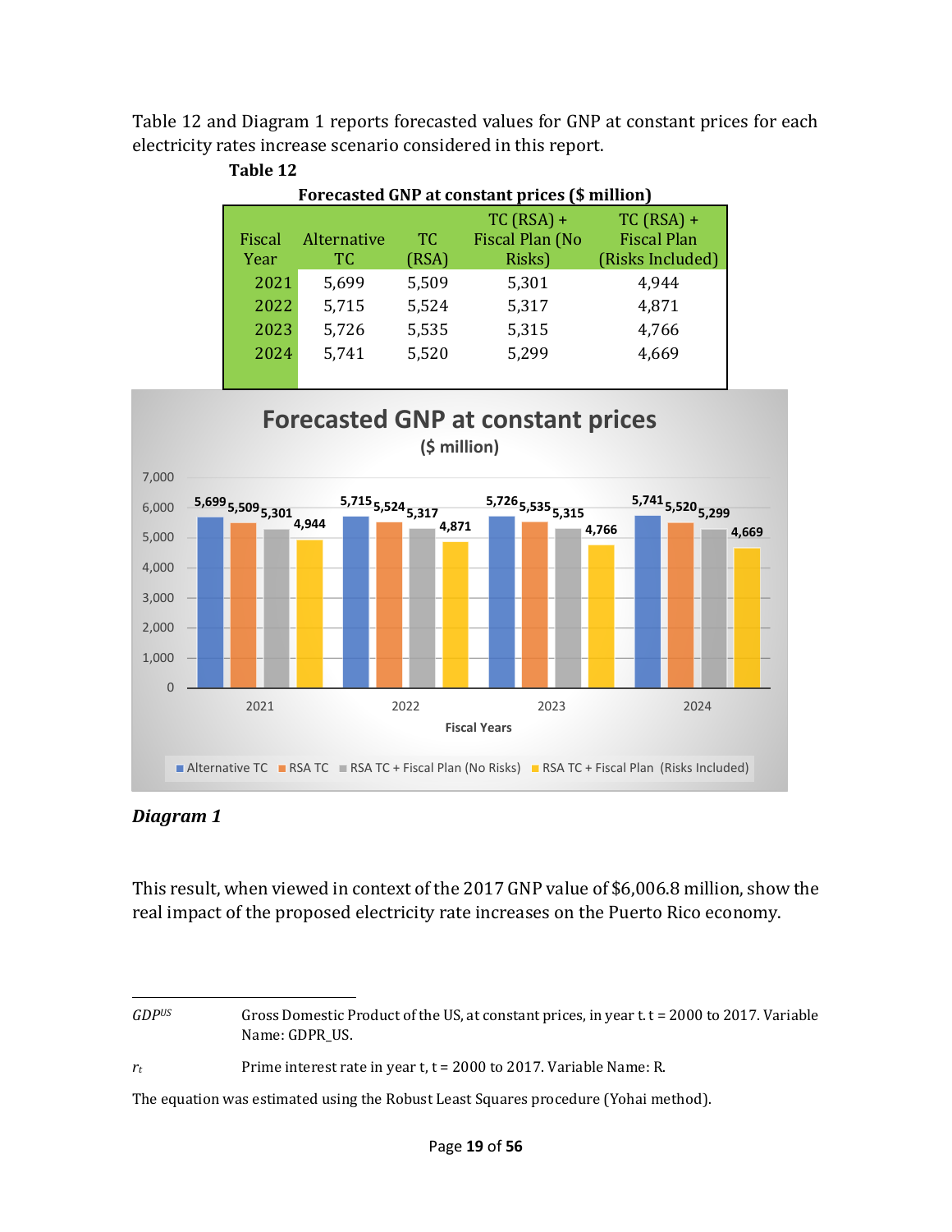Table 12 and Diagram 1 reports forecasted values for GNP at constant prices for each electricity rates increase scenario considered in this report.

**Table 12**

**Forecasted GNP at constant prices ($ million)**

| Fiscal Year | Alternative TC | TC (RSA) | TC (RSA) + Fiscal Plan (No Risks) | TC (RSA) + Fiscal Plan (Risks Included) |
|---|---|---|---|---|
| 2021 | 5,699 | 5,509 | 5,301 | 4,944 |
| 2022 | 5,715 | 5,524 | 5,317 | 4,871 |
| 2023 | 5,726 | 5,535 | 5,315 | 4,766 |
| 2024 | 5,741 | 5,520 | 5,299 | 4,669 |

**Forecasted GNP at constant prices**
**($ million)**

| Fiscal Years | Alternative TC | RSA TC | RSA TC + Fiscal Plan (No Risks) | RSA TC + Fiscal Plan (Risks Included) |
|---|---|---|---|---|
| 2021 | 5,699 | 5,509 | 5,301 | 4,944 |
| 2022 | 5,715 | 5,524 | 5,317 | 4,871 |
| 2023 | 5,726 | 5,535 | 5,315 | 4,766 |
| 2024 | 5,741 | 5,520 | 5,299 | 4,669 |

***Diagram 1***

This result, when viewed in context of the 2017 GNP value of $6,006.8 million, show the real impact of the proposed electricity rate increases on the Puerto Rico economy.

---

$GDP^{US}$ Gross Domestic Product of the US, at constant prices, in year t. t = 2000 to 2017. Variable Name: GDPR_US.

$r_t$ Prime interest rate in year t, t = 2000 to 2017. Variable Name: R.

The equation was estimated using the Robust Least Squares procedure (Yohai method).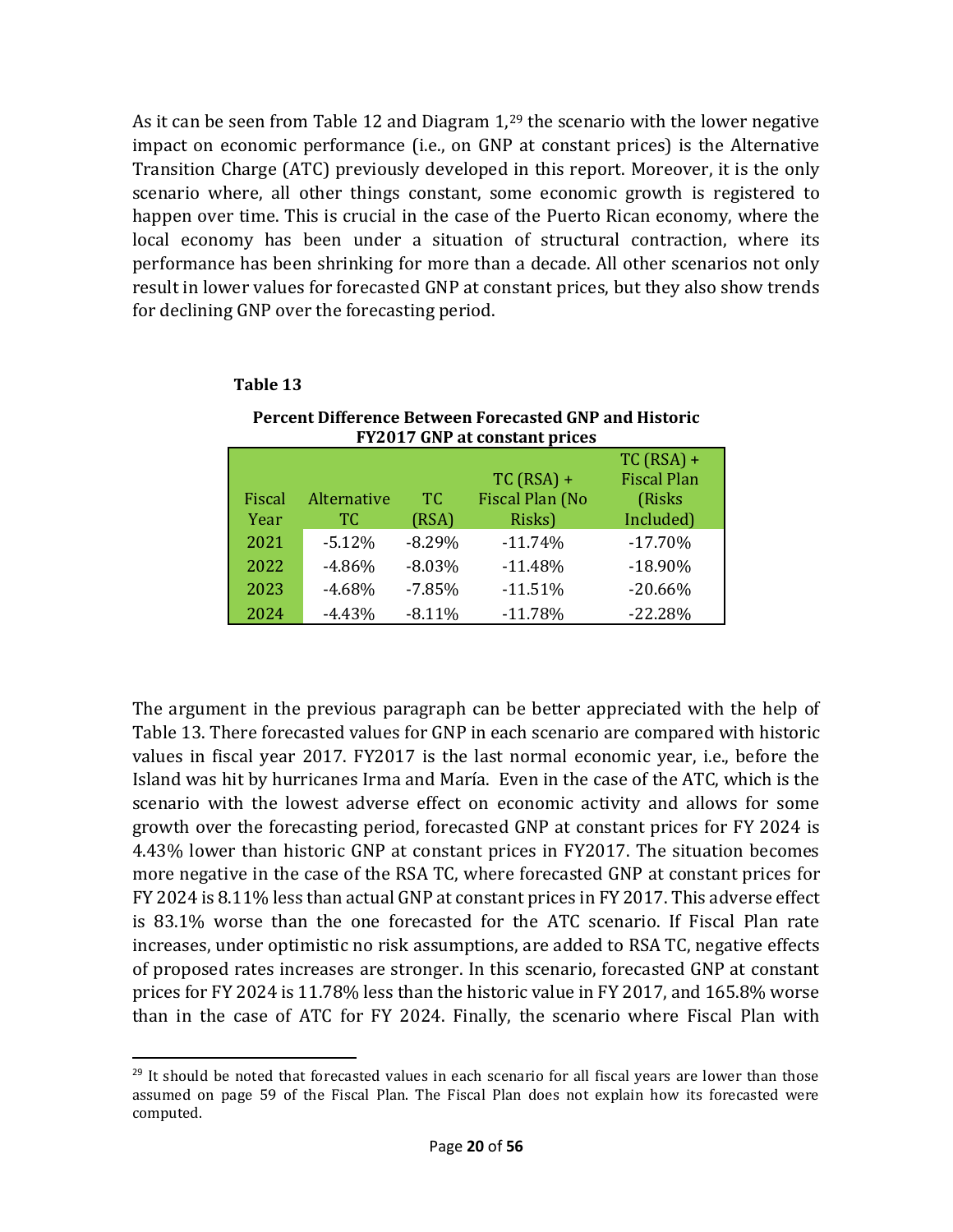As it can be seen from Table 12 and Diagram 1,[29] the scenario with the lower negative impact on economic performance (i.e., on GNP at constant prices) is the Alternative Transition Charge (ATC) previously developed in this report. Moreover, it is the only scenario where, all other things constant, some economic growth is registered to happen over time. This is crucial in the case of the Puerto Rican economy, where the local economy has been under a situation of structural contraction, where its performance has been shrinking for more than a decade. All other scenarios not only result in lower values for forecasted GNP at constant prices, but they also show trends for declining GNP over the forecasting period.

**Table 13**

**Percent Difference Between Forecasted GNP and Historic FY2017 GNP at constant prices**

| Fiscal Year | Alternative TC | TC (RSA) | TC (RSA) + Fiscal Plan (No Risks) | TC (RSA) + Fiscal Plan (Risks Included) |
|---|---|---|---|---|
| 2021 | -5.12% | -8.29% | -11.74% | -17.70% |
| 2022 | -4.86% | -8.03% | -11.48% | -18.90% |
| 2023 | -4.68% | -7.85% | -11.51% | -20.66% |
| 2024 | -4.43% | -8.11% | -11.78% | -22.28% |

The argument in the previous paragraph can be better appreciated with the help of Table 13. There forecasted values for GNP in each scenario are compared with historic values in fiscal year 2017. FY2017 is the last normal economic year, i.e., before the Island was hit by hurricanes Irma and María. Even in the case of the ATC, which is the scenario with the lowest adverse effect on economic activity and allows for some growth over the forecasting period, forecasted GNP at constant prices for FY 2024 is 4.43% lower than historic GNP at constant prices in FY2017. The situation becomes more negative in the case of the RSA TC, where forecasted GNP at constant prices for FY 2024 is 8.11% less than actual GNP at constant prices in FY 2017. This adverse effect is 83.1% worse than the one forecasted for the ATC scenario. If Fiscal Plan rate increases, under optimistic no risk assumptions, are added to RSA TC, negative effects of proposed rates increases are stronger. In this scenario, forecasted GNP at constant prices for FY 2024 is 11.78% less than the historic value in FY 2017, and 165.8% worse than in the case of ATC for FY 2024. Finally, the scenario where Fiscal Plan with

[29] It should be noted that forecasted values in each scenario for all fiscal years are lower than those assumed on page 59 of the Fiscal Plan. The Fiscal Plan does not explain how its forecasted were computed.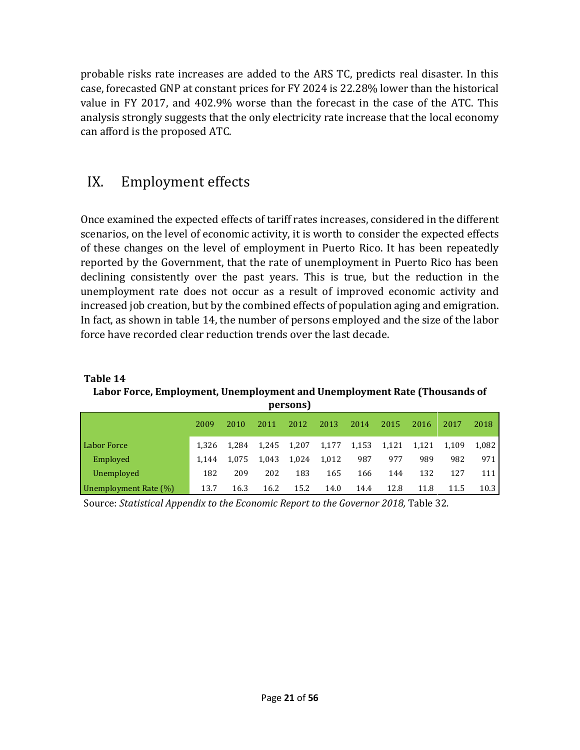probable risks rate increases are added to the ARS TC, predicts real disaster. In this case, forecasted GNP at constant prices for FY 2024 is 22.28% lower than the historical value in FY 2017, and 402.9% worse than the forecast in the case of the ATC. This analysis strongly suggests that the only electricity rate increase that the local economy can afford is the proposed ATC.

## IX. Employment effects

Once examined the expected effects of tariff rates increases, considered in the different scenarios, on the level of economic activity, it is worth to consider the expected effects of these changes on the level of employment in Puerto Rico. It has been repeatedly reported by the Government, that the rate of unemployment in Puerto Rico has been declining consistently over the past years. This is true, but the reduction in the unemployment rate does not occur as a result of improved economic activity and increased job creation, but by the combined effects of population aging and emigration. In fact, as shown in table 14, the number of persons employed and the size of the labor force have recorded clear reduction trends over the last decade.

**Table 14**

**Labor Force, Employment, Unemployment and Unemployment Rate (Thousands of persons)**

| | 2009 | 2010 | 2011 | 2012 | 2013 | 2014 | 2015 | 2016 | 2017 | 2018 |
|---|---|---|---|---|---|---|---|---|---|---|
| Labor Force | 1,326 | 1,284 | 1,245 | 1,207 | 1,177 | 1,153 | 1,121 | 1,121 | 1,109 | 1,082 |
| Employed | 1,144 | 1,075 | 1,043 | 1,024 | 1,012 | 987 | 977 | 989 | 982 | 971 |
| Unemployed | 182 | 209 | 202 | 183 | 165 | 166 | 144 | 132 | 127 | 111 |
| Unemployment Rate (%) | 13.7 | 16.3 | 16.2 | 15.2 | 14.0 | 14.4 | 12.8 | 11.8 | 11.5 | 10.3 |

Source: *Statistical Appendix to the Economic Report to the Governor 2018,* Table 32.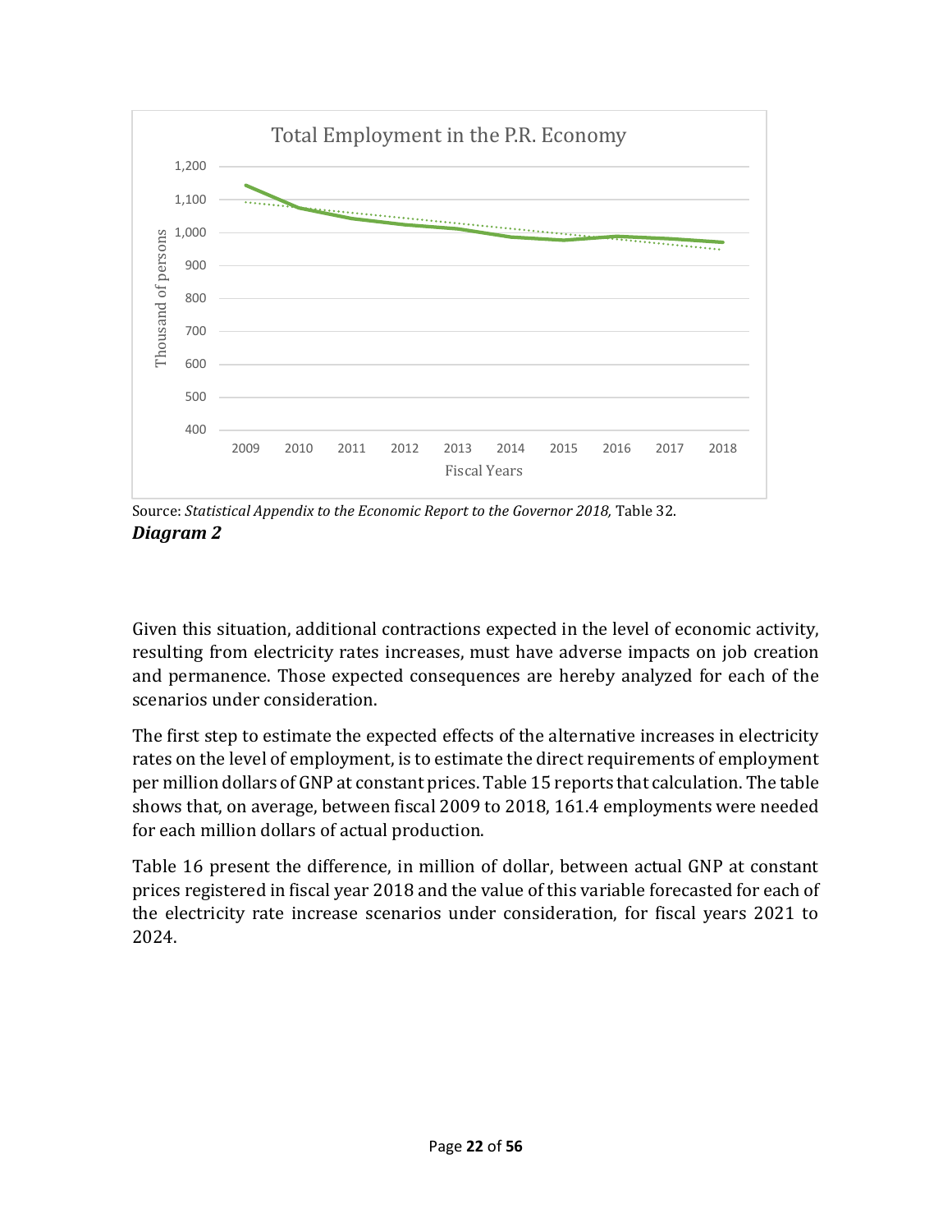Source: *Statistical Appendix to the Economic Report to the Governor 2018,* Table 32.

***Diagram 2***

Given this situation, additional contractions expected in the level of economic activity, resulting from electricity rates increases, must have adverse impacts on job creation and permanence. Those expected consequences are hereby analyzed for each of the scenarios under consideration.

The first step to estimate the expected effects of the alternative increases in electricity rates on the level of employment, is to estimate the direct requirements of employment per million dollars of GNP at constant prices. Table 15 reports that calculation. The table shows that, on average, between fiscal 2009 to 2018, 161.4 employments were needed for each million dollars of actual production.

Table 16 present the difference, in million of dollar, between actual GNP at constant prices registered in fiscal year 2018 and the value of this variable forecasted for each of the electricity rate increase scenarios under consideration, for fiscal years 2021 to 2024.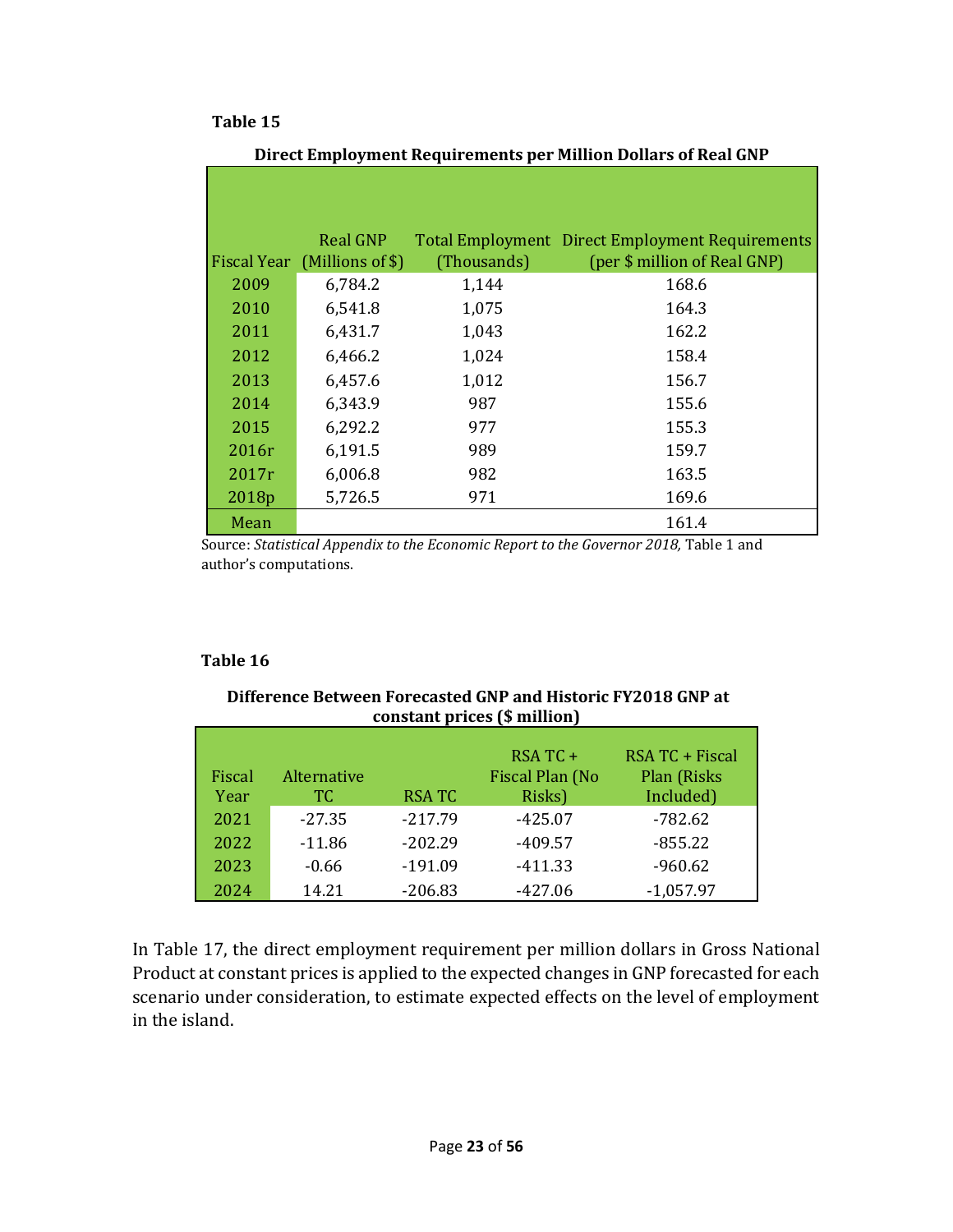**Table 15**

**Direct Employment Requirements per Million Dollars of Real GNP**

| Fiscal Year | Real GNP (Millions of $) | Total Employment (Thousands) | Direct Employment Requirements (per $ million of Real GNP) |
|---|---|---|---|
| 2009 | 6,784.2 | 1,144 | 168.6 |
| 2010 | 6,541.8 | 1,075 | 164.3 |
| 2011 | 6,431.7 | 1,043 | 162.2 |
| 2012 | 6,466.2 | 1,024 | 158.4 |
| 2013 | 6,457.6 | 1,012 | 156.7 |
| 2014 | 6,343.9 | 987 | 155.6 |
| 2015 | 6,292.2 | 977 | 155.3 |
| 2016r | 6,191.5 | 989 | 159.7 |
| 2017r | 6,006.8 | 982 | 163.5 |
| 2018p | 5,726.5 | 971 | 169.6 |
| Mean | | | 161.4 |

Source: *Statistical Appendix to the Economic Report to the Governor 2018,* Table 1 and author's computations.

**Table 16**

**Difference Between Forecasted GNP and Historic FY2018 GNP at constant prices ($ million)**

| Fiscal Year | Alternative TC | RSA TC | RSA TC + Fiscal Plan (No Risks) | RSA TC + Fiscal Plan (Risks Included) |
|---|---|---|---|---|
| 2021 | -27.35 | -217.79 | -425.07 | -782.62 |
| 2022 | -11.86 | -202.29 | -409.57 | -855.22 |
| 2023 | -0.66 | -191.09 | -411.33 | -960.62 |
| 2024 | 14.21 | -206.83 | -427.06 | -1,057.97 |

In Table 17, the direct employment requirement per million dollars in Gross National Product at constant prices is applied to the expected changes in GNP forecasted for each scenario under consideration, to estimate expected effects on the level of employment in the island.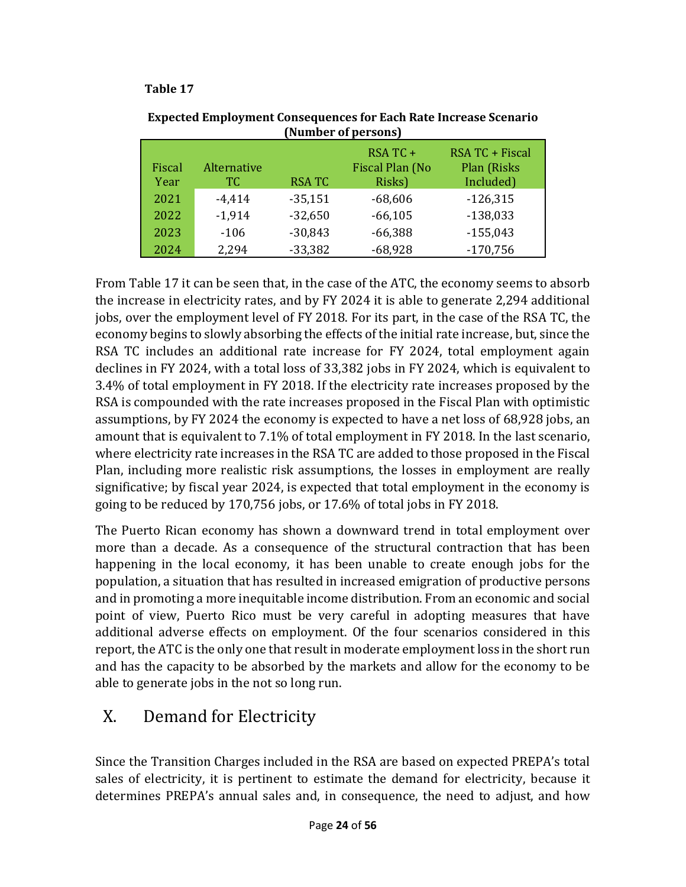**Table 17**

**Expected Employment Consequences for Each Rate Increase Scenario (Number of persons)**

| Fiscal Year | Alternative TC | RSA TC | RSA TC + Fiscal Plan (No Risks) | RSA TC + Fiscal Plan (Risks Included) |
|---|---|---|---|---|
| 2021 | -4,414 | -35,151 | -68,606 | -126,315 |
| 2022 | -1,914 | -32,650 | -66,105 | -138,033 |
| 2023 | -106 | -30,843 | -66,388 | -155,043 |
| 2024 | 2,294 | -33,382 | -68,928 | -170,756 |

From Table 17 it can be seen that, in the case of the ATC, the economy seems to absorb the increase in electricity rates, and by FY 2024 it is able to generate 2,294 additional jobs, over the employment level of FY 2018. For its part, in the case of the RSA TC, the economy begins to slowly absorbing the effects of the initial rate increase, but, since the RSA TC includes an additional rate increase for FY 2024, total employment again declines in FY 2024, with a total loss of 33,382 jobs in FY 2024, which is equivalent to 3.4% of total employment in FY 2018. If the electricity rate increases proposed by the RSA is compounded with the rate increases proposed in the Fiscal Plan with optimistic assumptions, by FY 2024 the economy is expected to have a net loss of 68,928 jobs, an amount that is equivalent to 7.1% of total employment in FY 2018. In the last scenario, where electricity rate increases in the RSA TC are added to those proposed in the Fiscal Plan, including more realistic risk assumptions, the losses in employment are really significative; by fiscal year 2024, is expected that total employment in the economy is going to be reduced by 170,756 jobs, or 17.6% of total jobs in FY 2018.

The Puerto Rican economy has shown a downward trend in total employment over more than a decade. As a consequence of the structural contraction that has been happening in the local economy, it has been unable to create enough jobs for the population, a situation that has resulted in increased emigration of productive persons and in promoting a more inequitable income distribution. From an economic and social point of view, Puerto Rico must be very careful in adopting measures that have additional adverse effects on employment. Of the four scenarios considered in this report, the ATC is the only one that result in moderate employment loss in the short run and has the capacity to be absorbed by the markets and allow for the economy to be able to generate jobs in the not so long run.

## X. Demand for Electricity

Since the Transition Charges included in the RSA are based on expected PREPA's total sales of electricity, it is pertinent to estimate the demand for electricity, because it determines PREPA's annual sales and, in consequence, the need to adjust, and how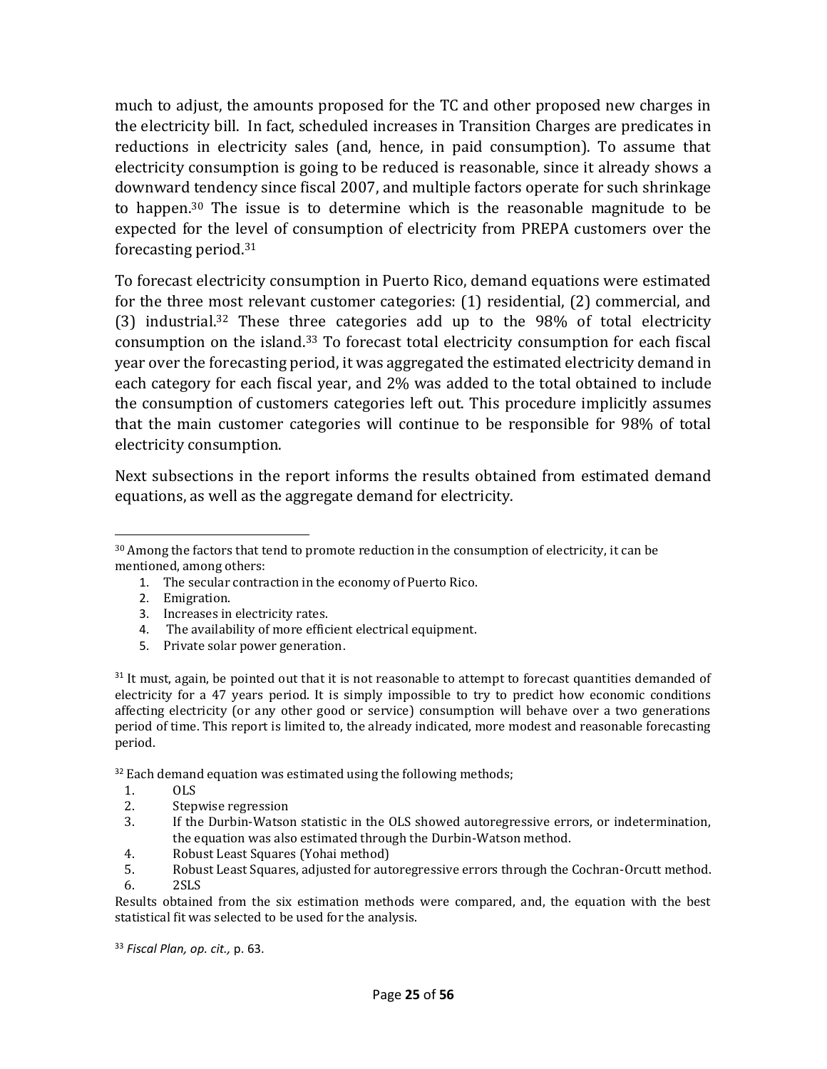much to adjust, the amounts proposed for the TC and other proposed new charges in the electricity bill. In fact, scheduled increases in Transition Charges are predicates in reductions in electricity sales (and, hence, in paid consumption). To assume that electricity consumption is going to be reduced is reasonable, since it already shows a downward tendency since fiscal 2007, and multiple factors operate for such shrinkage to happen.[30] The issue is to determine which is the reasonable magnitude to be expected for the level of consumption of electricity from PREPA customers over the forecasting period.[31]

To forecast electricity consumption in Puerto Rico, demand equations were estimated for the three most relevant customer categories: (1) residential, (2) commercial, and (3) industrial.[32] These three categories add up to the 98% of total electricity consumption on the island.[33] To forecast total electricity consumption for each fiscal year over the forecasting period, it was aggregated the estimated electricity demand in each category for each fiscal year, and 2% was added to the total obtained to include the consumption of customers categories left out. This procedure implicitly assumes that the main customer categories will continue to be responsible for 98% of total electricity consumption.

Next subsections in the report informs the results obtained from estimated demand equations, as well as the aggregate demand for electricity.

---

[30] Among the factors that tend to promote reduction in the consumption of electricity, it can be mentioned, among others:

1. The secular contraction in the economy of Puerto Rico.
2. Emigration.
3. Increases in electricity rates.
4. The availability of more efficient electrical equipment.
5. Private solar power generation.

[31] It must, again, be pointed out that it is not reasonable to attempt to forecast quantities demanded of electricity for a 47 years period. It is simply impossible to try to predict how economic conditions affecting electricity (or any other good or service) consumption will behave over a two generations period of time. This report is limited to, the already indicated, more modest and reasonable forecasting period.

[32] Each demand equation was estimated using the following methods;

1. OLS
2. Stepwise regression
3. If the Durbin-Watson statistic in the OLS showed autoregressive errors, or indetermination, the equation was also estimated through the Durbin-Watson method.
4. Robust Least Squares (Yohai method)
5. Robust Least Squares, adjusted for autoregressive errors through the Cochran-Orcutt method.
6. 2SLS

Results obtained from the six estimation methods were compared, and, the equation with the best statistical fit was selected to be used for the analysis.

[33] *Fiscal Plan, op. cit.,* p. 63.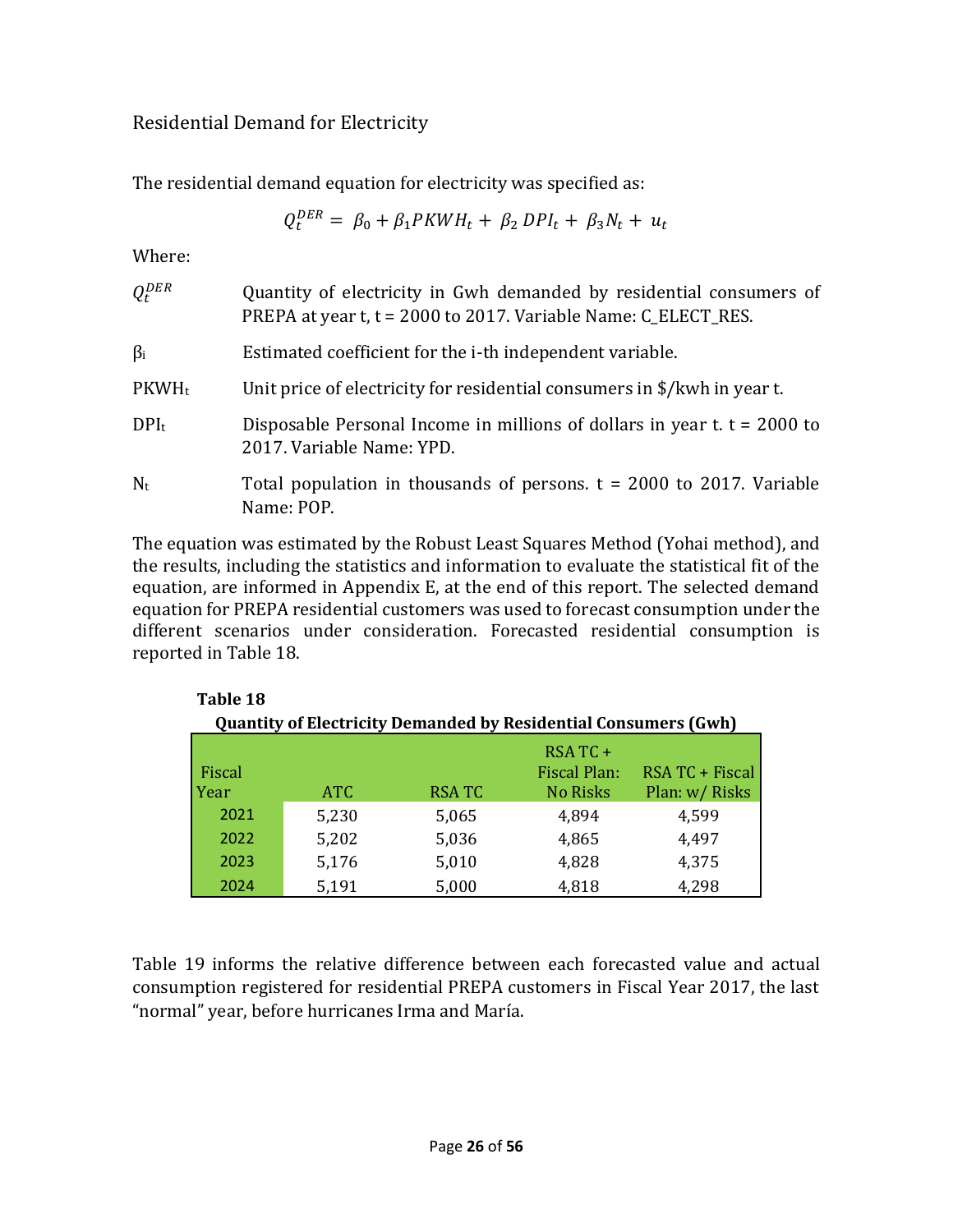## Residential Demand for Electricity

The residential demand equation for electricity was specified as:

$$Q_t^{DER} = \beta_0 + \beta_1 PKWH_t + \beta_2 \, DPI_t + \beta_3 N_t + u_t$$

Where:

| | |
|---|---|
| $Q_t^{DER}$ | Quantity of electricity in Gwh demanded by residential consumers of PREPA at year t, t = 2000 to 2017. Variable Name: C_ELECT_RES. |
| $\beta_i$ | Estimated coefficient for the i-th independent variable. |
| $PKWH_t$ | Unit price of electricity for residential consumers in $/kwh in year t. |
| $DPI_t$ | Disposable Personal Income in millions of dollars in year t. t = 2000 to 2017. Variable Name: YPD. |
| $N_t$ | Total population in thousands of persons. t = 2000 to 2017. Variable Name: POP. |

The equation was estimated by the Robust Least Squares Method (Yohai method), and the results, including the statistics and information to evaluate the statistical fit of the equation, are informed in Appendix E, at the end of this report. The selected demand equation for PREPA residential customers was used to forecast consumption under the different scenarios under consideration. Forecasted residential consumption is reported in Table 18.

**Table 18**

**Quantity of Electricity Demanded by Residential Consumers (Gwh)**

| Fiscal Year | ATC | RSA TC | RSA TC + Fiscal Plan: No Risks | RSA TC + Fiscal Plan: w/ Risks |
|---|---|---|---|---|
| 2021 | 5,230 | 5,065 | 4,894 | 4,599 |
| 2022 | 5,202 | 5,036 | 4,865 | 4,497 |
| 2023 | 5,176 | 5,010 | 4,828 | 4,375 |
| 2024 | 5,191 | 5,000 | 4,818 | 4,298 |

Table 19 informs the relative difference between each forecasted value and actual consumption registered for residential PREPA customers in Fiscal Year 2017, the last "normal" year, before hurricanes Irma and María.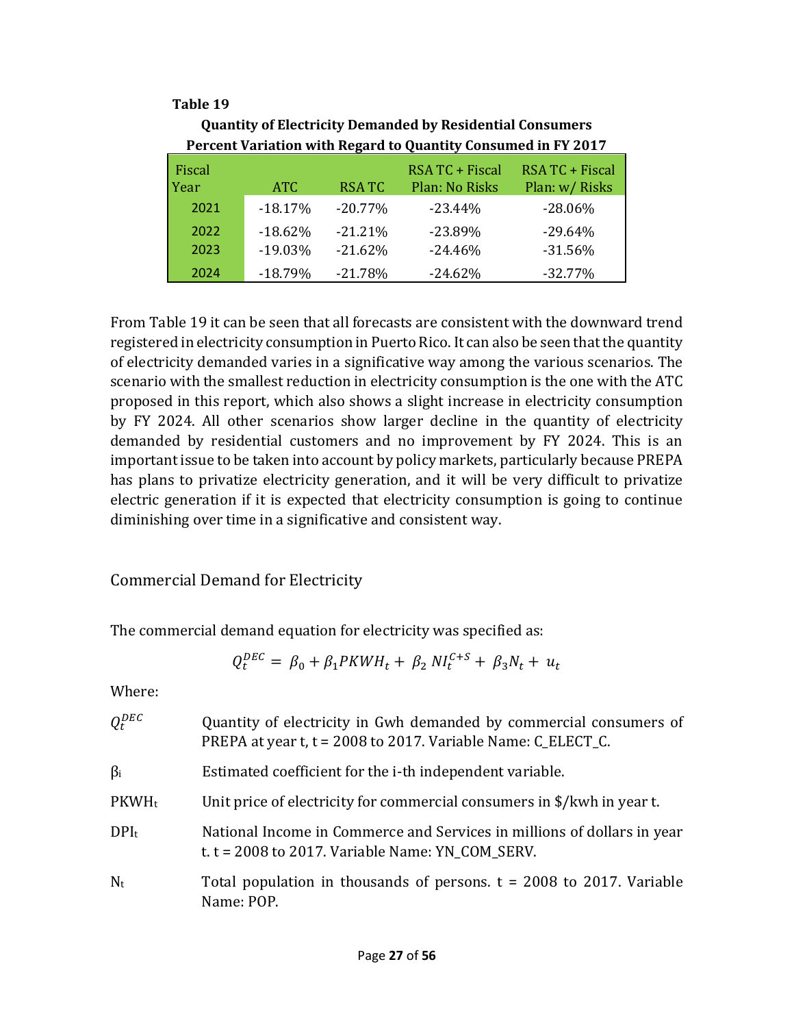**Table 19**

**Quantity of Electricity Demanded by Residential Consumers**
**Percent Variation with Regard to Quantity Consumed in FY 2017**

| Fiscal Year | ATC | RSA TC | RSA TC + Fiscal Plan: No Risks | RSA TC + Fiscal Plan: w/ Risks |
|---|---|---|---|---|
| 2021 | -18.17% | -20.77% | -23.44% | -28.06% |
| 2022 | -18.62% | -21.21% | -23.89% | -29.64% |
| 2023 | -19.03% | -21.62% | -24.46% | -31.56% |
| 2024 | -18.79% | -21.78% | -24.62% | -32.77% |

From Table 19 it can be seen that all forecasts are consistent with the downward trend registered in electricity consumption in Puerto Rico. It can also be seen that the quantity of electricity demanded varies in a significative way among the various scenarios. The scenario with the smallest reduction in electricity consumption is the one with the ATC proposed in this report, which also shows a slight increase in electricity consumption by FY 2024. All other scenarios show larger decline in the quantity of electricity demanded by residential customers and no improvement by FY 2024. This is an important issue to be taken into account by policy markets, particularly because PREPA has plans to privatize electricity generation, and it will be very difficult to privatize electric generation if it is expected that electricity consumption is going to continue diminishing over time in a significative and consistent way.

## Commercial Demand for Electricity

The commercial demand equation for electricity was specified as:

$$Q_t^{DEC} = \beta_0 + \beta_1 PKWH_t + \beta_2 \, NI_t^{C+S} + \beta_3 N_t + u_t$$

Where:

$Q_t^{DEC}$ Quantity of electricity in Gwh demanded by commercial consumers of PREPA at year t, t = 2008 to 2017. Variable Name: C_ELECT_C.

$\beta_i$ Estimated coefficient for the i-th independent variable.

$PKWH_t$ Unit price of electricity for commercial consumers in $/kwh in year t.

$DPI_t$ National Income in Commerce and Services in millions of dollars in year t. t = 2008 to 2017. Variable Name: YN_COM_SERV.

$N_t$ Total population in thousands of persons. t = 2008 to 2017. Variable Name: POP.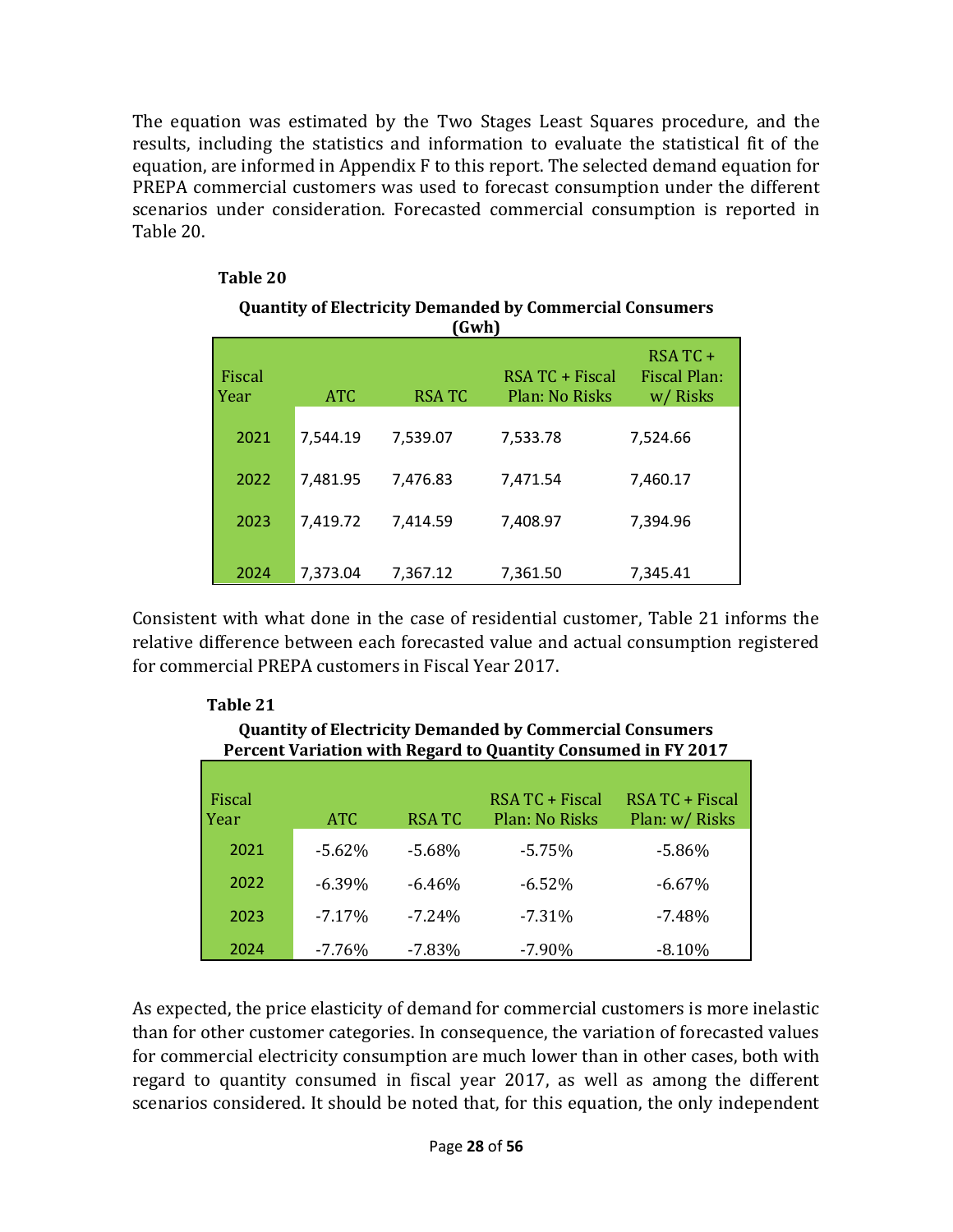The equation was estimated by the Two Stages Least Squares procedure, and the results, including the statistics and information to evaluate the statistical fit of the equation, are informed in Appendix F to this report. The selected demand equation for PREPA commercial customers was used to forecast consumption under the different scenarios under consideration. Forecasted commercial consumption is reported in Table 20.

**Table 20**

**Quantity of Electricity Demanded by Commercial Consumers (Gwh)**

| Fiscal Year | ATC | RSA TC | RSA TC + Fiscal Plan: No Risks | RSA TC + Fiscal Plan: w/ Risks |
|---|---|---|---|---|
| 2021 | 7,544.19 | 7,539.07 | 7,533.78 | 7,524.66 |
| 2022 | 7,481.95 | 7,476.83 | 7,471.54 | 7,460.17 |
| 2023 | 7,419.72 | 7,414.59 | 7,408.97 | 7,394.96 |
| 2024 | 7,373.04 | 7,367.12 | 7,361.50 | 7,345.41 |

Consistent with what done in the case of residential customer, Table 21 informs the relative difference between each forecasted value and actual consumption registered for commercial PREPA customers in Fiscal Year 2017.

**Table 21**

**Quantity of Electricity Demanded by Commercial Consumers Percent Variation with Regard to Quantity Consumed in FY 2017**

| Fiscal Year | ATC | RSA TC | RSA TC + Fiscal Plan: No Risks | RSA TC + Fiscal Plan: w/ Risks |
|---|---|---|---|---|
| 2021 | -5.62% | -5.68% | -5.75% | -5.86% |
| 2022 | -6.39% | -6.46% | -6.52% | -6.67% |
| 2023 | -7.17% | -7.24% | -7.31% | -7.48% |
| 2024 | -7.76% | -7.83% | -7.90% | -8.10% |

As expected, the price elasticity of demand for commercial customers is more inelastic than for other customer categories. In consequence, the variation of forecasted values for commercial electricity consumption are much lower than in other cases, both with regard to quantity consumed in fiscal year 2017, as well as among the different scenarios considered. It should be noted that, for this equation, the only independent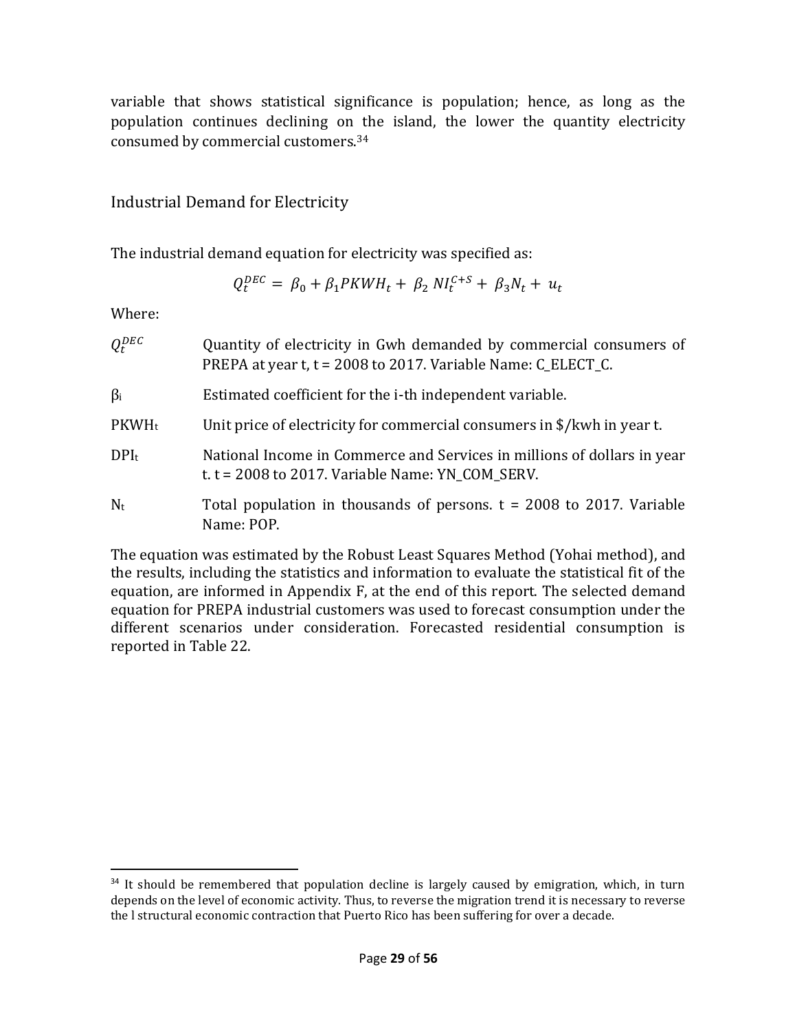variable that shows statistical significance is population; hence, as long as the population continues declining on the island, the lower the quantity electricity consumed by commercial customers.[34]

## Industrial Demand for Electricity

The industrial demand equation for electricity was specified as:

$$Q_t^{DEC} = \beta_0 + \beta_1 PKWH_t + \beta_2 NI_t^{C+S} + \beta_3 N_t + u_t$$

Where:

| | |
|---|---|
| $Q_t^{DEC}$ | Quantity of electricity in Gwh demanded by commercial consumers of PREPA at year t, t = 2008 to 2017. Variable Name: C_ELECT_C. |
| $\beta_i$ | Estimated coefficient for the i-th independent variable. |
| $PKWH_t$ | Unit price of electricity for commercial consumers in $/kwh in year t. |
| $DPI_t$ | National Income in Commerce and Services in millions of dollars in year t. t = 2008 to 2017. Variable Name: YN_COM_SERV. |
| $N_t$ | Total population in thousands of persons. t = 2008 to 2017. Variable Name: POP. |

The equation was estimated by the Robust Least Squares Method (Yohai method), and the results, including the statistics and information to evaluate the statistical fit of the equation, are informed in Appendix F, at the end of this report. The selected demand equation for PREPA industrial customers was used to forecast consumption under the different scenarios under consideration. Forecasted residential consumption is reported in Table 22.

[34] It should be remembered that population decline is largely caused by emigration, which, in turn depends on the level of economic activity. Thus, to reverse the migration trend it is necessary to reverse the l structural economic contraction that Puerto Rico has been suffering for over a decade.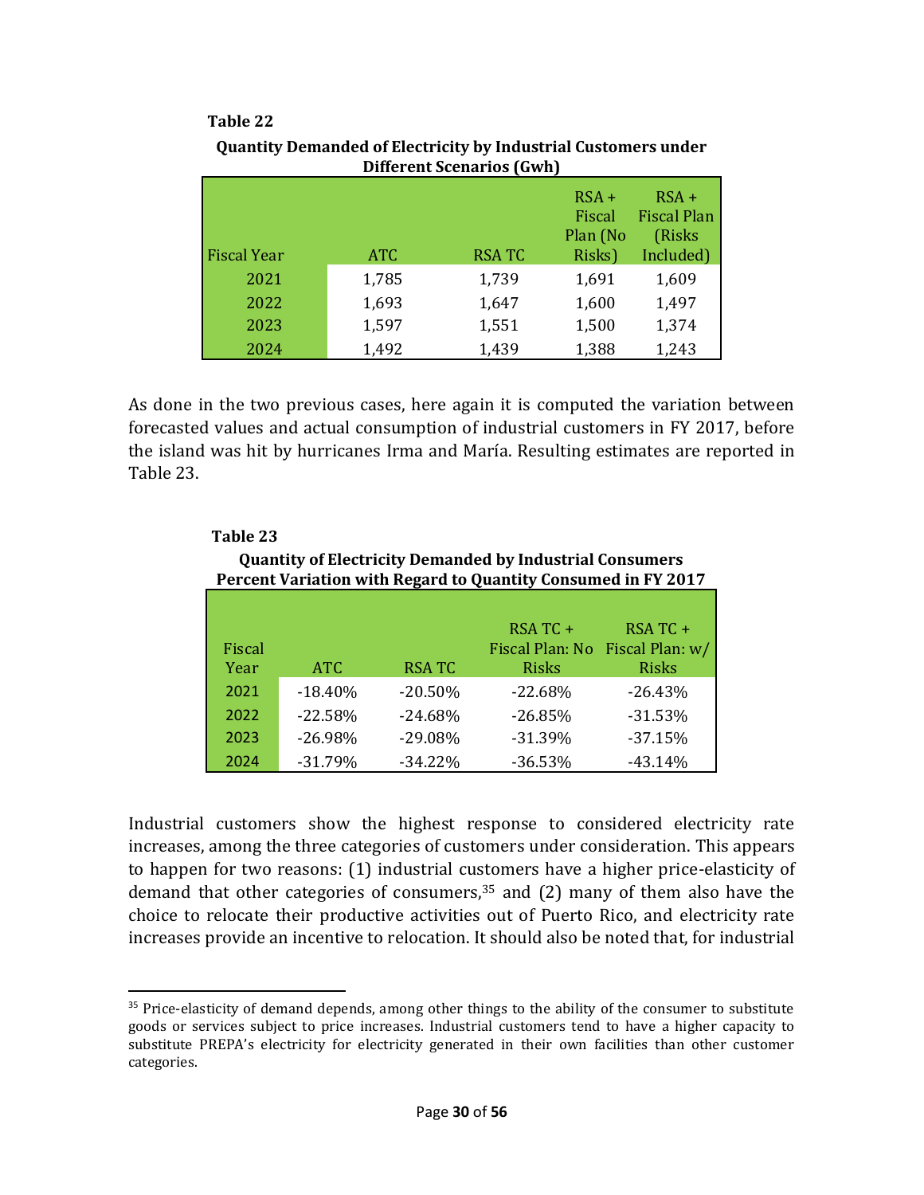**Table 22**

**Quantity Demanded of Electricity by Industrial Customers under Different Scenarios (Gwh)**

| Fiscal Year | ATC | RSA TC | RSA + Fiscal Plan (No Risks) | RSA + Fiscal Plan (Risks Included) |
|---|---|---|---|---|
| 2021 | 1,785 | 1,739 | 1,691 | 1,609 |
| 2022 | 1,693 | 1,647 | 1,600 | 1,497 |
| 2023 | 1,597 | 1,551 | 1,500 | 1,374 |
| 2024 | 1,492 | 1,439 | 1,388 | 1,243 |

As done in the two previous cases, here again it is computed the variation between forecasted values and actual consumption of industrial customers in FY 2017, before the island was hit by hurricanes Irma and María. Resulting estimates are reported in Table 23.

**Table 23**

**Quantity of Electricity Demanded by Industrial Consumers Percent Variation with Regard to Quantity Consumed in FY 2017**

| Fiscal Year | ATC | RSA TC | RSA TC + Fiscal Plan: No Risks | RSA TC + Fiscal Plan: w/ Risks |
|---|---|---|---|---|
| 2021 | -18.40% | -20.50% | -22.68% | -26.43% |
| 2022 | -22.58% | -24.68% | -26.85% | -31.53% |
| 2023 | -26.98% | -29.08% | -31.39% | -37.15% |
| 2024 | -31.79% | -34.22% | -36.53% | -43.14% |

Industrial customers show the highest response to considered electricity rate increases, among the three categories of customers under consideration. This appears to happen for two reasons: (1) industrial customers have a higher price-elasticity of demand that other categories of consumers,[35] and (2) many of them also have the choice to relocate their productive activities out of Puerto Rico, and electricity rate increases provide an incentive to relocation. It should also be noted that, for industrial

[35] Price-elasticity of demand depends, among other things to the ability of the consumer to substitute goods or services subject to price increases. Industrial customers tend to have a higher capacity to substitute PREPA's electricity for electricity generated in their own facilities than other customer categories.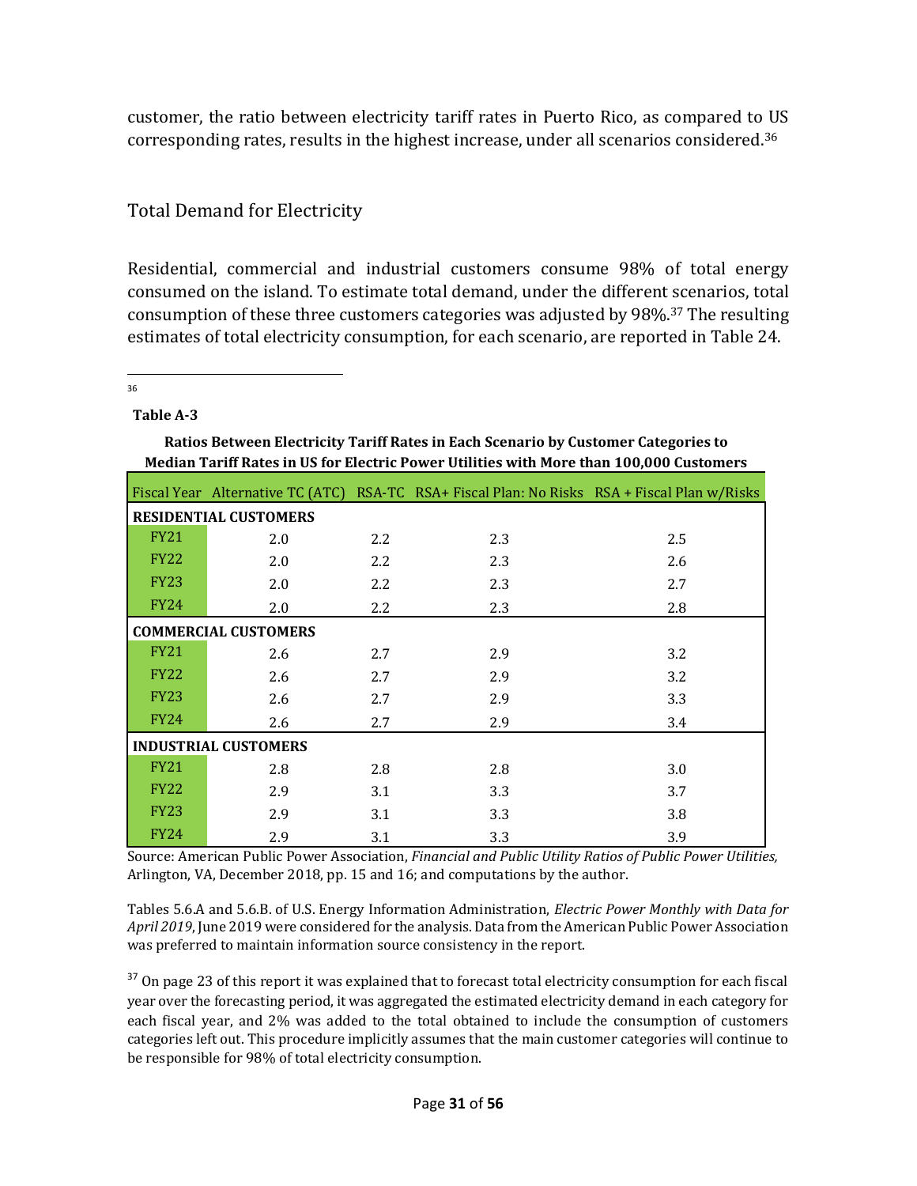customer, the ratio between electricity tariff rates in Puerto Rico, as compared to US corresponding rates, results in the highest increase, under all scenarios considered.[36]

## Total Demand for Electricity

Residential, commercial and industrial customers consume 98% of total energy consumed on the island. To estimate total demand, under the different scenarios, total consumption of these three customers categories was adjusted by 98%.[37] The resulting estimates of total electricity consumption, for each scenario, are reported in Table 24.

---

[36]

**Table A-3**

**Ratios Between Electricity Tariff Rates in Each Scenario by Customer Categories to Median Tariff Rates in US for Electric Power Utilities with More than 100,000 Customers**

| Fiscal Year | Alternative TC (ATC) | RSA-TC | RSA+ Fiscal Plan: No Risks | RSA + Fiscal Plan w/Risks |
|---|---|---|---|---|
| **RESIDENTIAL CUSTOMERS** | | | | |
| FY21 | 2.0 | 2.2 | 2.3 | 2.5 |
| FY22 | 2.0 | 2.2 | 2.3 | 2.6 |
| FY23 | 2.0 | 2.2 | 2.3 | 2.7 |
| FY24 | 2.0 | 2.2 | 2.3 | 2.8 |
| **COMMERCIAL CUSTOMERS** | | | | |
| FY21 | 2.6 | 2.7 | 2.9 | 3.2 |
| FY22 | 2.6 | 2.7 | 2.9 | 3.2 |
| FY23 | 2.6 | 2.7 | 2.9 | 3.3 |
| FY24 | 2.6 | 2.7 | 2.9 | 3.4 |
| **INDUSTRIAL CUSTOMERS** | | | | |
| FY21 | 2.8 | 2.8 | 2.8 | 3.0 |
| FY22 | 2.9 | 3.1 | 3.3 | 3.7 |
| FY23 | 2.9 | 3.1 | 3.3 | 3.8 |
| FY24 | 2.9 | 3.1 | 3.3 | 3.9 |

Source: American Public Power Association, *Financial and Public Utility Ratios of Public Power Utilities,* Arlington, VA, December 2018, pp. 15 and 16; and computations by the author.

Tables 5.6.A and 5.6.B. of U.S. Energy Information Administration, *Electric Power Monthly with Data for April 2019*, June 2019 were considered for the analysis. Data from the American Public Power Association was preferred to maintain information source consistency in the report.

[37] On page 23 of this report it was explained that to forecast total electricity consumption for each fiscal year over the forecasting period, it was aggregated the estimated electricity demand in each category for each fiscal year, and 2% was added to the total obtained to include the consumption of customers categories left out. This procedure implicitly assumes that the main customer categories will continue to be responsible for 98% of total electricity consumption.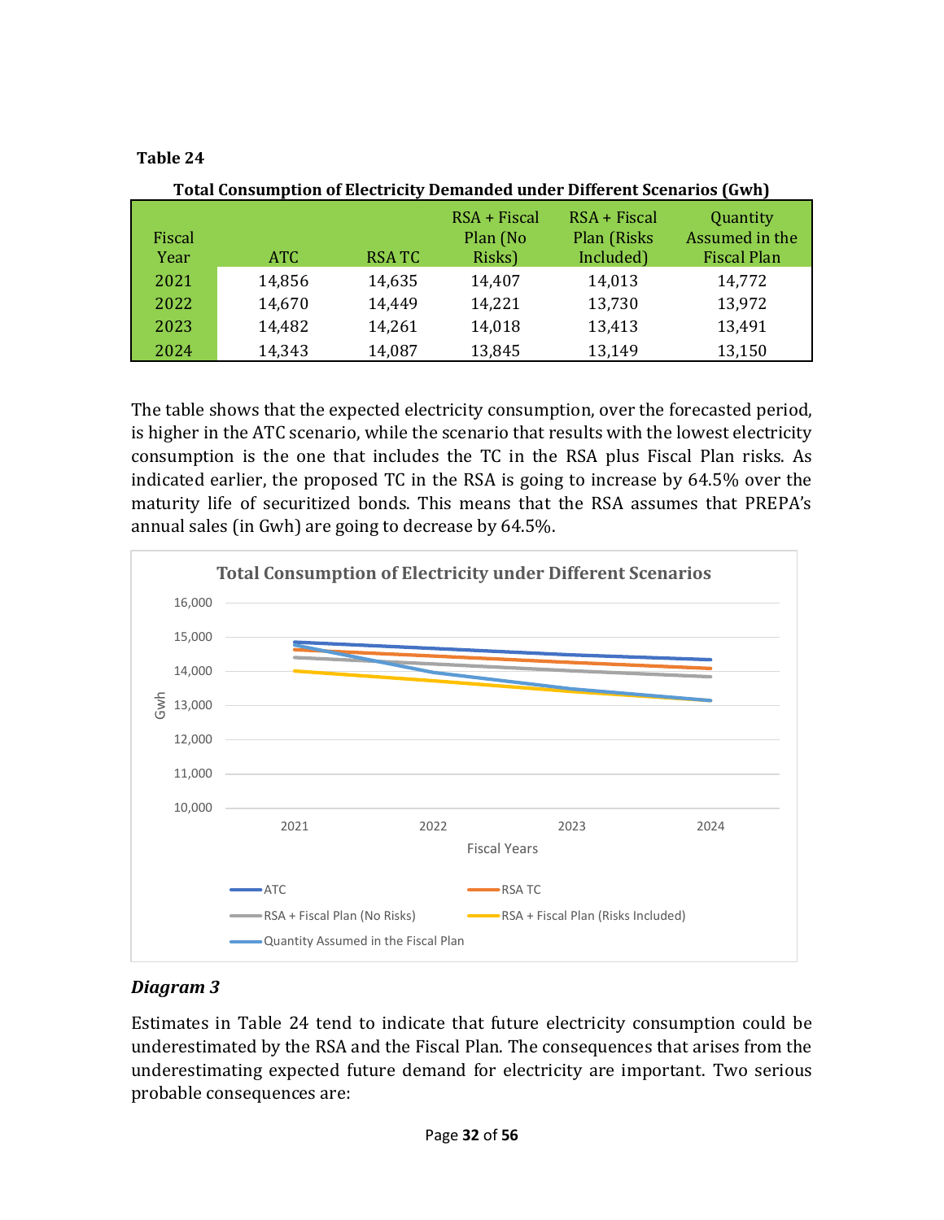**Table 24**

**Total Consumption of Electricity Demanded under Different Scenarios (Gwh)**

| Fiscal Year | ATC | RSA TC | RSA + Fiscal Plan (No Risks) | RSA + Fiscal Plan (Risks Included) | Quantity Assumed in the Fiscal Plan |
|---|---|---|---|---|---|
| 2021 | 14,856 | 14,635 | 14,407 | 14,013 | 14,772 |
| 2022 | 14,670 | 14,449 | 14,221 | 13,730 | 13,972 |
| 2023 | 14,482 | 14,261 | 14,018 | 13,413 | 13,491 |
| 2024 | 14,343 | 14,087 | 13,845 | 13,149 | 13,150 |

The table shows that the expected electricity consumption, over the forecasted period, is higher in the ATC scenario, while the scenario that results with the lowest electricity consumption is the one that includes the TC in the RSA plus Fiscal Plan risks. As indicated earlier, the proposed TC in the RSA is going to increase by 64.5% over the maturity life of securitized bonds. This means that the RSA assumes that PREPA's annual sales (in Gwh) are going to decrease by 64.5%.

*Diagram 3*

Estimates in Table 24 tend to indicate that future electricity consumption could be underestimated by the RSA and the Fiscal Plan. The consequences that arises from the underestimating expected future demand for electricity are important. Two serious probable consequences are: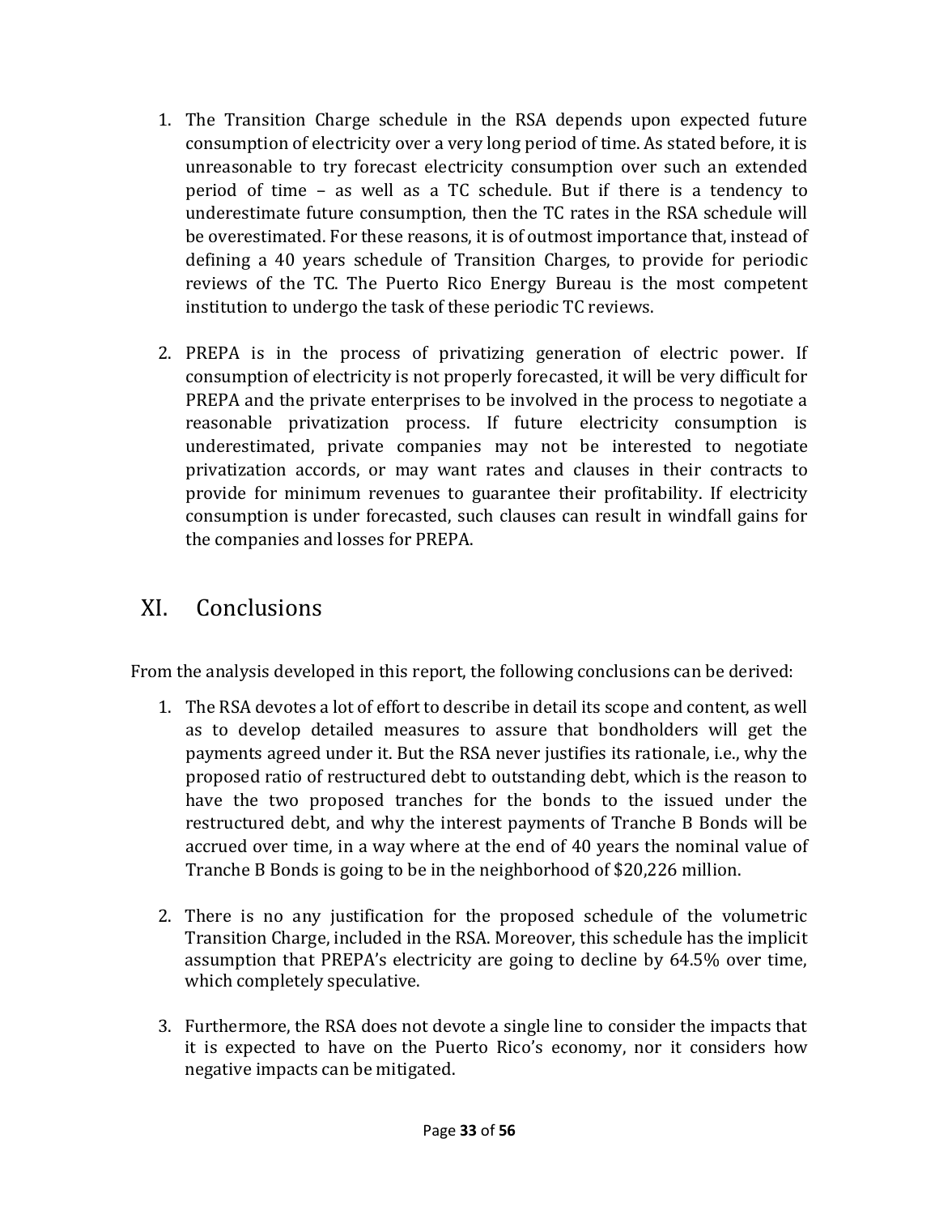1. The Transition Charge schedule in the RSA depends upon expected future consumption of electricity over a very long period of time. As stated before, it is unreasonable to try forecast electricity consumption over such an extended period of time – as well as a TC schedule. But if there is a tendency to underestimate future consumption, then the TC rates in the RSA schedule will be overestimated. For these reasons, it is of outmost importance that, instead of defining a 40 years schedule of Transition Charges, to provide for periodic reviews of the TC. The Puerto Rico Energy Bureau is the most competent institution to undergo the task of these periodic TC reviews.

2. PREPA is in the process of privatizing generation of electric power. If consumption of electricity is not properly forecasted, it will be very difficult for PREPA and the private enterprises to be involved in the process to negotiate a reasonable privatization process. If future electricity consumption is underestimated, private companies may not be interested to negotiate privatization accords, or may want rates and clauses in their contracts to provide for minimum revenues to guarantee their profitability. If electricity consumption is under forecasted, such clauses can result in windfall gains for the companies and losses for PREPA.

## XI. Conclusions

From the analysis developed in this report, the following conclusions can be derived:

1. The RSA devotes a lot of effort to describe in detail its scope and content, as well as to develop detailed measures to assure that bondholders will get the payments agreed under it. But the RSA never justifies its rationale, i.e., why the proposed ratio of restructured debt to outstanding debt, which is the reason to have the two proposed tranches for the bonds to the issued under the restructured debt, and why the interest payments of Tranche B Bonds will be accrued over time, in a way where at the end of 40 years the nominal value of Tranche B Bonds is going to be in the neighborhood of $20,226 million.

2. There is no any justification for the proposed schedule of the volumetric Transition Charge, included in the RSA. Moreover, this schedule has the implicit assumption that PREPA's electricity are going to decline by 64.5% over time, which completely speculative.

3. Furthermore, the RSA does not devote a single line to consider the impacts that it is expected to have on the Puerto Rico's economy, nor it considers how negative impacts can be mitigated.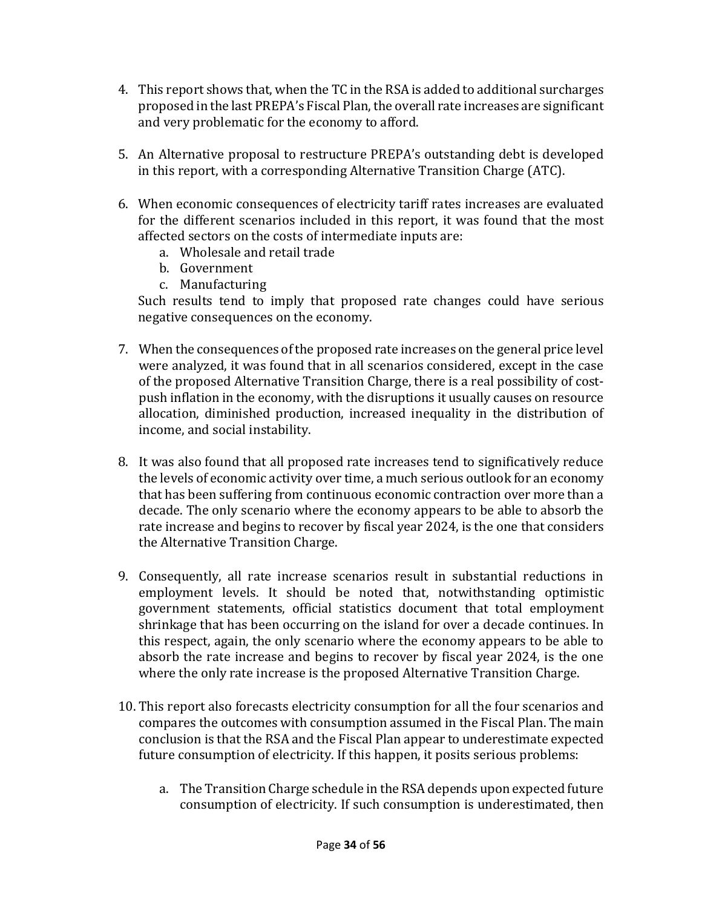4. This report shows that, when the TC in the RSA is added to additional surcharges proposed in the last PREPA's Fiscal Plan, the overall rate increases are significant and very problematic for the economy to afford.

5. An Alternative proposal to restructure PREPA's outstanding debt is developed in this report, with a corresponding Alternative Transition Charge (ATC).

6. When economic consequences of electricity tariff rates increases are evaluated for the different scenarios included in this report, it was found that the most affected sectors on the costs of intermediate inputs are:
   a. Wholesale and retail trade
   b. Government
   c. Manufacturing

   Such results tend to imply that proposed rate changes could have serious negative consequences on the economy.

7. When the consequences of the proposed rate increases on the general price level were analyzed, it was found that in all scenarios considered, except in the case of the proposed Alternative Transition Charge, there is a real possibility of cost-push inflation in the economy, with the disruptions it usually causes on resource allocation, diminished production, increased inequality in the distribution of income, and social instability.

8. It was also found that all proposed rate increases tend to significatively reduce the levels of economic activity over time, a much serious outlook for an economy that has been suffering from continuous economic contraction over more than a decade. The only scenario where the economy appears to be able to absorb the rate increase and begins to recover by fiscal year 2024, is the one that considers the Alternative Transition Charge.

9. Consequently, all rate increase scenarios result in substantial reductions in employment levels. It should be noted that, notwithstanding optimistic government statements, official statistics document that total employment shrinkage that has been occurring on the island for over a decade continues. In this respect, again, the only scenario where the economy appears to be able to absorb the rate increase and begins to recover by fiscal year 2024, is the one where the only rate increase is the proposed Alternative Transition Charge.

10. This report also forecasts electricity consumption for all the four scenarios and compares the outcomes with consumption assumed in the Fiscal Plan. The main conclusion is that the RSA and the Fiscal Plan appear to underestimate expected future consumption of electricity. If this happen, it posits serious problems:

    a. The Transition Charge schedule in the RSA depends upon expected future consumption of electricity. If such consumption is underestimated, then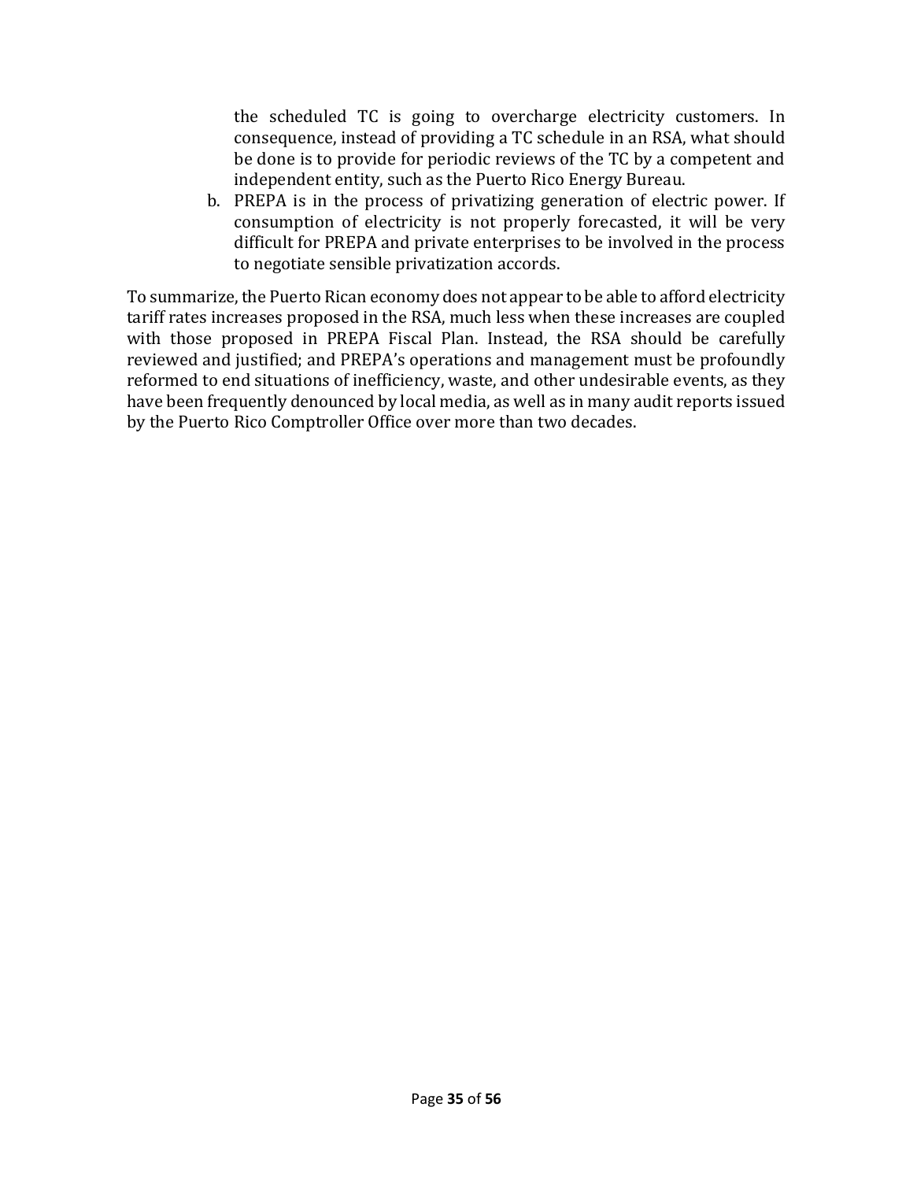the scheduled TC is going to overcharge electricity customers. In consequence, instead of providing a TC schedule in an RSA, what should be done is to provide for periodic reviews of the TC by a competent and independent entity, such as the Puerto Rico Energy Bureau.

b. PREPA is in the process of privatizing generation of electric power. If consumption of electricity is not properly forecasted, it will be very difficult for PREPA and private enterprises to be involved in the process to negotiate sensible privatization accords.

To summarize, the Puerto Rican economy does not appear to be able to afford electricity tariff rates increases proposed in the RSA, much less when these increases are coupled with those proposed in PREPA Fiscal Plan. Instead, the RSA should be carefully reviewed and justified; and PREPA's operations and management must be profoundly reformed to end situations of inefficiency, waste, and other undesirable events, as they have been frequently denounced by local media, as well as in many audit reports issued by the Puerto Rico Comptroller Office over more than two decades.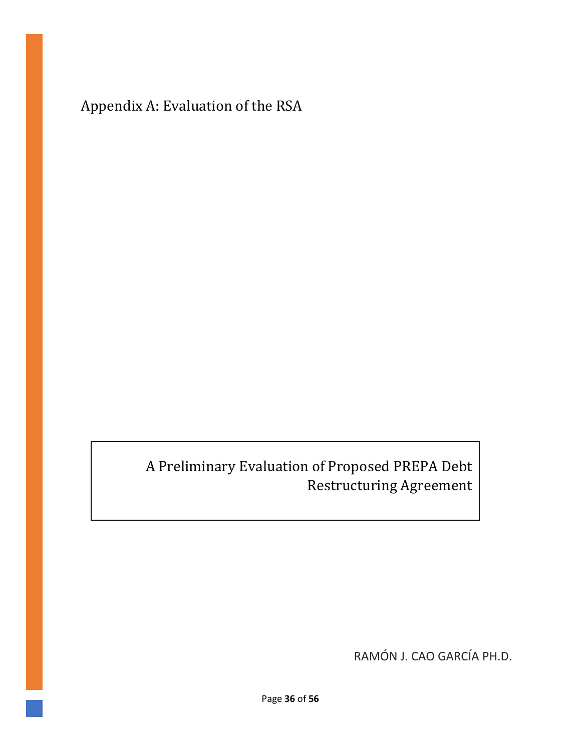# Appendix A: Evaluation of the RSA

A Preliminary Evaluation of Proposed PREPA Debt Restructuring Agreement

RAMÓN J. CAO GARCÍA PH.D.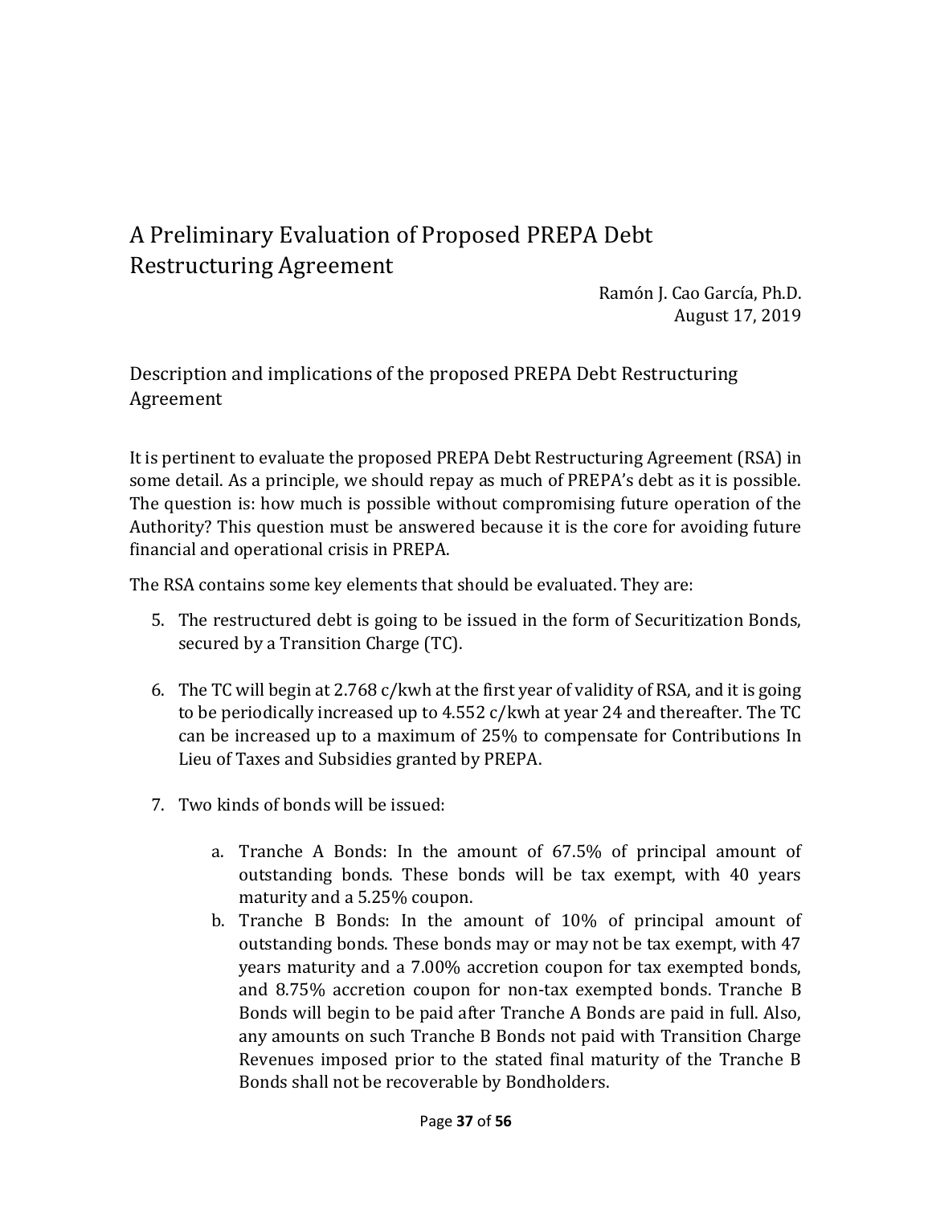# A Preliminary Evaluation of Proposed PREPA Debt Restructuring Agreement

Ramón J. Cao García, Ph.D.
August 17, 2019

## Description and implications of the proposed PREPA Debt Restructuring Agreement

It is pertinent to evaluate the proposed PREPA Debt Restructuring Agreement (RSA) in some detail. As a principle, we should repay as much of PREPA's debt as it is possible. The question is: how much is possible without compromising future operation of the Authority? This question must be answered because it is the core for avoiding future financial and operational crisis in PREPA.

The RSA contains some key elements that should be evaluated. They are:

5. The restructured debt is going to be issued in the form of Securitization Bonds, secured by a Transition Charge (TC).

6. The TC will begin at 2.768 c/kwh at the first year of validity of RSA, and it is going to be periodically increased up to 4.552 c/kwh at year 24 and thereafter. The TC can be increased up to a maximum of 25% to compensate for Contributions In Lieu of Taxes and Subsidies granted by PREPA.

7. Two kinds of bonds will be issued:

    a. Tranche A Bonds: In the amount of 67.5% of principal amount of outstanding bonds. These bonds will be tax exempt, with 40 years maturity and a 5.25% coupon.
    b. Tranche B Bonds: In the amount of 10% of principal amount of outstanding bonds. These bonds may or may not be tax exempt, with 47 years maturity and a 7.00% accretion coupon for tax exempted bonds, and 8.75% accretion coupon for non-tax exempted bonds. Tranche B Bonds will begin to be paid after Tranche A Bonds are paid in full. Also, any amounts on such Tranche B Bonds not paid with Transition Charge Revenues imposed prior to the stated final maturity of the Tranche B Bonds shall not be recoverable by Bondholders.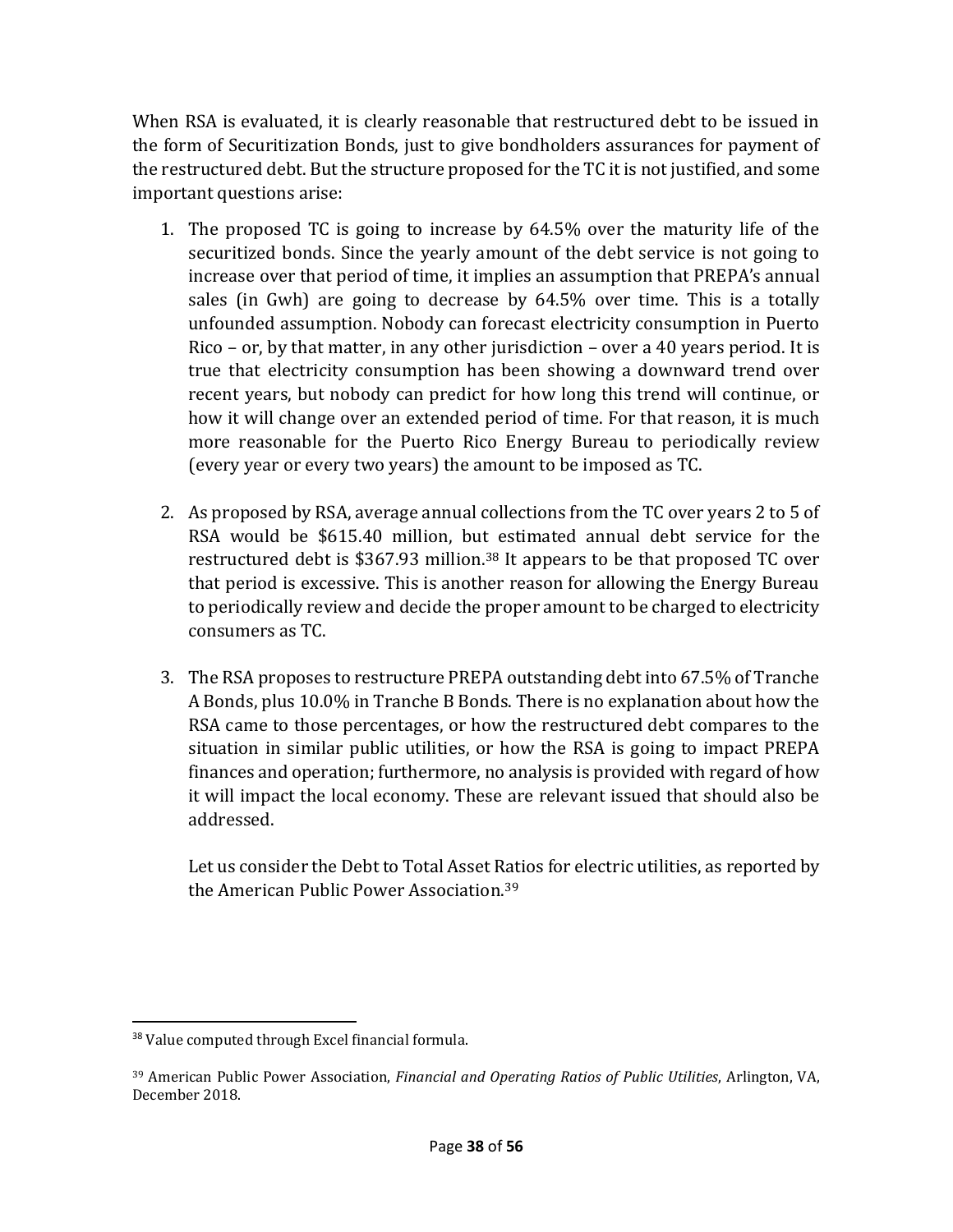When RSA is evaluated, it is clearly reasonable that restructured debt to be issued in the form of Securitization Bonds, just to give bondholders assurances for payment of the restructured debt. But the structure proposed for the TC it is not justified, and some important questions arise:

1. The proposed TC is going to increase by 64.5% over the maturity life of the securitized bonds. Since the yearly amount of the debt service is not going to increase over that period of time, it implies an assumption that PREPA's annual sales (in Gwh) are going to decrease by 64.5% over time. This is a totally unfounded assumption. Nobody can forecast electricity consumption in Puerto Rico – or, by that matter, in any other jurisdiction – over a 40 years period. It is true that electricity consumption has been showing a downward trend over recent years, but nobody can predict for how long this trend will continue, or how it will change over an extended period of time. For that reason, it is much more reasonable for the Puerto Rico Energy Bureau to periodically review (every year or every two years) the amount to be imposed as TC.

2. As proposed by RSA, average annual collections from the TC over years 2 to 5 of RSA would be $615.40 million, but estimated annual debt service for the restructured debt is $367.93 million.[38] It appears to be that proposed TC over that period is excessive. This is another reason for allowing the Energy Bureau to periodically review and decide the proper amount to be charged to electricity consumers as TC.

3. The RSA proposes to restructure PREPA outstanding debt into 67.5% of Tranche A Bonds, plus 10.0% in Tranche B Bonds. There is no explanation about how the RSA came to those percentages, or how the restructured debt compares to the situation in similar public utilities, or how the RSA is going to impact PREPA finances and operation; furthermore, no analysis is provided with regard of how it will impact the local economy. These are relevant issued that should also be addressed.

   Let us consider the Debt to Total Asset Ratios for electric utilities, as reported by the American Public Power Association.[39]

---

[38] Value computed through Excel financial formula.

[39] American Public Power Association, *Financial and Operating Ratios of Public Utilities*, Arlington, VA, December 2018.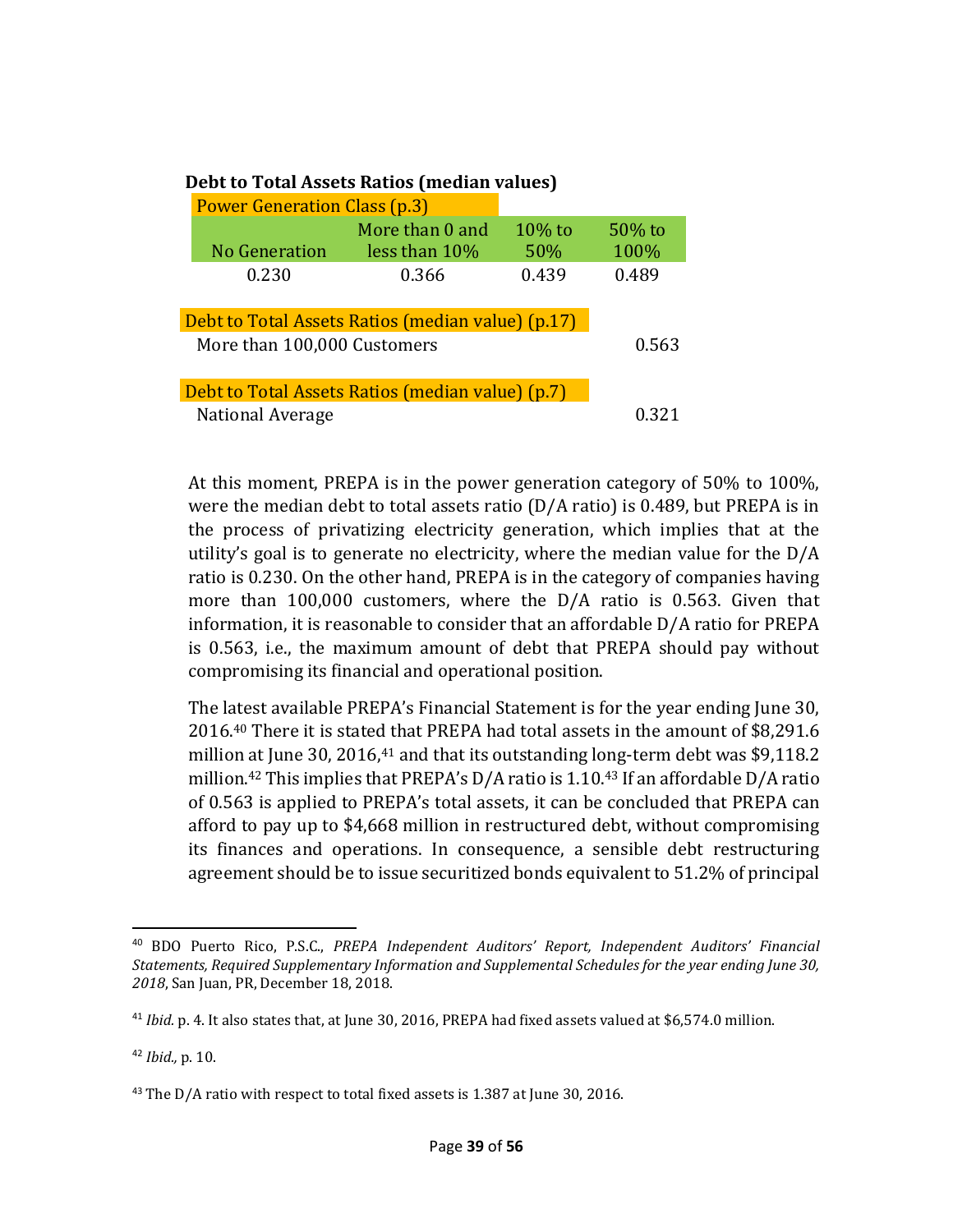**Debt to Total Assets Ratios (median values)**

| Power Generation Class (p.3) | | | |
|---|---|---|---|
| No Generation | More than 0 and less than 10% | 10% to 50% | 50% to 100% |
| 0.230 | 0.366 | 0.439 | 0.489 |

| Debt to Total Assets Ratios (median value) (p.17) | |
|---|---|
| More than 100,000 Customers | 0.563 |

| Debt to Total Assets Ratios (median value) (p.7) | |
|---|---|
| National Average | 0.321 |

At this moment, PREPA is in the power generation category of 50% to 100%, were the median debt to total assets ratio (D/A ratio) is 0.489, but PREPA is in the process of privatizing electricity generation, which implies that at the utility's goal is to generate no electricity, where the median value for the D/A ratio is 0.230. On the other hand, PREPA is in the category of companies having more than 100,000 customers, where the D/A ratio is 0.563. Given that information, it is reasonable to consider that an affordable D/A ratio for PREPA is 0.563, i.e., the maximum amount of debt that PREPA should pay without compromising its financial and operational position.

The latest available PREPA's Financial Statement is for the year ending June 30, 2016.[40] There it is stated that PREPA had total assets in the amount of $8,291.6 million at June 30, 2016,[41] and that its outstanding long-term debt was $9,118.2 million.[42] This implies that PREPA's D/A ratio is 1.10.[43] If an affordable D/A ratio of 0.563 is applied to PREPA's total assets, it can be concluded that PREPA can afford to pay up to $4,668 million in restructured debt, without compromising its finances and operations. In consequence, a sensible debt restructuring agreement should be to issue securitized bonds equivalent to 51.2% of principal

---

[40] BDO Puerto Rico, P.S.C., *PREPA Independent Auditors' Report, Independent Auditors' Financial Statements, Required Supplementary Information and Supplemental Schedules for the year ending June 30, 2018*, San Juan, PR, December 18, 2018.

[41] *Ibid.* p. 4. It also states that, at June 30, 2016, PREPA had fixed assets valued at $6,574.0 million.

[42] *Ibid.,* p. 10.

[43] The D/A ratio with respect to total fixed assets is 1.387 at June 30, 2016.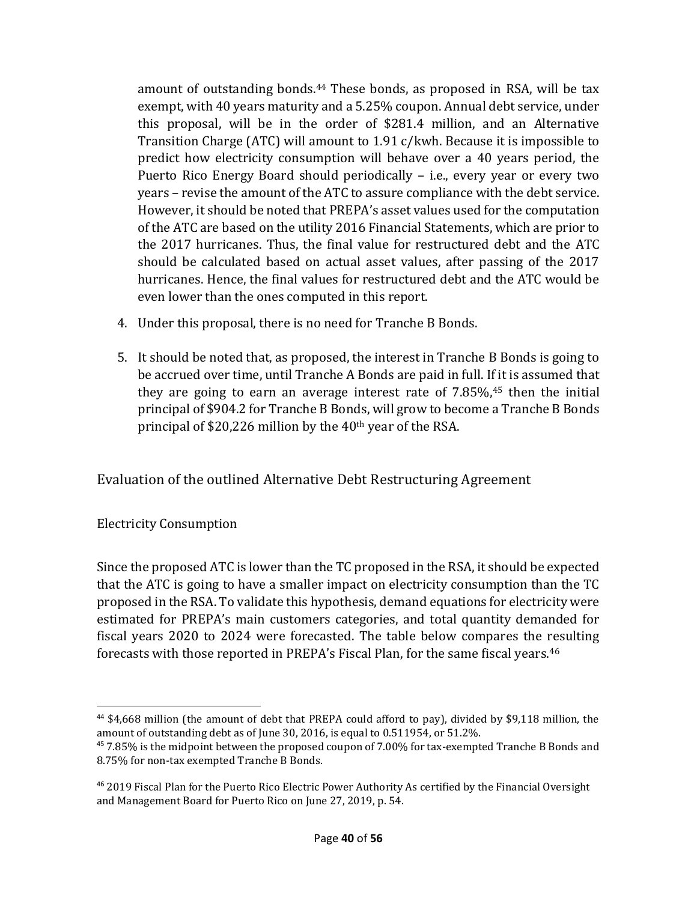amount of outstanding bonds.[44] These bonds, as proposed in RSA, will be tax exempt, with 40 years maturity and a 5.25% coupon. Annual debt service, under this proposal, will be in the order of $281.4 million, and an Alternative Transition Charge (ATC) will amount to 1.91 c/kwh. Because it is impossible to predict how electricity consumption will behave over a 40 years period, the Puerto Rico Energy Board should periodically – i.e., every year or every two years – revise the amount of the ATC to assure compliance with the debt service. However, it should be noted that PREPA's asset values used for the computation of the ATC are based on the utility 2016 Financial Statements, which are prior to the 2017 hurricanes. Thus, the final value for restructured debt and the ATC should be calculated based on actual asset values, after passing of the 2017 hurricanes. Hence, the final values for restructured debt and the ATC would be even lower than the ones computed in this report.

4. Under this proposal, there is no need for Tranche B Bonds.

5. It should be noted that, as proposed, the interest in Tranche B Bonds is going to be accrued over time, until Tranche A Bonds are paid in full. If it is assumed that they are going to earn an average interest rate of 7.85%,[45] then the initial principal of $904.2 for Tranche B Bonds, will grow to become a Tranche B Bonds principal of $20,226 million by the 40th year of the RSA.

## Evaluation of the outlined Alternative Debt Restructuring Agreement

### Electricity Consumption

Since the proposed ATC is lower than the TC proposed in the RSA, it should be expected that the ATC is going to have a smaller impact on electricity consumption than the TC proposed in the RSA. To validate this hypothesis, demand equations for electricity were estimated for PREPA's main customers categories, and total quantity demanded for fiscal years 2020 to 2024 were forecasted. The table below compares the resulting forecasts with those reported in PREPA's Fiscal Plan, for the same fiscal years.[46]

---

[44] $4,668 million (the amount of debt that PREPA could afford to pay), divided by $9,118 million, the amount of outstanding debt as of June 30, 2016, is equal to 0.511954, or 51.2%.

[45] 7.85% is the midpoint between the proposed coupon of 7.00% for tax-exempted Tranche B Bonds and 8.75% for non-tax exempted Tranche B Bonds.

[46] 2019 Fiscal Plan for the Puerto Rico Electric Power Authority As certified by the Financial Oversight and Management Board for Puerto Rico on June 27, 2019, p. 54.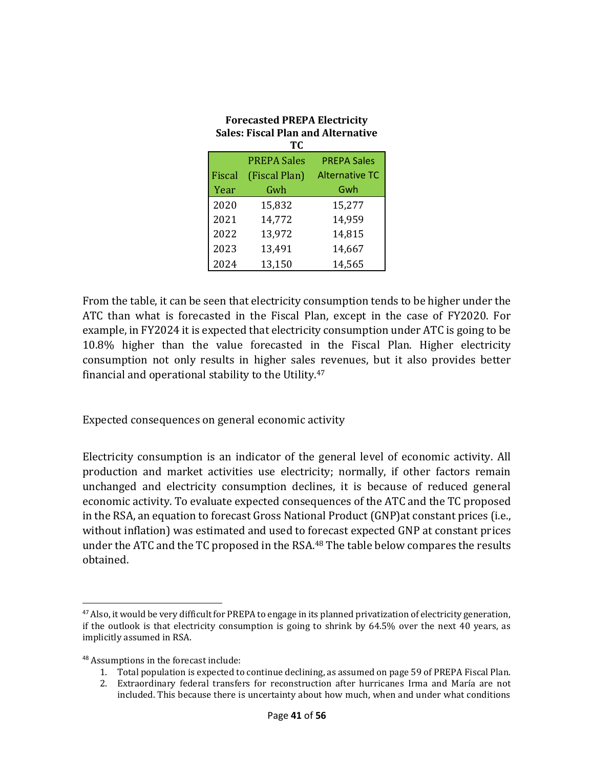**Forecasted PREPA Electricity Sales: Fiscal Plan and Alternative TC**

| Fiscal Year | PREPA Sales (Fiscal Plan) Gwh | PREPA Sales Alternative TC Gwh |
|---|---|---|
| 2020 | 15,832 | 15,277 |
| 2021 | 14,772 | 14,959 |
| 2022 | 13,972 | 14,815 |
| 2023 | 13,491 | 14,667 |
| 2024 | 13,150 | 14,565 |

From the table, it can be seen that electricity consumption tends to be higher under the ATC than what is forecasted in the Fiscal Plan, except in the case of FY2020. For example, in FY2024 it is expected that electricity consumption under ATC is going to be 10.8% higher than the value forecasted in the Fiscal Plan. Higher electricity consumption not only results in higher sales revenues, but it also provides better financial and operational stability to the Utility.[47]

Expected consequences on general economic activity

Electricity consumption is an indicator of the general level of economic activity. All production and market activities use electricity; normally, if other factors remain unchanged and electricity consumption declines, it is because of reduced general economic activity. To evaluate expected consequences of the ATC and the TC proposed in the RSA, an equation to forecast Gross National Product (GNP)at constant prices (i.e., without inflation) was estimated and used to forecast expected GNP at constant prices under the ATC and the TC proposed in the RSA.[48] The table below compares the results obtained.

---

[47] Also, it would be very difficult for PREPA to engage in its planned privatization of electricity generation, if the outlook is that electricity consumption is going to shrink by 64.5% over the next 40 years, as implicitly assumed in RSA.

[48] Assumptions in the forecast include:

1. Total population is expected to continue declining, as assumed on page 59 of PREPA Fiscal Plan.
2. Extraordinary federal transfers for reconstruction after hurricanes Irma and María are not included. This because there is uncertainty about how much, when and under what conditions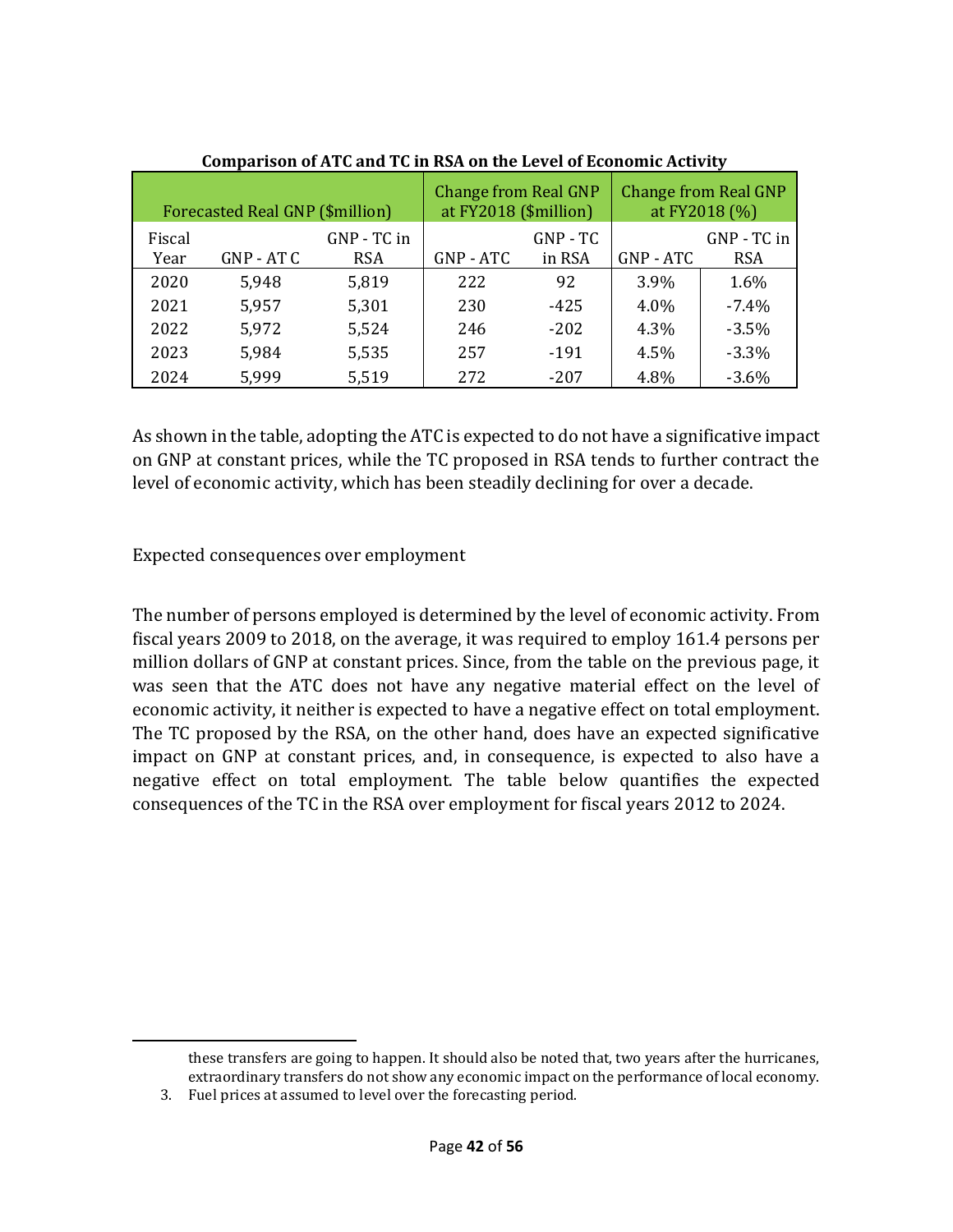**Comparison of ATC and TC in RSA on the Level of Economic Activity**

| Forecasted Real GNP ($million) | | | Change from Real GNP at FY2018 ($million) | | Change from Real GNP at FY2018 (%) | |
|---|---|---|---|---|---|---|
| Fiscal Year | GNP - AT C | GNP - TC in RSA | GNP - ATC | GNP - TC in RSA | GNP - ATC | GNP - TC in RSA |
| 2020 | 5,948 | 5,819 | 222 | 92 | 3.9% | 1.6% |
| 2021 | 5,957 | 5,301 | 230 | -425 | 4.0% | -7.4% |
| 2022 | 5,972 | 5,524 | 246 | -202 | 4.3% | -3.5% |
| 2023 | 5,984 | 5,535 | 257 | -191 | 4.5% | -3.3% |
| 2024 | 5,999 | 5,519 | 272 | -207 | 4.8% | -3.6% |

As shown in the table, adopting the ATC is expected to do not have a significative impact on GNP at constant prices, while the TC proposed in RSA tends to further contract the level of economic activity, which has been steadily declining for over a decade.

Expected consequences over employment

The number of persons employed is determined by the level of economic activity. From fiscal years 2009 to 2018, on the average, it was required to employ 161.4 persons per million dollars of GNP at constant prices. Since, from the table on the previous page, it was seen that the ATC does not have any negative material effect on the level of economic activity, it neither is expected to have a negative effect on total employment. The TC proposed by the RSA, on the other hand, does have an expected significative impact on GNP at constant prices, and, in consequence, is expected to also have a negative effect on total employment. The table below quantifies the expected consequences of the TC in the RSA over employment for fiscal years 2012 to 2024.

---

these transfers are going to happen. It should also be noted that, two years after the hurricanes, extraordinary transfers do not show any economic impact on the performance of local economy.

3. Fuel prices at assumed to level over the forecasting period.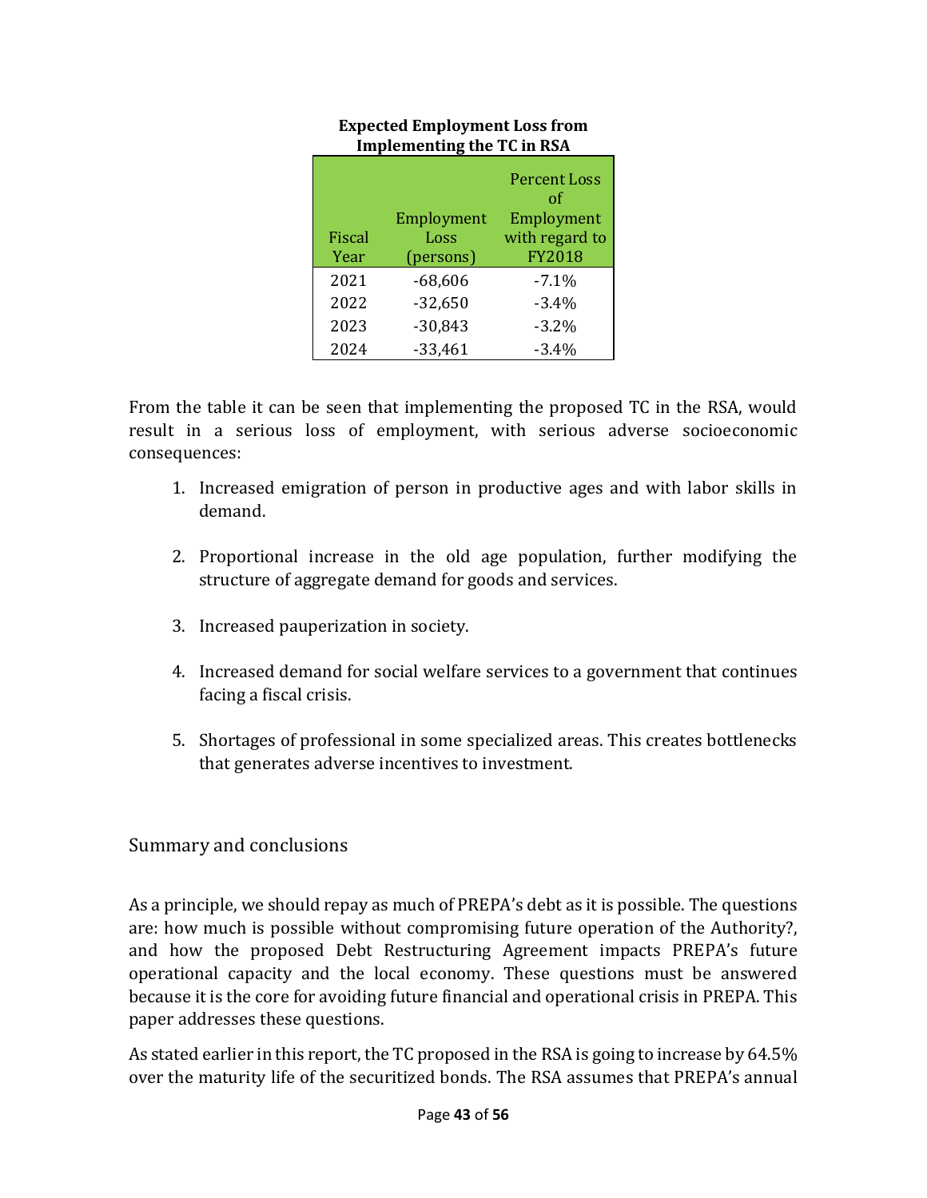**Expected Employment Loss from Implementing the TC in RSA**

| Fiscal Year | Employment Loss (persons) | Percent Loss of Employment with regard to FY2018 |
|---|---|---|
| 2021 | -68,606 | -7.1% |
| 2022 | -32,650 | -3.4% |
| 2023 | -30,843 | -3.2% |
| 2024 | -33,461 | -3.4% |

From the table it can be seen that implementing the proposed TC in the RSA, would result in a serious loss of employment, with serious adverse socioeconomic consequences:

1. Increased emigration of person in productive ages and with labor skills in demand.
2. Proportional increase in the old age population, further modifying the structure of aggregate demand for goods and services.
3. Increased pauperization in society.
4. Increased demand for social welfare services to a government that continues facing a fiscal crisis.
5. Shortages of professional in some specialized areas. This creates bottlenecks that generates adverse incentives to investment.

## Summary and conclusions

As a principle, we should repay as much of PREPA's debt as it is possible. The questions are: how much is possible without compromising future operation of the Authority?, and how the proposed Debt Restructuring Agreement impacts PREPA's future operational capacity and the local economy. These questions must be answered because it is the core for avoiding future financial and operational crisis in PREPA. This paper addresses these questions.

As stated earlier in this report, the TC proposed in the RSA is going to increase by 64.5% over the maturity life of the securitized bonds. The RSA assumes that PREPA's annual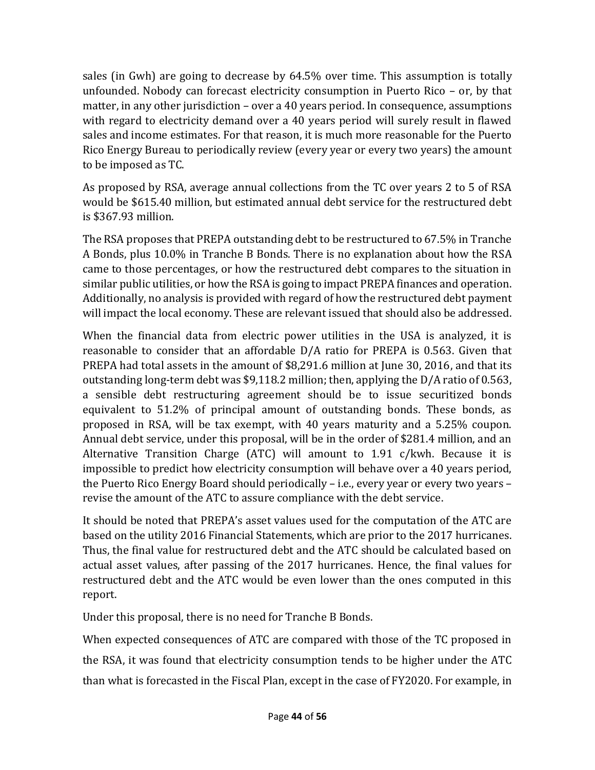sales (in Gwh) are going to decrease by 64.5% over time. This assumption is totally unfounded. Nobody can forecast electricity consumption in Puerto Rico – or, by that matter, in any other jurisdiction – over a 40 years period. In consequence, assumptions with regard to electricity demand over a 40 years period will surely result in flawed sales and income estimates. For that reason, it is much more reasonable for the Puerto Rico Energy Bureau to periodically review (every year or every two years) the amount to be imposed as TC.

As proposed by RSA, average annual collections from the TC over years 2 to 5 of RSA would be $615.40 million, but estimated annual debt service for the restructured debt is $367.93 million.

The RSA proposes that PREPA outstanding debt to be restructured to 67.5% in Tranche A Bonds, plus 10.0% in Tranche B Bonds. There is no explanation about how the RSA came to those percentages, or how the restructured debt compares to the situation in similar public utilities, or how the RSA is going to impact PREPA finances and operation. Additionally, no analysis is provided with regard of how the restructured debt payment will impact the local economy. These are relevant issued that should also be addressed.

When the financial data from electric power utilities in the USA is analyzed, it is reasonable to consider that an affordable D/A ratio for PREPA is 0.563. Given that PREPA had total assets in the amount of $8,291.6 million at June 30, 2016, and that its outstanding long-term debt was $9,118.2 million; then, applying the D/A ratio of 0.563, a sensible debt restructuring agreement should be to issue securitized bonds equivalent to 51.2% of principal amount of outstanding bonds. These bonds, as proposed in RSA, will be tax exempt, with 40 years maturity and a 5.25% coupon. Annual debt service, under this proposal, will be in the order of $281.4 million, and an Alternative Transition Charge (ATC) will amount to 1.91 c/kwh. Because it is impossible to predict how electricity consumption will behave over a 40 years period, the Puerto Rico Energy Board should periodically – i.e., every year or every two years – revise the amount of the ATC to assure compliance with the debt service.

It should be noted that PREPA's asset values used for the computation of the ATC are based on the utility 2016 Financial Statements, which are prior to the 2017 hurricanes. Thus, the final value for restructured debt and the ATC should be calculated based on actual asset values, after passing of the 2017 hurricanes. Hence, the final values for restructured debt and the ATC would be even lower than the ones computed in this report.

Under this proposal, there is no need for Tranche B Bonds.

When expected consequences of ATC are compared with those of the TC proposed in the RSA, it was found that electricity consumption tends to be higher under the ATC than what is forecasted in the Fiscal Plan, except in the case of FY2020. For example, in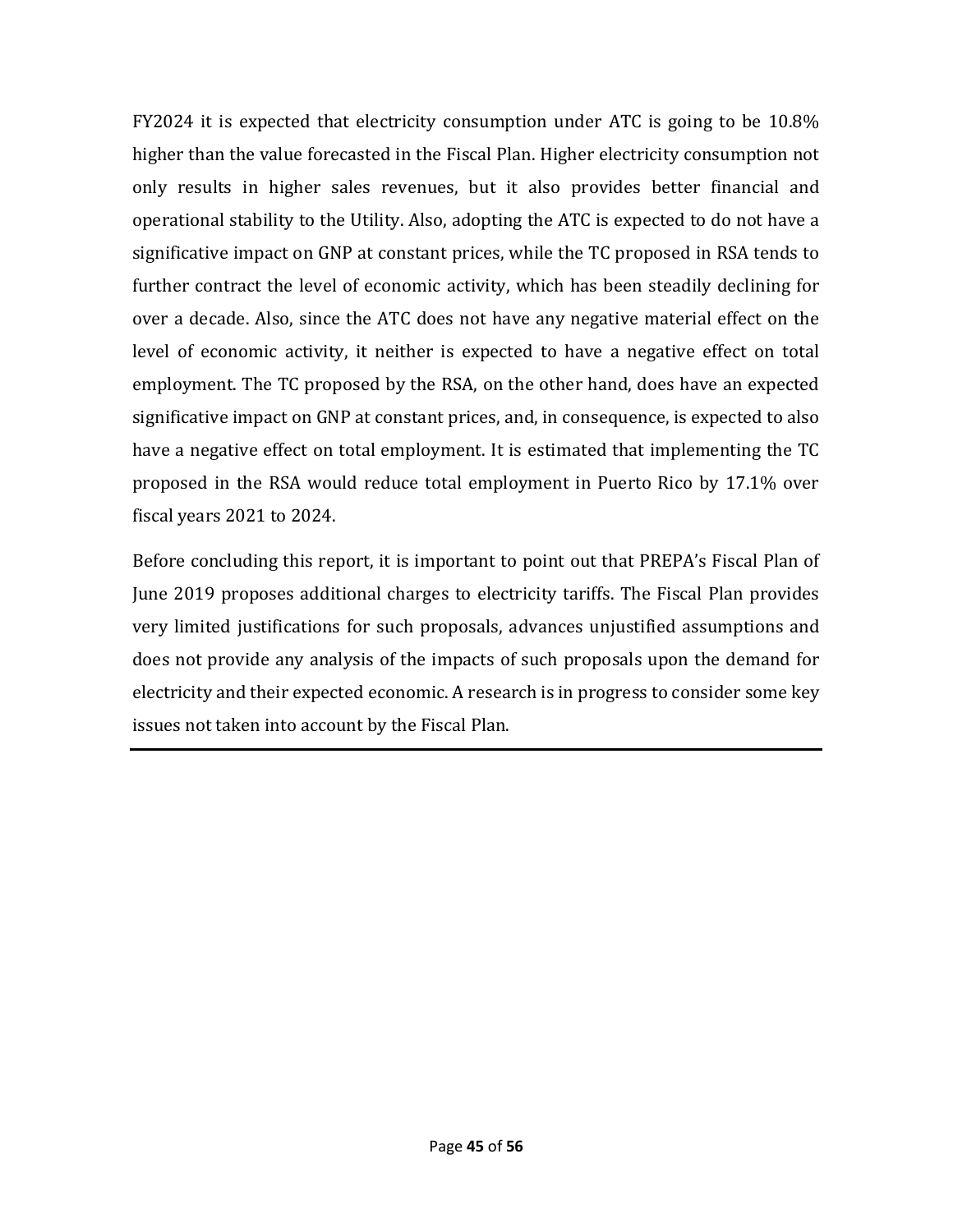FY2024 it is expected that electricity consumption under ATC is going to be 10.8% higher than the value forecasted in the Fiscal Plan. Higher electricity consumption not only results in higher sales revenues, but it also provides better financial and operational stability to the Utility. Also, adopting the ATC is expected to do not have a significative impact on GNP at constant prices, while the TC proposed in RSA tends to further contract the level of economic activity, which has been steadily declining for over a decade. Also, since the ATC does not have any negative material effect on the level of economic activity, it neither is expected to have a negative effect on total employment. The TC proposed by the RSA, on the other hand, does have an expected significative impact on GNP at constant prices, and, in consequence, is expected to also have a negative effect on total employment. It is estimated that implementing the TC proposed in the RSA would reduce total employment in Puerto Rico by 17.1% over fiscal years 2021 to 2024.

Before concluding this report, it is important to point out that PREPA's Fiscal Plan of June 2019 proposes additional charges to electricity tariffs. The Fiscal Plan provides very limited justifications for such proposals, advances unjustified assumptions and does not provide any analysis of the impacts of such proposals upon the demand for electricity and their expected economic. A research is in progress to consider some key issues not taken into account by the Fiscal Plan.

---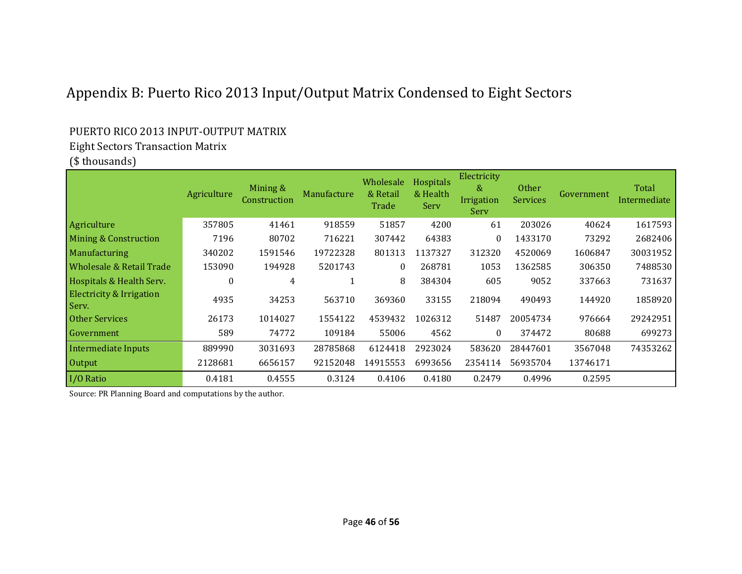# Appendix B: Puerto Rico 2013 Input/Output Matrix Condensed to Eight Sectors

PUERTO RICO 2013 INPUT-OUTPUT MATRIX
Eight Sectors Transaction Matrix
($ thousands)

| | Agriculture | Mining & Construction | Manufacture | Wholesale & Retail Trade | Hospitals & Health Serv | Electricity & Irrigation Serv | Other Services | Government | Total Intermediate |
|---|---|---|---|---|---|---|---|---|---|
| Agriculture | 357805 | 41461 | 918559 | 51857 | 4200 | 61 | 203026 | 40624 | 1617593 |
| Mining & Construction | 7196 | 80702 | 716221 | 307442 | 64383 | 0 | 1433170 | 73292 | 2682406 |
| Manufacturing | 340202 | 1591546 | 19722328 | 801313 | 1137327 | 312320 | 4520069 | 1606847 | 30031952 |
| Wholesale & Retail Trade | 153090 | 194928 | 5201743 | 0 | 268781 | 1053 | 1362585 | 306350 | 7488530 |
| Hospitals & Health Serv. | 0 | 4 | 1 | 8 | 384304 | 605 | 9052 | 337663 | 731637 |
| Electricity & Irrigation Serv. | 4935 | 34253 | 563710 | 369360 | 33155 | 218094 | 490493 | 144920 | 1858920 |
| Other Services | 26173 | 1014027 | 1554122 | 4539432 | 1026312 | 51487 | 20054734 | 976664 | 29242951 |
| Government | 589 | 74772 | 109184 | 55006 | 4562 | 0 | 374472 | 80688 | 699273 |
| Intermediate Inputs | 889990 | 3031693 | 28785868 | 6124418 | 2923024 | 583620 | 28447601 | 3567048 | 74353262 |
| Output | 2128681 | 6656157 | 92152048 | 14915553 | 6993656 | 2354114 | 56935704 | 13746171 | |
| I/O Ratio | 0.4181 | 0.4555 | 0.3124 | 0.4106 | 0.4180 | 0.2479 | 0.4996 | 0.2595 | |

Source: PR Planning Board and computations by the author.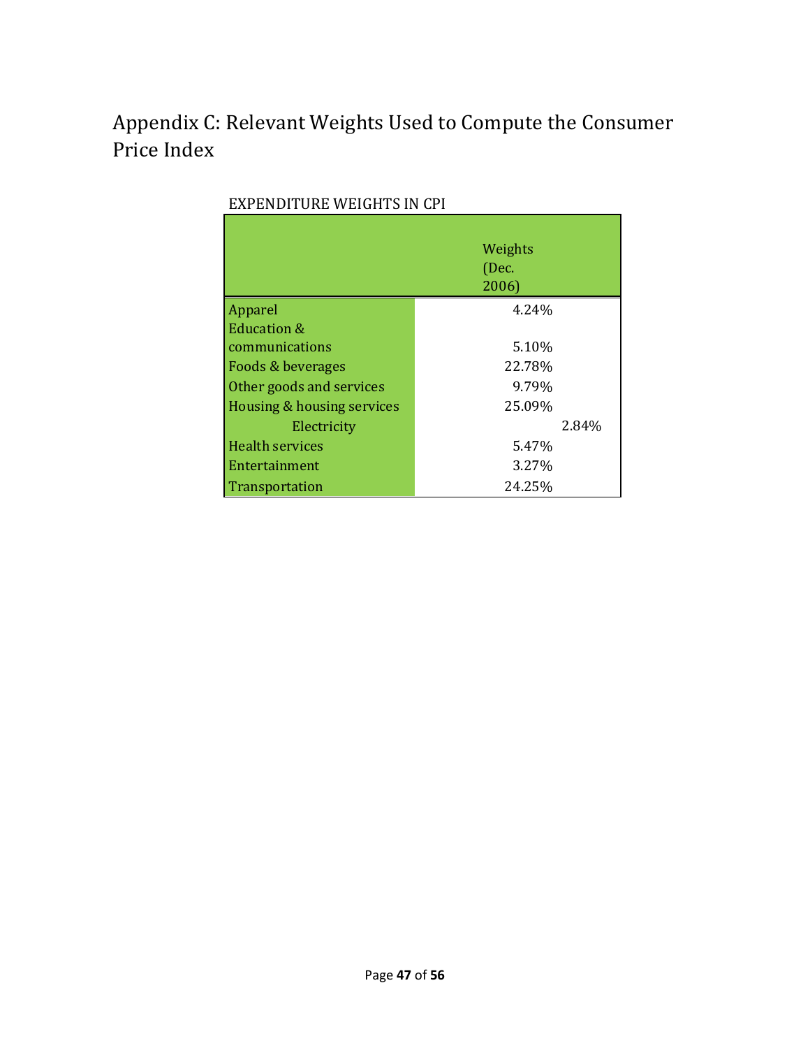# Appendix C: Relevant Weights Used to Compute the Consumer Price Index

EXPENDITURE WEIGHTS IN CPI

| | Weights (Dec. 2006) | |
|---|---|---|
| Apparel | 4.24% | |
| Education & communications | 5.10% | |
| Foods & beverages | 22.78% | |
| Other goods and services | 9.79% | |
| Housing & housing services | 25.09% | |
| Electricity | | 2.84% |
| Health services | 5.47% | |
| Entertainment | 3.27% | |
| Transportation | 24.25% | |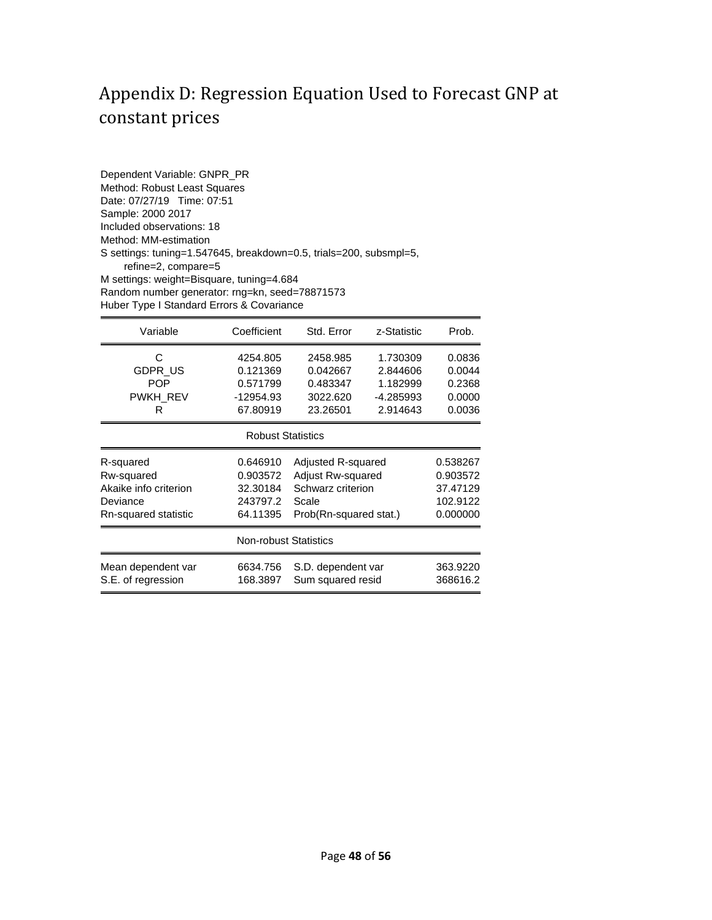# Appendix D: Regression Equation Used to Forecast GNP at constant prices

Dependent Variable: GNPR_PR
Method: Robust Least Squares
Date: 07/27/19 Time: 07:51
Sample: 2000 2017
Included observations: 18
Method: MM-estimation
S settings: tuning=1.547645, breakdown=0.5, trials=200, subsmpl=5, refine=2, compare=5
M settings: weight=Bisquare, tuning=4.684
Random number generator: rng=kn, seed=78871573
Huber Type I Standard Errors & Covariance

| Variable | Coefficient | Std. Error | z-Statistic | Prob. |
|---|---|---|---|---|
| C | 4254.805 | 2458.985 | 1.730309 | 0.0836 |
| GDPR_US | 0.121369 | 0.042667 | 2.844606 | 0.0044 |
| POP | 0.571799 | 0.483347 | 1.182999 | 0.2368 |
| PWKH_REV | -12954.93 | 3022.620 | -4.285993 | 0.0000 |
| R | 67.80919 | 23.26501 | 2.914643 | 0.0036 |

Robust Statistics

| | | | |
|---|---|---|---|
| R-squared | 0.646910 | Adjusted R-squared | 0.538267 |
| Rw-squared | 0.903572 | Adjust Rw-squared | 0.903572 |
| Akaike info criterion | 32.30184 | Schwarz criterion | 37.47129 |
| Deviance | 243797.2 | Scale | 102.9122 |
| Rn-squared statistic | 64.11395 | Prob(Rn-squared stat.) | 0.000000 |

Non-robust Statistics

| | | | |
|---|---|---|---|
| Mean dependent var | 6634.756 | S.D. dependent var | 363.9220 |
| S.E. of regression | 168.3897 | Sum squared resid | 368616.2 |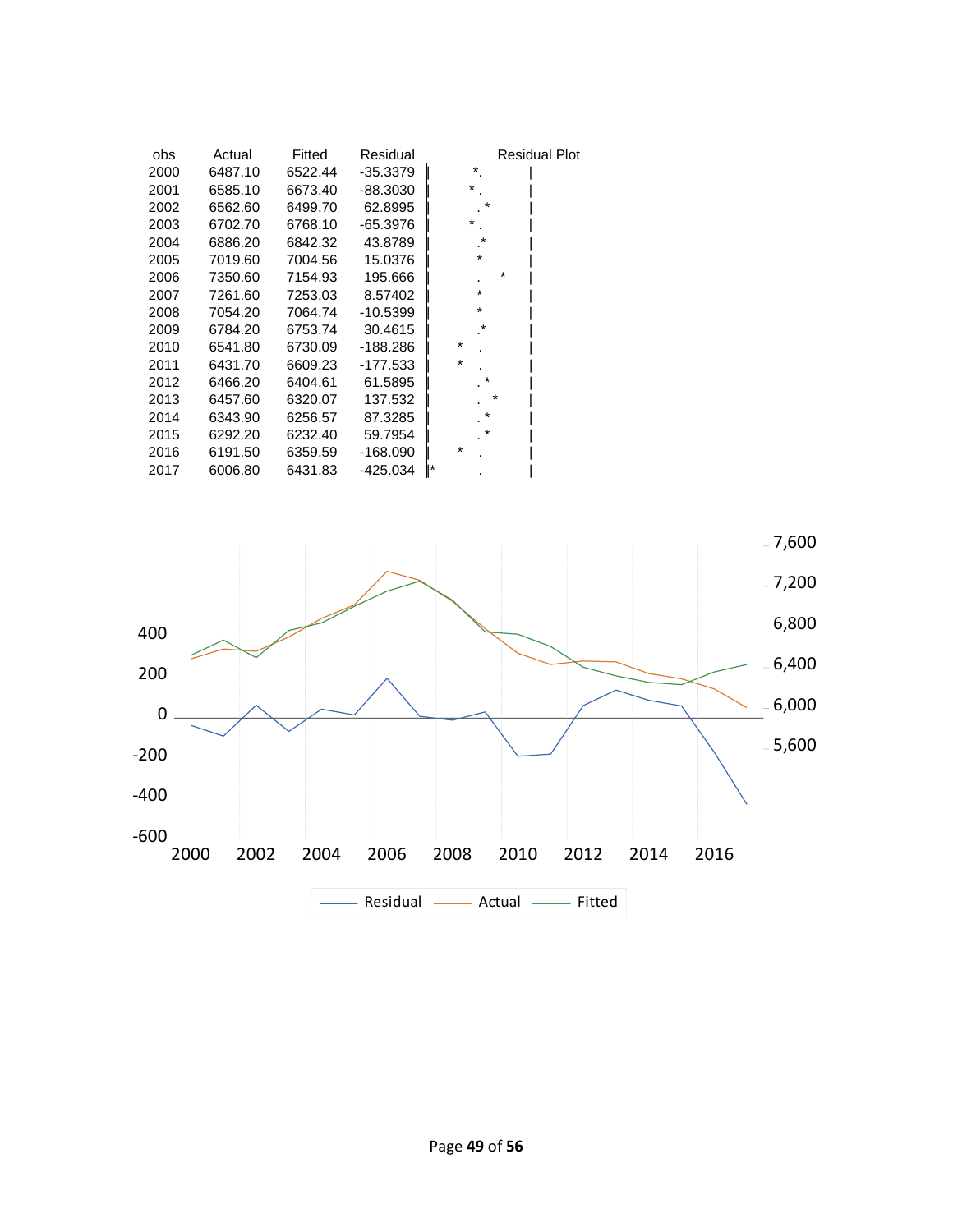| obs | Actual | Fitted | Residual | Residual Plot |
|---|---|---|---|---|
| 2000 | 6487.10 | 6522.44 | -35.3379 | \| *. \| |
| 2001 | 6585.10 | 6673.40 | -88.3030 | \| * . \| |
| 2002 | 6562.60 | 6499.70 | 62.8995 | \| . * \| |
| 2003 | 6702.70 | 6768.10 | -65.3976 | \| * . \| |
| 2004 | 6886.20 | 6842.32 | 43.8789 | \| .* \| |
| 2005 | 7019.60 | 7004.56 | 15.0376 | \| * \| |
| 2006 | 7350.60 | 7154.93 | 195.666 | \| . * \| |
| 2007 | 7261.60 | 7253.03 | 8.57402 | \| * \| |
| 2008 | 7054.20 | 7064.74 | -10.5399 | \| * \| |
| 2009 | 6784.20 | 6753.74 | 30.4615 | \| .* \| |
| 2010 | 6541.80 | 6730.09 | -188.286 | \| * . \| |
| 2011 | 6431.70 | 6609.23 | -177.533 | \| * . \| |
| 2012 | 6466.20 | 6404.61 | 61.5895 | \| . * \| |
| 2013 | 6457.60 | 6320.07 | 137.532 | \| . * \| |
| 2014 | 6343.90 | 6256.57 | 87.3285 | \| . * \| |
| 2015 | 6292.20 | 6232.40 | 59.7954 | \| . * \| |
| 2016 | 6191.50 | 6359.59 | -168.090 | \| * . \| |
| 2017 | 6006.80 | 6431.83 | -425.034 | \|* . \| |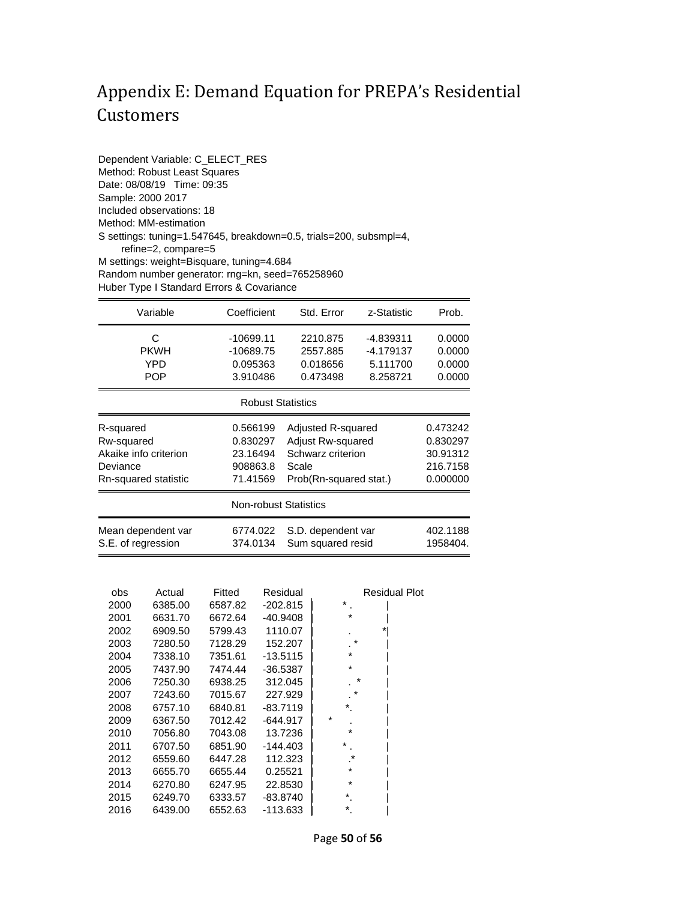# Appendix E: Demand Equation for PREPA's Residential Customers

Dependent Variable: C_ELECT_RES
Method: Robust Least Squares
Date: 08/08/19 Time: 09:35
Sample: 2000 2017
Included observations: 18
Method: MM-estimation
S settings: tuning=1.547645, breakdown=0.5, trials=200, subsmpl=4,
refine=2, compare=5
M settings: weight=Bisquare, tuning=4.684
Random number generator: rng=kn, seed=765258960
Huber Type I Standard Errors & Covariance

| Variable | Coefficient | Std. Error | z-Statistic | Prob. |
|---|---|---|---|---|
| C | -10699.11 | 2210.875 | -4.839311 | 0.0000 |
| PKWH | -10689.75 | 2557.885 | -4.179137 | 0.0000 |
| YPD | 0.095363 | 0.018656 | 5.111700 | 0.0000 |
| POP | 3.910486 | 0.473498 | 8.258721 | 0.0000 |

Robust Statistics

| | | | |
|---|---|---|---|
| R-squared | 0.566199 | Adjusted R-squared | 0.473242 |
| Rw-squared | 0.830297 | Adjust Rw-squared | 0.830297 |
| Akaike info criterion | 23.16494 | Schwarz criterion | 30.91312 |
| Deviance | 908863.8 | Scale | 216.7158 |
| Rn-squared statistic | 71.41569 | Prob(Rn-squared stat.) | 0.000000 |

Non-robust Statistics

| | | | |
|---|---|---|---|
| Mean dependent var | 6774.022 | S.D. dependent var | 402.1188 |
| S.E. of regression | 374.0134 | Sum squared resid | 1958404. |

| obs | Actual | Fitted | Residual | Residual Plot |
|---|---|---|---|---|
| 2000 | 6385.00 | 6587.82 | -202.815 | \| * . \| |
| 2001 | 6631.70 | 6672.64 | -40.9408 | \| * \| |
| 2002 | 6909.50 | 5799.43 | 1110.07 | \| . *\| |
| 2003 | 7280.50 | 7128.29 | 152.207 | \| . * \| |
| 2004 | 7338.10 | 7351.61 | -13.5115 | \| * \| |
| 2005 | 7437.90 | 7474.44 | -36.5387 | \| * \| |
| 2006 | 7250.30 | 6938.25 | 312.045 | \| . * \| |
| 2007 | 7243.60 | 7015.67 | 227.929 | \| . * \| |
| 2008 | 6757.10 | 6840.81 | -83.7119 | \| *. \| |
| 2009 | 6367.50 | 7012.42 | -644.917 | \| * . \| |
| 2010 | 7056.80 | 7043.08 | 13.7236 | \| * \| |
| 2011 | 6707.50 | 6851.90 | -144.403 | \| * . \| |
| 2012 | 6559.60 | 6447.28 | 112.323 | \| .* \| |
| 2013 | 6655.70 | 6655.44 | 0.25521 | \| * \| |
| 2014 | 6270.80 | 6247.95 | 22.8530 | \| * \| |
| 2015 | 6249.70 | 6333.57 | -83.8740 | \| *. \| |
| 2016 | 6439.00 | 6552.63 | -113.633 | \| *. \| |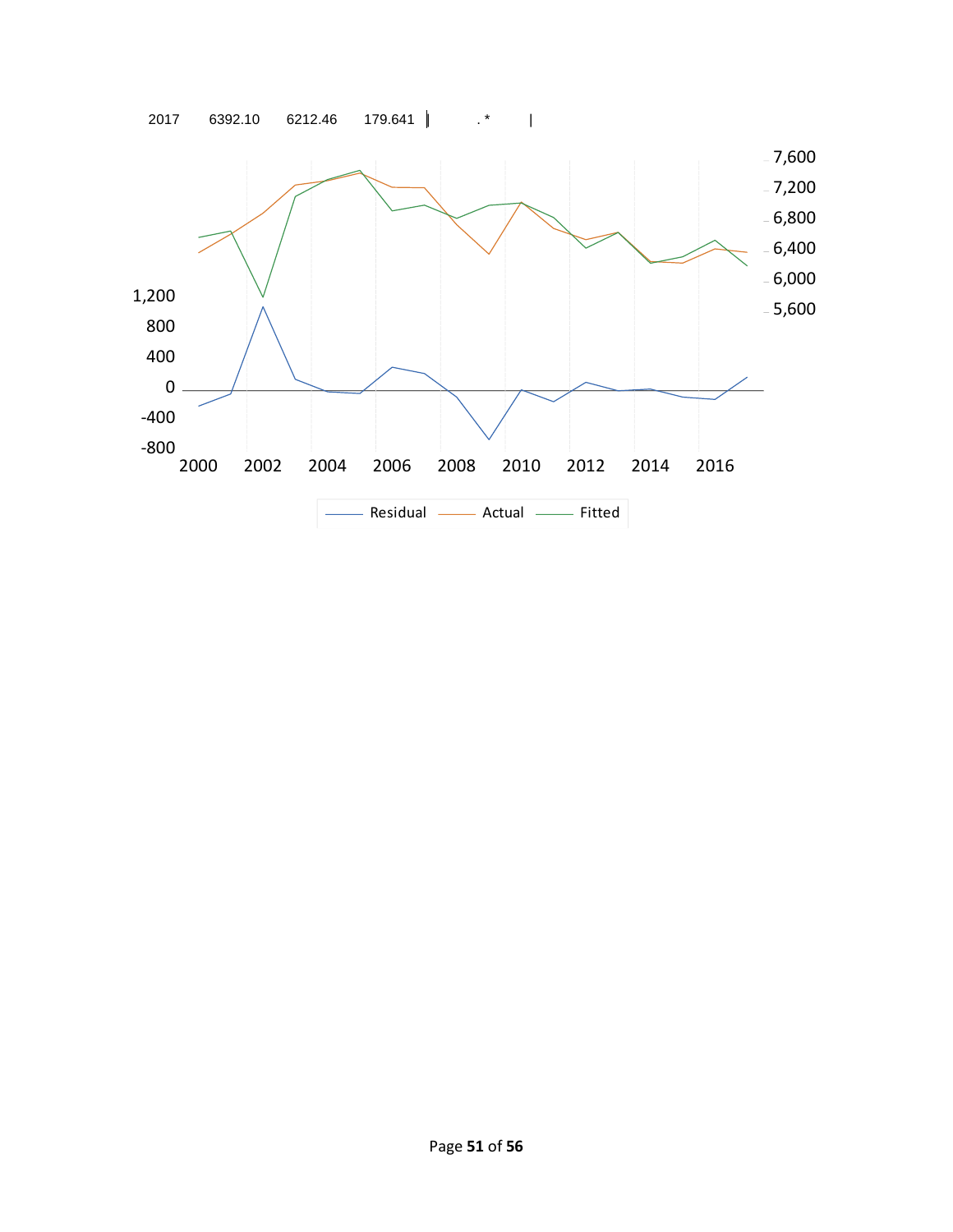| 2017 | 6392.10 | 6212.46 | 179.641 | \| . * \| |
|---|---|---|---|---|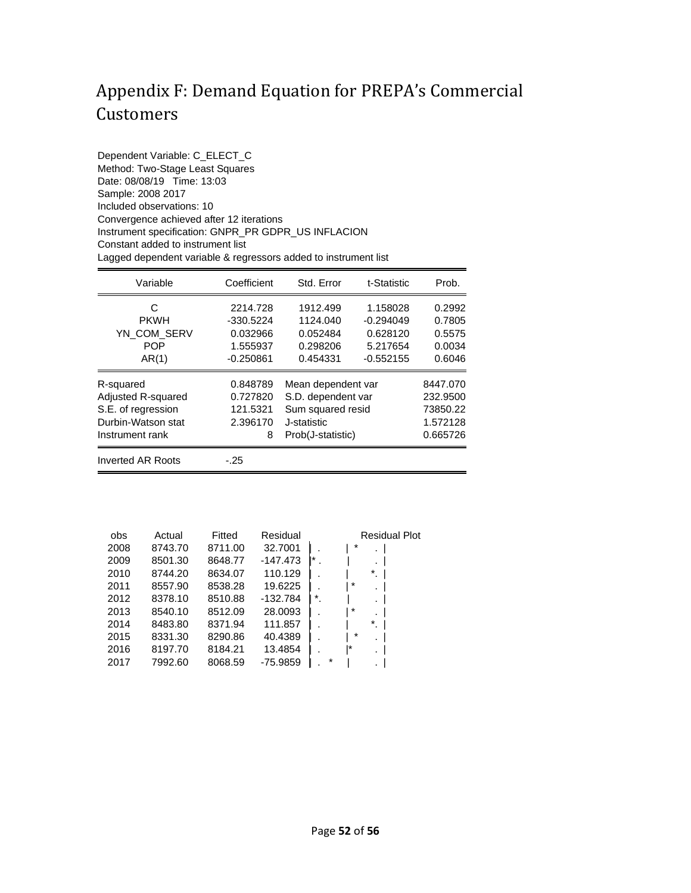# Appendix F: Demand Equation for PREPA's Commercial Customers

Dependent Variable: C_ELECT_C
Method: Two-Stage Least Squares
Date: 08/08/19 Time: 13:03
Sample: 2008 2017
Included observations: 10
Convergence achieved after 12 iterations
Instrument specification: GNPR_PR GDPR_US INFLACION
Constant added to instrument list
Lagged dependent variable & regressors added to instrument list

| Variable | Coefficient | Std. Error | t-Statistic | Prob. |
|---|---|---|---|---|
| C | 2214.728 | 1912.499 | 1.158028 | 0.2992 |
| PKWH | -330.5224 | 1124.040 | -0.294049 | 0.7805 |
| YN_COM_SERV | 0.032966 | 0.052484 | 0.628120 | 0.5575 |
| POP | 1.555937 | 0.298206 | 5.217654 | 0.0034 |
| AR(1) | -0.250861 | 0.454331 | -0.552155 | 0.6046 |

| | | | |
|---|---|---|---|
| R-squared | 0.848789 | Mean dependent var | 8447.070 |
| Adjusted R-squared | 0.727820 | S.D. dependent var | 232.9500 |
| S.E. of regression | 121.5321 | Sum squared resid | 73850.22 |
| Durbin-Watson stat | 2.396170 | J-statistic | 1.572128 |
| Instrument rank | 8 | Prob(J-statistic) | 0.665726 |
| Inverted AR Roots | -.25 | | |

| obs | Actual | Fitted | Residual | Residual Plot |
|---|---|---|---|---|
| 2008 | 8743.70 | 8711.00 | 32.7001 | \| . \| * . \| |
| 2009 | 8501.30 | 8648.77 | -147.473 | \|* . \| . \| |
| 2010 | 8744.20 | 8634.07 | 110.129 | \| . \| *. \| |
| 2011 | 8557.90 | 8538.28 | 19.6225 | \| . \| * . \| |
| 2012 | 8378.10 | 8510.88 | -132.784 | \| *. \| . \| |
| 2013 | 8540.10 | 8512.09 | 28.0093 | \| . \| * . \| |
| 2014 | 8483.80 | 8371.94 | 111.857 | \| . \| *. \| |
| 2015 | 8331.30 | 8290.86 | 40.4389 | \| . \| * . \| |
| 2016 | 8197.70 | 8184.21 | 13.4854 | \| . \|* . \| |
| 2017 | 7992.60 | 8068.59 | -75.9859 | \| . * \| . \| |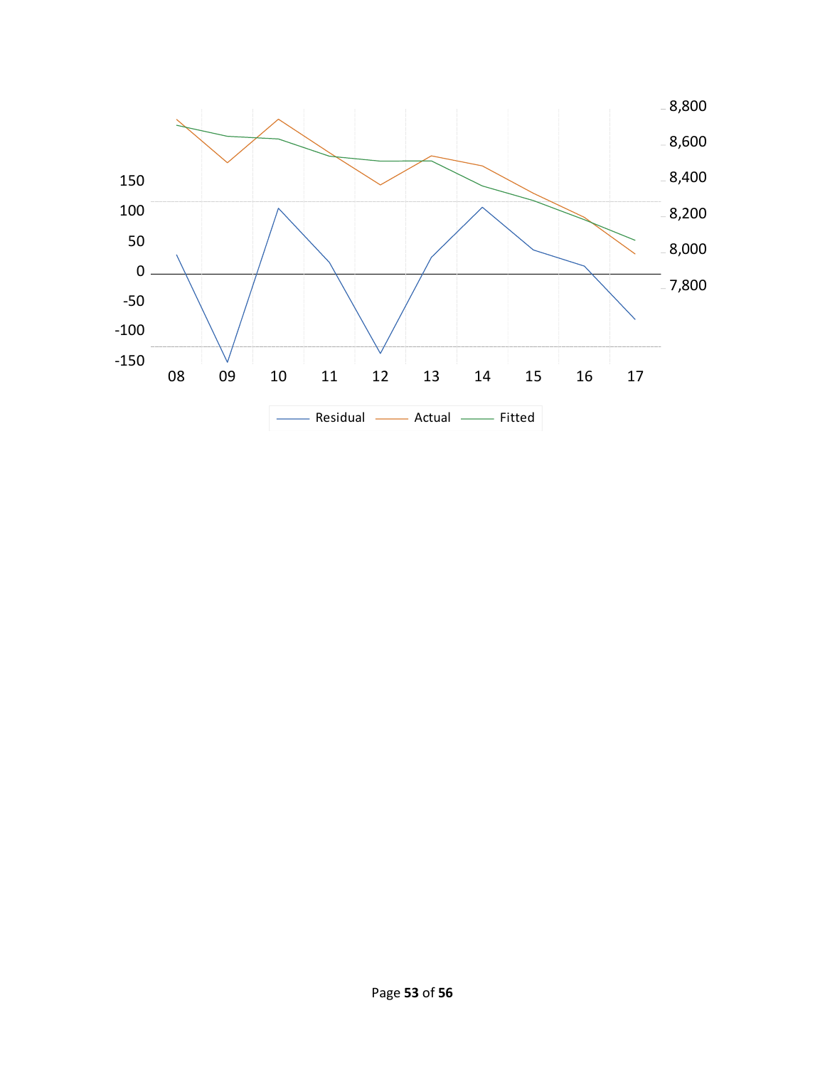Residual, Actual, Fitted (left axis: Residual, -150 to 150; right axis: 7,800 to 8,800; x-axis: 08 to 17)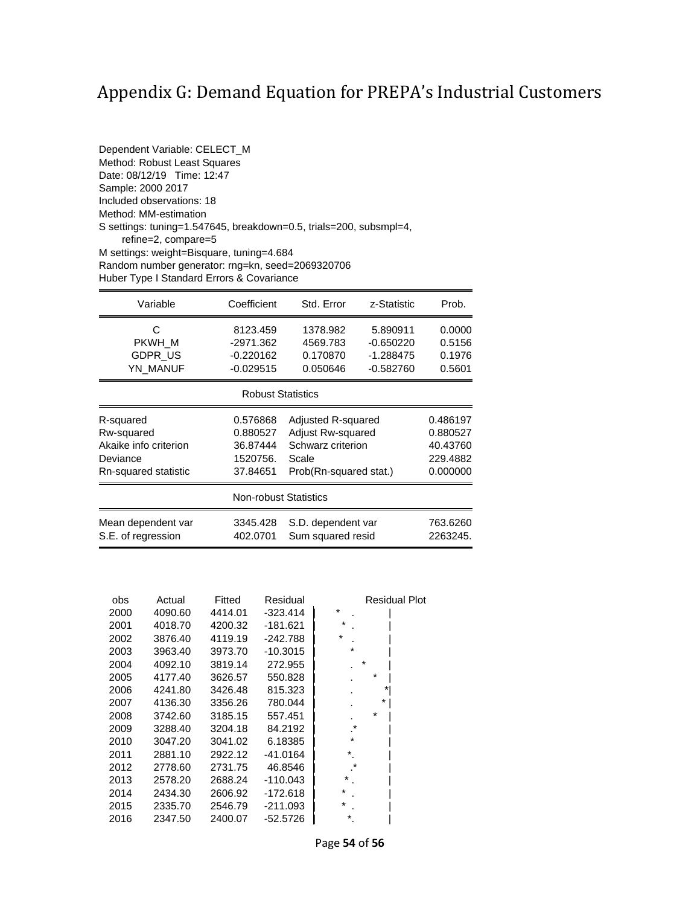# Appendix G: Demand Equation for PREPA's Industrial Customers

Dependent Variable: CELECT_M
Method: Robust Least Squares
Date: 08/12/19 Time: 12:47
Sample: 2000 2017
Included observations: 18
Method: MM-estimation
S settings: tuning=1.547645, breakdown=0.5, trials=200, subsmpl=4,
refine=2, compare=5
M settings: weight=Bisquare, tuning=4.684
Random number generator: rng=kn, seed=2069320706
Huber Type I Standard Errors & Covariance

| Variable | Coefficient | Std. Error | z-Statistic | Prob. |
|---|---|---|---|---|
| C | 8123.459 | 1378.982 | 5.890911 | 0.0000 |
| PKWH_M | -2971.362 | 4569.783 | -0.650220 | 0.5156 |
| GDPR_US | -0.220162 | 0.170870 | -1.288475 | 0.1976 |
| YN_MANUF | -0.029515 | 0.050646 | -0.582760 | 0.5601 |

**Robust Statistics**

| | | | |
|---|---|---|---|
| R-squared | 0.576868 | Adjusted R-squared | 0.486197 |
| Rw-squared | 0.880527 | Adjust Rw-squared | 0.880527 |
| Akaike info criterion | 36.87444 | Schwarz criterion | 40.43760 |
| Deviance | 1520756. | Scale | 229.4882 |
| Rn-squared statistic | 37.84651 | Prob(Rn-squared stat.) | 0.000000 |

**Non-robust Statistics**

| | | | |
|---|---|---|---|
| Mean dependent var | 3345.428 | S.D. dependent var | 763.6260 |
| S.E. of regression | 402.0701 | Sum squared resid | 2263245. |

| obs | Actual | Fitted | Residual | Residual Plot |
|---|---|---|---|---|
| 2000 | 4090.60 | 4414.01 | -323.414 | |
| 2001 | 4018.70 | 4200.32 | -181.621 | |
| 2002 | 3876.40 | 4119.19 | -242.788 | |
| 2003 | 3963.40 | 3973.70 | -10.3015 | |
| 2004 | 4092.10 | 3819.14 | 272.955 | |
| 2005 | 4177.40 | 3626.57 | 550.828 | |
| 2006 | 4241.80 | 3426.48 | 815.323 | |
| 2007 | 4136.30 | 3356.26 | 780.044 | |
| 2008 | 3742.60 | 3185.15 | 557.451 | |
| 2009 | 3288.40 | 3204.18 | 84.2192 | |
| 2010 | 3047.20 | 3041.02 | 6.18385 | |
| 2011 | 2881.10 | 2922.12 | -41.0164 | |
| 2012 | 2778.60 | 2731.75 | 46.8546 | |
| 2013 | 2578.20 | 2688.24 | -110.043 | |
| 2014 | 2434.30 | 2606.92 | -172.618 | |
| 2015 | 2335.70 | 2546.79 | -211.093 | |
| 2016 | 2347.50 | 2400.07 | -52.5726 | |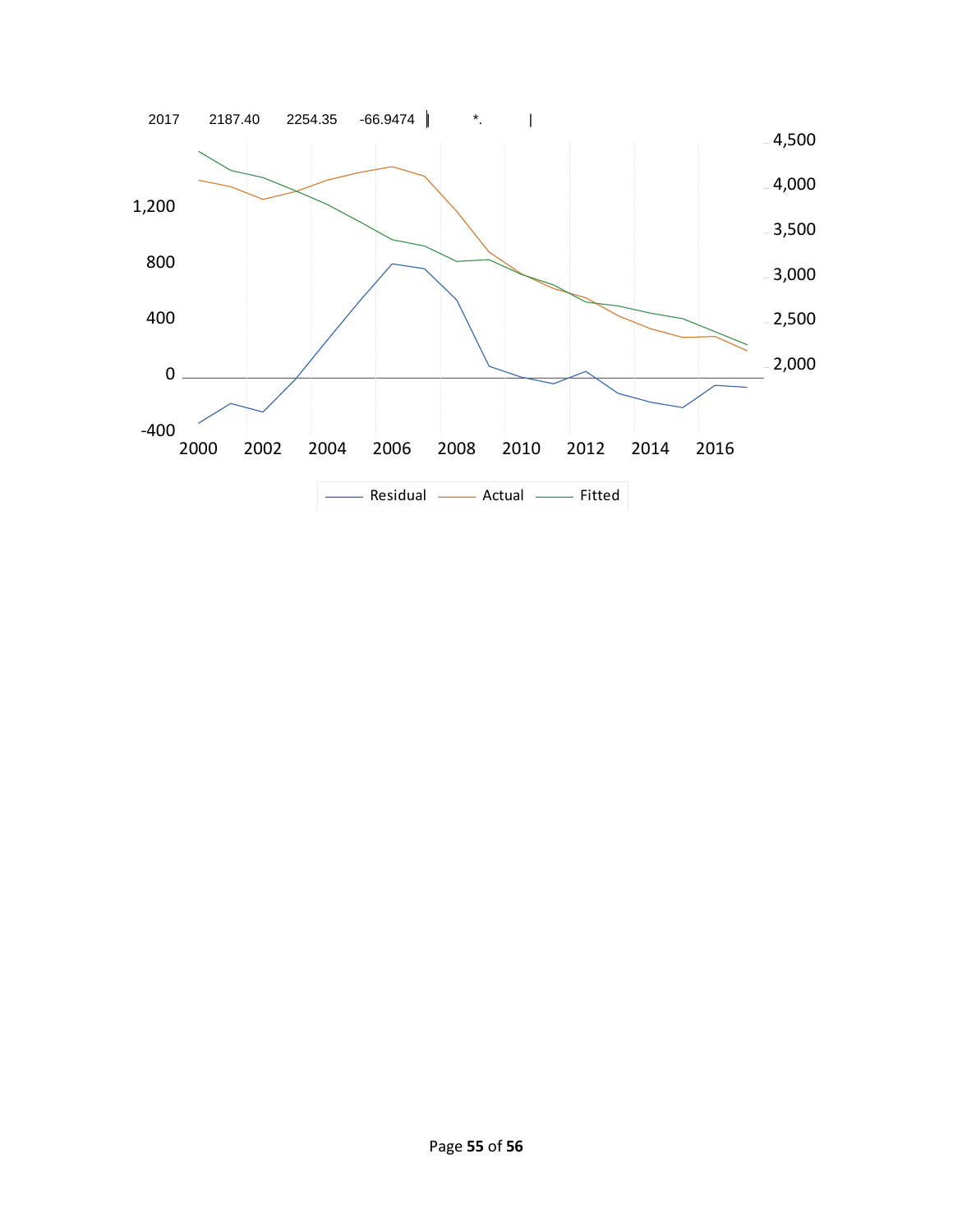| 2017 | 2187.40 | 2254.35 | -66.9474 | \| | *. | \| |
|---|---|---|---|---|---|---|

1,200
800
400
0
-400

4,500
4,000
3,500
3,000
2,500
2,000

2000 2002 2004 2006 2008 2010 2012 2014 2016

Residual Actual Fitted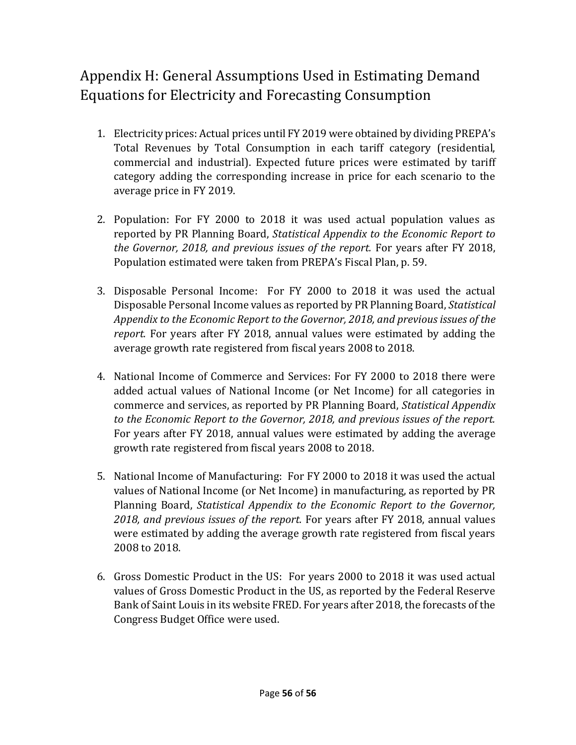## Appendix H: General Assumptions Used in Estimating Demand Equations for Electricity and Forecasting Consumption

1. Electricity prices: Actual prices until FY 2019 were obtained by dividing PREPA's Total Revenues by Total Consumption in each tariff category (residential, commercial and industrial). Expected future prices were estimated by tariff category adding the corresponding increase in price for each scenario to the average price in FY 2019.

2. Population: For FY 2000 to 2018 it was used actual population values as reported by PR Planning Board, *Statistical Appendix to the Economic Report to the Governor, 2018, and previous issues of the report.* For years after FY 2018, Population estimated were taken from PREPA's Fiscal Plan, p. 59.

3. Disposable Personal Income: For FY 2000 to 2018 it was used the actual Disposable Personal Income values as reported by PR Planning Board, *Statistical Appendix to the Economic Report to the Governor, 2018, and previous issues of the report.* For years after FY 2018, annual values were estimated by adding the average growth rate registered from fiscal years 2008 to 2018.

4. National Income of Commerce and Services: For FY 2000 to 2018 there were added actual values of National Income (or Net Income) for all categories in commerce and services, as reported by PR Planning Board, *Statistical Appendix to the Economic Report to the Governor, 2018, and previous issues of the report.* For years after FY 2018, annual values were estimated by adding the average growth rate registered from fiscal years 2008 to 2018.

5. National Income of Manufacturing: For FY 2000 to 2018 it was used the actual values of National Income (or Net Income) in manufacturing, as reported by PR Planning Board, *Statistical Appendix to the Economic Report to the Governor, 2018, and previous issues of the report.* For years after FY 2018, annual values were estimated by adding the average growth rate registered from fiscal years 2008 to 2018.

6. Gross Domestic Product in the US: For years 2000 to 2018 it was used actual values of Gross Domestic Product in the US, as reported by the Federal Reserve Bank of Saint Louis in its website FRED. For years after 2018, the forecasts of the Congress Budget Office were used.